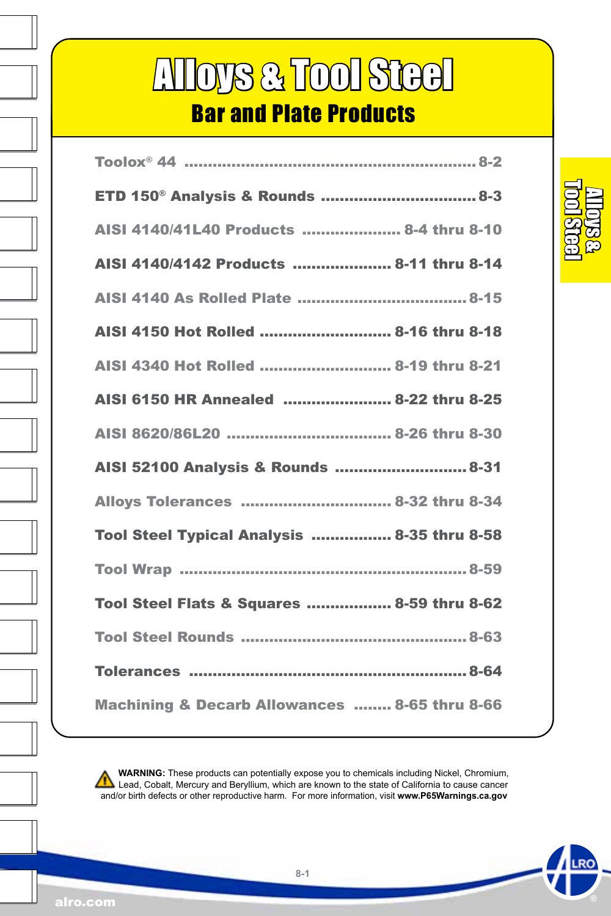# Alloys & Tool Steel

## Bar and Plate Products

| | |
|---|---|
| Toolox® 44 | 8-2 |
| ETD 150® Analysis & Rounds | 8-3 |
| AISI 4140/41L40 Products | 8-4 thru 8-10 |
| AISI 4140/4142 Products | 8-11 thru 8-14 |
| AISI 4140 As Rolled Plate | 8-15 |
| AISI 4150 Hot Rolled | 8-16 thru 8-18 |
| AISI 4340 Hot Rolled | 8-19 thru 8-21 |
| AISI 6150 HR Annealed | 8-22 thru 8-25 |
| AISI 8620/86L20 | 8-26 thru 8-30 |
| AISI 52100 Analysis & Rounds | 8-31 |
| Alloys Tolerances | 8-32 thru 8-34 |
| Tool Steel Typical Analysis | 8-35 thru 8-58 |
| Tool Wrap | 8-59 |
| Tool Steel Flats & Squares | 8-59 thru 8-62 |
| Tool Steel Rounds | 8-63 |
| Tolerances | 8-64 |
| Machining & Decarb Allowances | 8-65 thru 8-66 |

**WARNING:** These products can potentially expose you to chemicals including Nickel, Chromium, Lead, Cobalt, Mercury and Beryllium, which are known to the state of California to cause cancer and/or birth defects or other reproductive harm. For more information, visit **www.P65Warnings.ca.gov**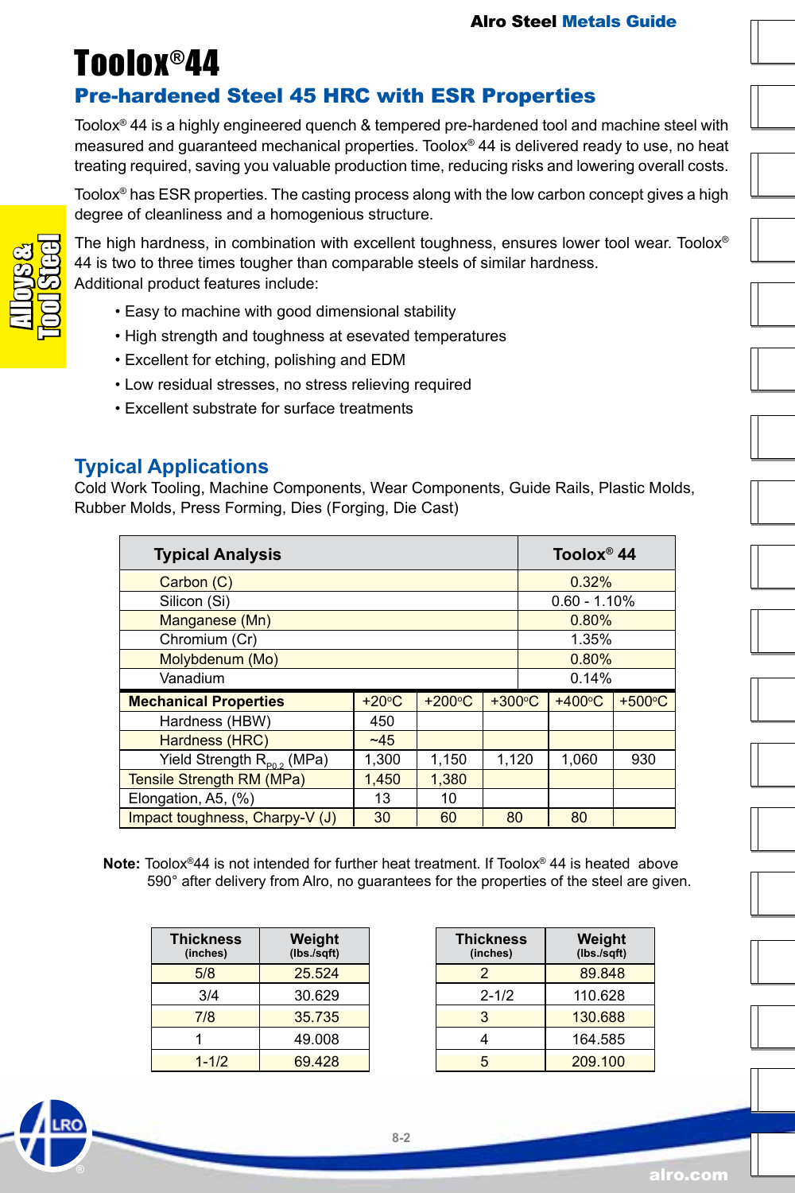# Toolox®44

## Pre-hardened Steel 45 HRC with ESR Properties

Toolox® 44 is a highly engineered quench & tempered pre-hardened tool and machine steel with measured and guaranteed mechanical properties. Toolox® 44 is delivered ready to use, no heat treating required, saving you valuable production time, reducing risks and lowering overall costs.

Toolox® has ESR properties. The casting process along with the low carbon concept gives a high degree of cleanliness and a homogenious structure.

The high hardness, in combination with excellent toughness, ensures lower tool wear. Toolox® 44 is two to three times tougher than comparable steels of similar hardness.
Additional product features include:

- Easy to machine with good dimensional stability
- High strength and toughness at esevated temperatures
- Excellent for etching, polishing and EDM
- Low residual stresses, no stress relieving required
- Excellent substrate for surface treatments

## Typical Applications

Cold Work Tooling, Machine Components, Wear Components, Guide Rails, Plastic Molds, Rubber Molds, Press Forming, Dies (Forging, Die Cast)

| Typical Analysis | Toolox® 44 |
|---|---|
| Carbon (C) | 0.32% |
| Silicon (Si) | 0.60 - 1.10% |
| Manganese (Mn) | 0.80% |
| Chromium (Cr) | 1.35% |
| Molybdenum (Mo) | 0.80% |
| Vanadium | 0.14% |

| Mechanical Properties | +20°C | +200°C | +300°C | +400°C | +500°C |
|---|---|---|---|---|---|
| Hardness (HBW) | 450 | | | | |
| Hardness (HRC) | ~45 | | | | |
| Yield Strength $R_{P0.2}$ (MPa) | 1,300 | 1,150 | 1,120 | 1,060 | 930 |
| Tensile Strength RM (MPa) | 1,450 | 1,380 | | | |
| Elongation, A5, (%) | 13 | 10 | | | |
| Impact toughness, Charpy-V (J) | 30 | 60 | 80 | 80 | |

**Note:** Toolox®44 is not intended for further heat treatment. If Toolox® 44 is heated above 590° after delivery from Alro, no guarantees for the properties of the steel are given.

| Thickness (inches) | Weight (lbs./sqft) |
|---|---|
| 5/8 | 25.524 |
| 3/4 | 30.629 |
| 7/8 | 35.735 |
| 1 | 49.008 |
| 1-1/2 | 69.428 |
| 2 | 89.848 |
| 2-1/2 | 110.628 |
| 3 | 130.688 |
| 4 | 164.585 |
| 5 | 209.100 |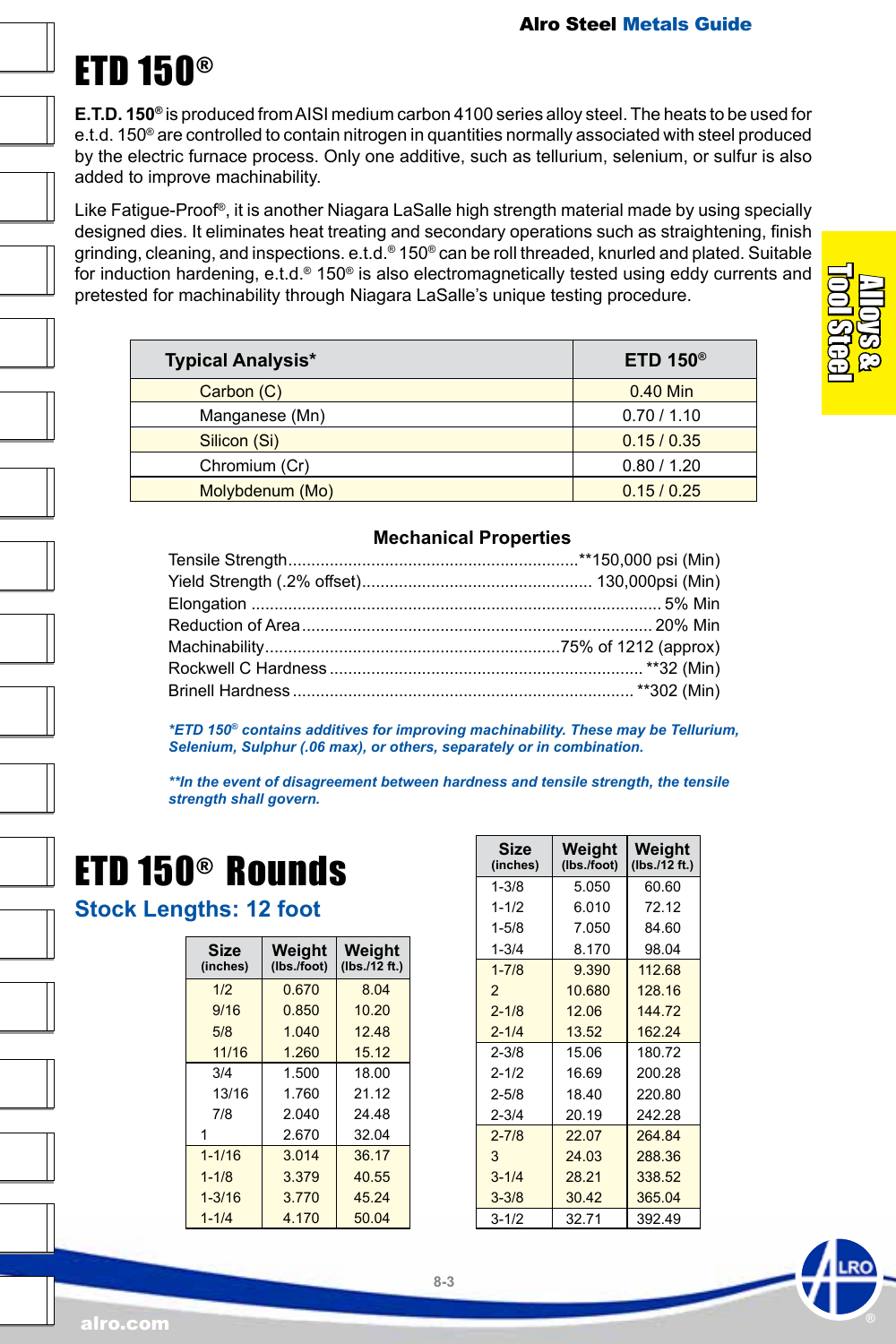# ETD 150®

**E.T.D. 150®** is produced from AISI medium carbon 4100 series alloy steel. The heats to be used for e.t.d. 150® are controlled to contain nitrogen in quantities normally associated with steel produced by the electric furnace process. Only one additive, such as tellurium, selenium, or sulfur is also added to improve machinability.

Like Fatigue-Proof®, it is another Niagara LaSalle high strength material made by using specially designed dies. It eliminates heat treating and secondary operations such as straightening, finish grinding, cleaning, and inspections. e.t.d.® 150® can be roll threaded, knurled and plated. Suitable for induction hardening, e.t.d.® 150® is also electromagnetically tested using eddy currents and pretested for machinability through Niagara LaSalle's unique testing procedure.

| Typical Analysis* | ETD 150® |
|---|---|
| Carbon (C) | 0.40 Min |
| Manganese (Mn) | 0.70 / 1.10 |
| Silicon (Si) | 0.15 / 0.35 |
| Chromium (Cr) | 0.80 / 1.20 |
| Molybdenum (Mo) | 0.15 / 0.25 |

### Mechanical Properties

- Tensile Strength.......................**150,000 psi (Min)
- Yield Strength (.2% offset)....................... 130,000psi (Min)
- Elongation ....................... 5% Min
- Reduction of Area....................... 20% Min
- Machinability.......................75% of 1212 (approx)
- Rockwell C Hardness ....................... **32 (Min)
- Brinell Hardness ....................... **302 (Min)

*\*ETD 150® contains additives for improving machinability. These may be Tellurium, Selenium, Sulphur (.06 max), or others, separately or in combination.*

*\*\*In the event of disagreement between hardness and tensile strength, the tensile strength shall govern.*

# ETD 150® Rounds

## Stock Lengths: 12 foot

| Size (inches) | Weight (lbs./foot) | Weight (lbs./12 ft.) |
|---|---|---|
| 1/2 | 0.670 | 8.04 |
| 9/16 | 0.850 | 10.20 |
| 5/8 | 1.040 | 12.48 |
| 11/16 | 1.260 | 15.12 |
| 3/4 | 1.500 | 18.00 |
| 13/16 | 1.760 | 21.12 |
| 7/8 | 2.040 | 24.48 |
| 1 | 2.670 | 32.04 |
| 1-1/16 | 3.014 | 36.17 |
| 1-1/8 | 3.379 | 40.55 |
| 1-3/16 | 3.770 | 45.24 |
| 1-1/4 | 4.170 | 50.04 |
| 1-3/8 | 5.050 | 60.60 |
| 1-1/2 | 6.010 | 72.12 |
| 1-5/8 | 7.050 | 84.60 |
| 1-3/4 | 8.170 | 98.04 |
| 1-7/8 | 9.390 | 112.68 |
| 2 | 10.680 | 128.16 |
| 2-1/8 | 12.06 | 144.72 |
| 2-1/4 | 13.52 | 162.24 |
| 2-3/8 | 15.06 | 180.72 |
| 2-1/2 | 16.69 | 200.28 |
| 2-5/8 | 18.40 | 220.80 |
| 2-3/4 | 20.19 | 242.28 |
| 2-7/8 | 22.07 | 264.84 |
| 3 | 24.03 | 288.36 |
| 3-1/4 | 28.21 | 338.52 |
| 3-3/8 | 30.42 | 365.04 |
| 3-1/2 | 32.71 | 392.49 |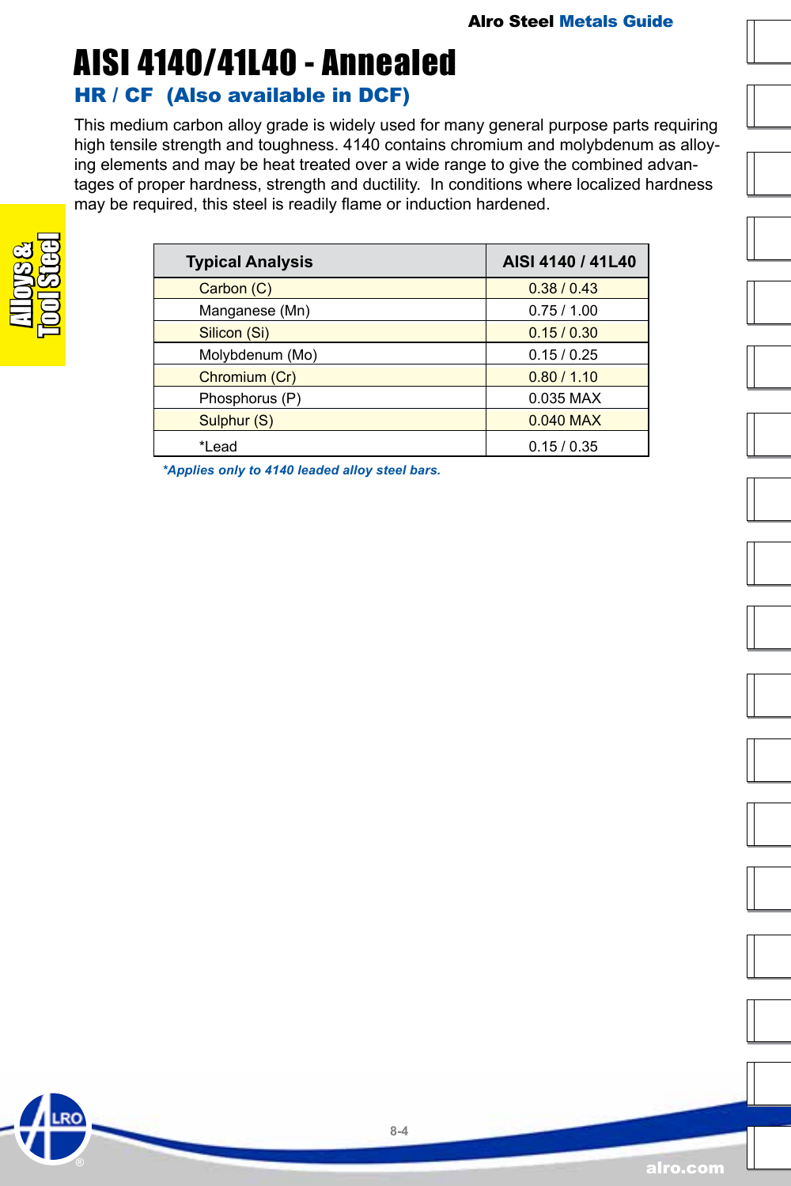# AISI 4140/41L40 - Annealed

## HR / CF (Also available in DCF)

This medium carbon alloy grade is widely used for many general purpose parts requiring high tensile strength and toughness. 4140 contains chromium and molybdenum as alloying elements and may be heat treated over a wide range to give the combined advantages of proper hardness, strength and ductility. In conditions where localized hardness may be required, this steel is readily flame or induction hardened.

| Typical Analysis | AISI 4140 / 41L40 |
|---|---|
| Carbon (C) | 0.38 / 0.43 |
| Manganese (Mn) | 0.75 / 1.00 |
| Silicon (Si) | 0.15 / 0.30 |
| Molybdenum (Mo) | 0.15 / 0.25 |
| Chromium (Cr) | 0.80 / 1.10 |
| Phosphorus (P) | 0.035 MAX |
| Sulphur (S) | 0.040 MAX |
| *Lead | 0.15 / 0.35 |

***Applies only to 4140 leaded alloy steel bars.**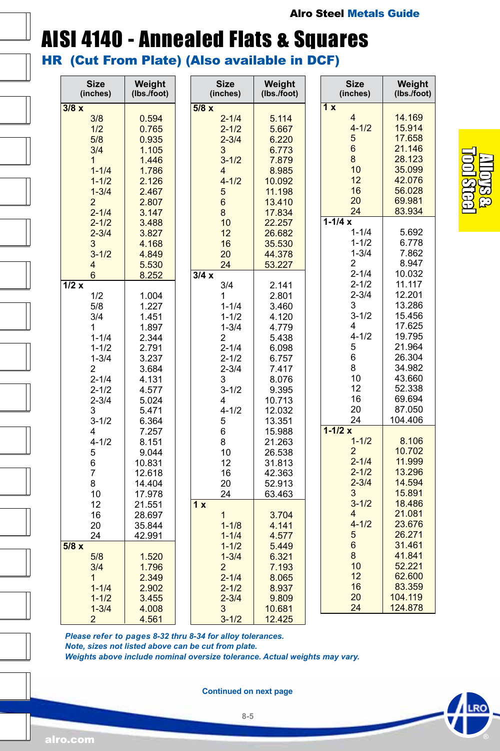# AISI 4140 - Annealed Flats & Squares

## HR (Cut From Plate) (Also available in DCF)

| Size (inches) | Weight (lbs./foot) |
|---|---|
| **3/8 x** | |
| 3/8 | 0.594 |
| 1/2 | 0.765 |
| 5/8 | 0.935 |
| 3/4 | 1.105 |
| 1 | 1.446 |
| 1-1/4 | 1.786 |
| 1-1/2 | 2.126 |
| 1-3/4 | 2.467 |
| 2 | 2.807 |
| 2-1/4 | 3.147 |
| 2-1/2 | 3.488 |
| 2-3/4 | 3.827 |
| 3 | 4.168 |
| 3-1/2 | 4.849 |
| 4 | 5.530 |
| 6 | 8.252 |
| **1/2 x** | |
| 1/2 | 1.004 |
| 5/8 | 1.227 |
| 3/4 | 1.451 |
| 1 | 1.897 |
| 1-1/4 | 2.344 |
| 1-1/2 | 2.791 |
| 1-3/4 | 3.237 |
| 2 | 3.684 |
| 2-1/4 | 4.131 |
| 2-1/2 | 4.577 |
| 2-3/4 | 5.024 |
| 3 | 5.471 |
| 3-1/2 | 6.364 |
| 4 | 7.257 |
| 4-1/2 | 8.151 |
| 5 | 9.044 |
| 6 | 10.831 |
| 7 | 12.618 |
| 8 | 14.404 |
| 10 | 17.978 |
| 12 | 21.551 |
| 16 | 28.697 |
| 20 | 35.844 |
| 24 | 42.991 |
| **5/8 x** | |
| 5/8 | 1.520 |
| 3/4 | 1.796 |
| 1 | 2.349 |
| 1-1/4 | 2.902 |
| 1-1/2 | 3.455 |
| 1-3/4 | 4.008 |
| 2 | 4.561 |
| **5/8 x** | |
| 2-1/4 | 5.114 |
| 2-1/2 | 5.667 |
| 2-3/4 | 6.220 |
| 3 | 6.773 |
| 3-1/2 | 7.879 |
| 4 | 8.985 |
| 4-1/2 | 10.092 |
| 5 | 11.198 |
| 6 | 13.410 |
| 8 | 17.834 |
| 10 | 22.257 |
| 12 | 26.682 |
| 16 | 35.530 |
| 20 | 44.378 |
| 24 | 53.227 |
| **3/4 x** | |
| 3/4 | 2.141 |
| 1 | 2.801 |
| 1-1/4 | 3.460 |
| 1-1/2 | 4.120 |
| 1-3/4 | 4.779 |
| 2 | 5.438 |
| 2-1/4 | 6.098 |
| 2-1/2 | 6.757 |
| 2-3/4 | 7.417 |
| 3 | 8.076 |
| 3-1/2 | 9.395 |
| 4 | 10.713 |
| 4-1/2 | 12.032 |
| 5 | 13.351 |
| 6 | 15.988 |
| 8 | 21.263 |
| 10 | 26.538 |
| 12 | 31.813 |
| 16 | 42.363 |
| 20 | 52.913 |
| 24 | 63.463 |
| **1 x** | |
| 1 | 3.704 |
| 1-1/8 | 4.141 |
| 1-1/4 | 4.577 |
| 1-1/2 | 5.449 |
| 1-3/4 | 6.321 |
| 2 | 7.193 |
| 2-1/4 | 8.065 |
| 2-1/2 | 8.937 |
| 2-3/4 | 9.809 |
| 3 | 10.681 |
| 3-1/2 | 12.425 |
| **1 x** | |
| 4 | 14.169 |
| 4-1/2 | 15.914 |
| 5 | 17.658 |
| 6 | 21.146 |
| 8 | 28.123 |
| 10 | 35.099 |
| 12 | 42.076 |
| 16 | 56.028 |
| 20 | 69.981 |
| 24 | 83.934 |
| **1-1/4 x** | |
| 1-1/4 | 5.692 |
| 1-1/2 | 6.778 |
| 1-3/4 | 7.862 |
| 2 | 8.947 |
| 2-1/4 | 10.032 |
| 2-1/2 | 11.117 |
| 2-3/4 | 12.201 |
| 3 | 13.286 |
| 3-1/2 | 15.456 |
| 4 | 17.625 |
| 4-1/2 | 19.795 |
| 5 | 21.964 |
| 6 | 26.304 |
| 8 | 34.982 |
| 10 | 43.660 |
| 12 | 52.338 |
| 16 | 69.694 |
| 20 | 87.050 |
| 24 | 104.406 |
| **1-1/2 x** | |
| 1-1/2 | 8.106 |
| 2 | 10.702 |
| 2-1/4 | 11.999 |
| 2-1/2 | 13.296 |
| 2-3/4 | 14.594 |
| 3 | 15.891 |
| 3-1/2 | 18.486 |
| 4 | 21.081 |
| 4-1/2 | 23.676 |
| 5 | 26.271 |
| 6 | 31.461 |
| 8 | 41.841 |
| 10 | 52.221 |
| 12 | 62.600 |
| 16 | 83.359 |
| 20 | 104.119 |
| 24 | 124.878 |

*Please refer to pages 8-32 thru 8-34 for alloy tolerances.*
*Note, sizes not listed above can be cut from plate.*
*Weights above include nominal oversize tolerance. Actual weights may vary.*

Continued on next page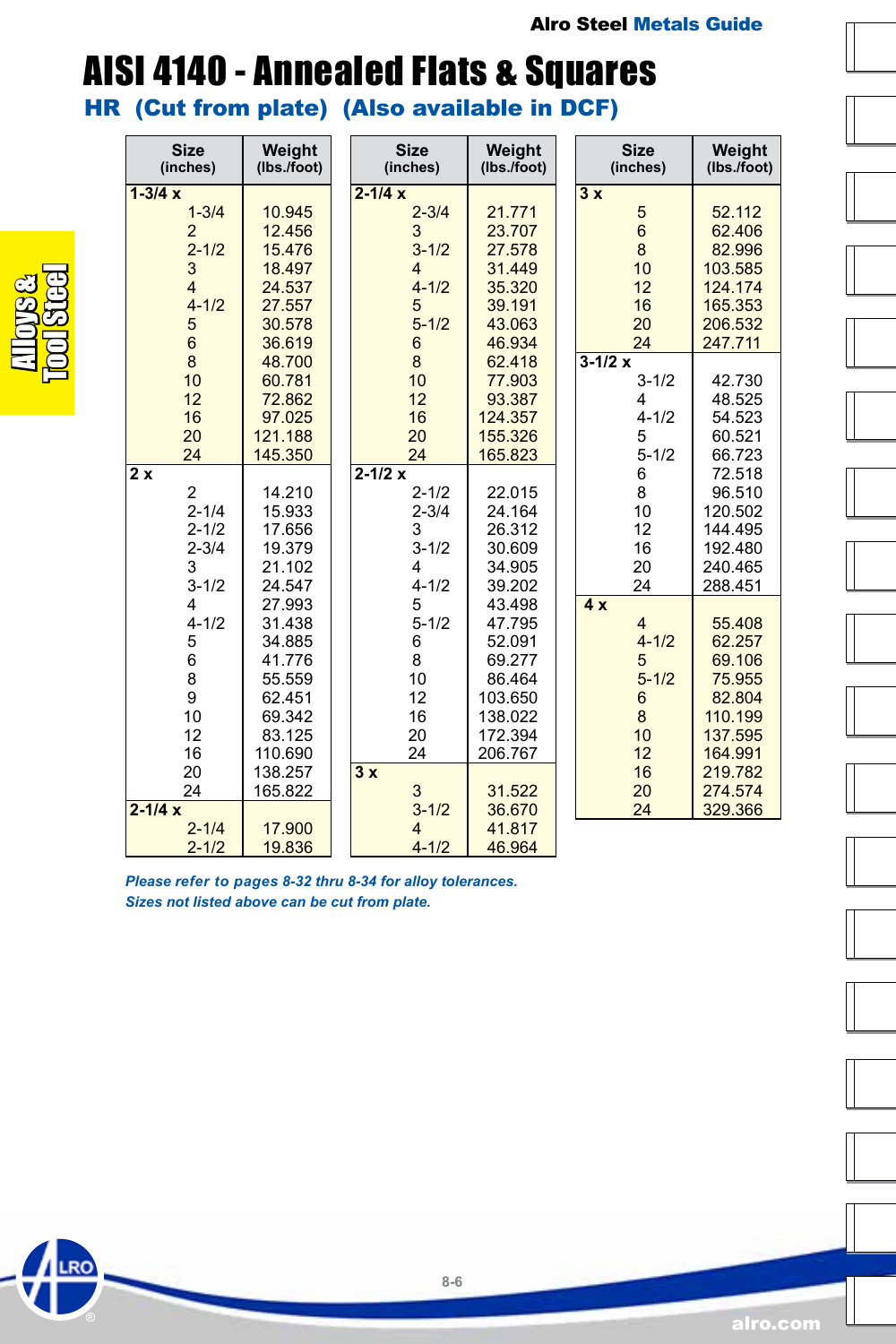# AISI 4140 - Annealed Flats & Squares

## HR (Cut from plate) (Also available in DCF)

| Size (inches) | Weight (lbs./foot) |
|---|---|
| **1-3/4 x** | |
| 1-3/4 | 10.945 |
| 2 | 12.456 |
| 2-1/2 | 15.476 |
| 3 | 18.497 |
| 4 | 24.537 |
| 4-1/2 | 27.557 |
| 5 | 30.578 |
| 6 | 36.619 |
| 8 | 48.700 |
| 10 | 60.781 |
| 12 | 72.862 |
| 16 | 97.025 |
| 20 | 121.188 |
| 24 | 145.350 |
| **2 x** | |
| 2 | 14.210 |
| 2-1/4 | 15.933 |
| 2-1/2 | 17.656 |
| 2-3/4 | 19.379 |
| 3 | 21.102 |
| 3-1/2 | 24.547 |
| 4 | 27.993 |
| 4-1/2 | 31.438 |
| 5 | 34.885 |
| 6 | 41.776 |
| 8 | 55.559 |
| 9 | 62.451 |
| 10 | 69.342 |
| 12 | 83.125 |
| 16 | 110.690 |
| 20 | 138.257 |
| 24 | 165.822 |
| **2-1/4 x** | |
| 2-1/4 | 17.900 |
| 2-1/2 | 19.836 |
| 2-3/4 | 21.771 |
| 3 | 23.707 |
| 3-1/2 | 27.578 |
| 4 | 31.449 |
| 4-1/2 | 35.320 |
| 5 | 39.191 |
| 5-1/2 | 43.063 |
| 6 | 46.934 |
| 8 | 62.418 |
| 10 | 77.903 |
| 12 | 93.387 |
| 16 | 124.357 |
| 20 | 155.326 |
| 24 | 165.823 |
| **2-1/2 x** | |
| 2-1/2 | 22.015 |
| 2-3/4 | 24.164 |
| 3 | 26.312 |
| 3-1/2 | 30.609 |
| 4 | 34.905 |
| 4-1/2 | 39.202 |
| 5 | 43.498 |
| 5-1/2 | 47.795 |
| 6 | 52.091 |
| 8 | 69.277 |
| 10 | 86.464 |
| 12 | 103.650 |
| 16 | 138.022 |
| 20 | 172.394 |
| 24 | 206.767 |
| **3 x** | |
| 3 | 31.522 |
| 3-1/2 | 36.670 |
| 4 | 41.817 |
| 4-1/2 | 46.964 |
| 5 | 52.112 |
| 6 | 62.406 |
| 8 | 82.996 |
| 10 | 103.585 |
| 12 | 124.174 |
| 16 | 165.353 |
| 20 | 206.532 |
| 24 | 247.711 |
| **3-1/2 x** | |
| 3-1/2 | 42.730 |
| 4 | 48.525 |
| 4-1/2 | 54.523 |
| 5 | 60.521 |
| 5-1/2 | 66.723 |
| 6 | 72.518 |
| 8 | 96.510 |
| 10 | 120.502 |
| 12 | 144.495 |
| 16 | 192.480 |
| 20 | 240.465 |
| 24 | 288.451 |
| **4 x** | |
| 4 | 55.408 |
| 4-1/2 | 62.257 |
| 5 | 69.106 |
| 5-1/2 | 75.955 |
| 6 | 82.804 |
| 8 | 110.199 |
| 10 | 137.595 |
| 12 | 164.991 |
| 16 | 219.782 |
| 20 | 274.574 |
| 24 | 329.366 |

*Please refer to pages 8-32 thru 8-34 for alloy tolerances.*
*Sizes not listed above can be cut from plate.*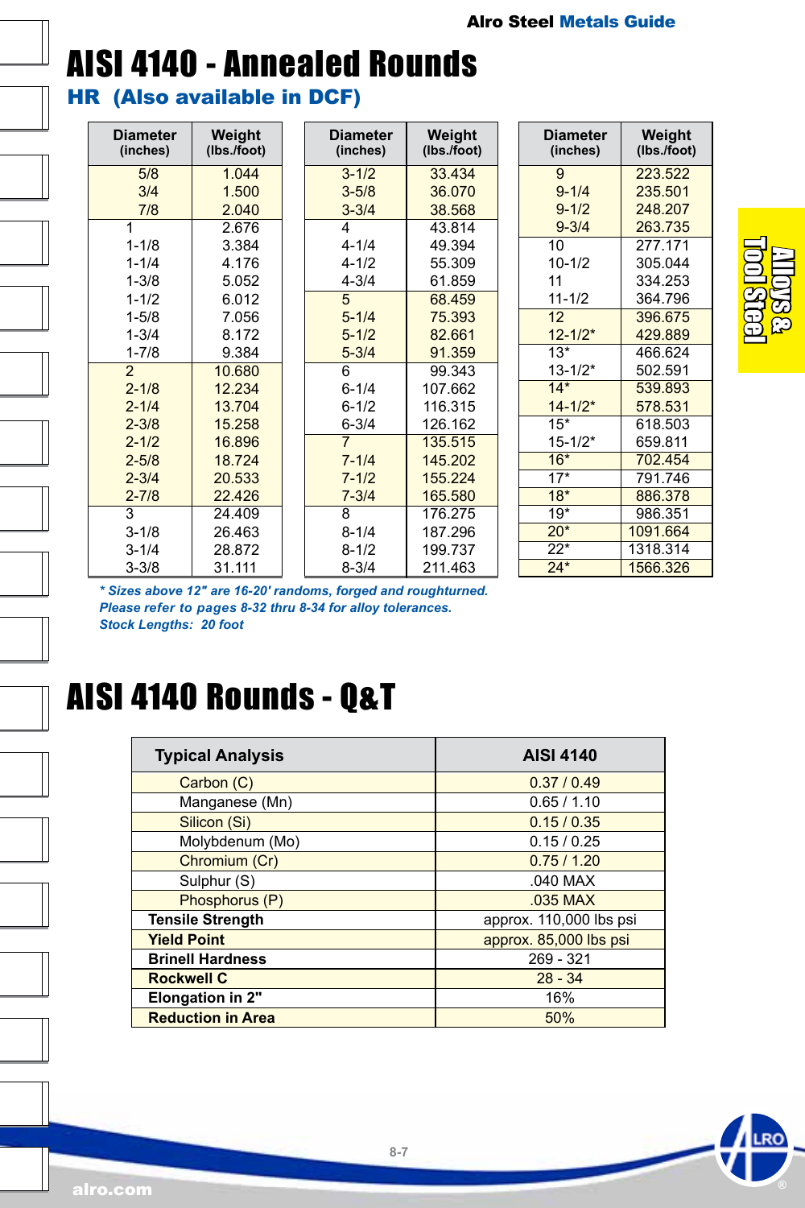# AISI 4140 - Annealed Rounds

## HR (Also available in DCF)

| Diameter (inches) | Weight (lbs./foot) | Diameter (inches) | Weight (lbs./foot) | Diameter (inches) | Weight (lbs./foot) |
|---|---|---|---|---|---|
| 5/8 | 1.044 | 3-1/2 | 33.434 | 9 | 223.522 |
| 3/4 | 1.500 | 3-5/8 | 36.070 | 9-1/4 | 235.501 |
| 7/8 | 2.040 | 3-3/4 | 38.568 | 9-1/2 | 248.207 |
| 1 | 2.676 | 4 | 43.814 | 9-3/4 | 263.735 |
| 1-1/8 | 3.384 | 4-1/4 | 49.394 | 10 | 277.171 |
| 1-1/4 | 4.176 | 4-1/2 | 55.309 | 10-1/2 | 305.044 |
| 1-3/8 | 5.052 | 4-3/4 | 61.859 | 11 | 334.253 |
| 1-1/2 | 6.012 | 5 | 68.459 | 11-1/2 | 364.796 |
| 1-5/8 | 7.056 | 5-1/4 | 75.393 | 12 | 396.675 |
| 1-3/4 | 8.172 | 5-1/2 | 82.661 | 12-1/2* | 429.889 |
| 1-7/8 | 9.384 | 5-3/4 | 91.359 | 13* | 466.624 |
| 2 | 10.680 | 6 | 99.343 | 13-1/2* | 502.591 |
| 2-1/8 | 12.234 | 6-1/4 | 107.662 | 14* | 539.893 |
| 2-1/4 | 13.704 | 6-1/2 | 116.315 | 14-1/2* | 578.531 |
| 2-3/8 | 15.258 | 6-3/4 | 126.162 | 15* | 618.503 |
| 2-1/2 | 16.896 | 7 | 135.515 | 15-1/2* | 659.811 |
| 2-5/8 | 18.724 | 7-1/4 | 145.202 | 16* | 702.454 |
| 2-3/4 | 20.533 | 7-1/2 | 155.224 | 17* | 791.746 |
| 2-7/8 | 22.426 | 7-3/4 | 165.580 | 18* | 886.378 |
| 3 | 24.409 | 8 | 176.275 | 19* | 986.351 |
| 3-1/8 | 26.463 | 8-1/4 | 187.296 | 20* | 1091.664 |
| 3-1/4 | 28.872 | 8-1/2 | 199.737 | 22* | 1318.314 |
| 3-3/8 | 31.111 | 8-3/4 | 211.463 | 24* | 1566.326 |

*\* Sizes above 12" are 16-20' randoms, forged and roughturned.*
*Please refer to pages 8-32 thru 8-34 for alloy tolerances.*
*Stock Lengths: 20 foot*

# AISI 4140 Rounds - Q&T

| Typical Analysis | AISI 4140 |
|---|---|
| Carbon (C) | 0.37 / 0.49 |
| Manganese (Mn) | 0.65 / 1.10 |
| Silicon (Si) | 0.15 / 0.35 |
| Molybdenum (Mo) | 0.15 / 0.25 |
| Chromium (Cr) | 0.75 / 1.20 |
| Sulphur (S) | .040 MAX |
| Phosphorus (P) | .035 MAX |
| **Tensile Strength** | approx. 110,000 lbs psi |
| **Yield Point** | approx. 85,000 lbs psi |
| **Brinell Hardness** | 269 - 321 |
| **Rockwell C** | 28 - 34 |
| **Elongation in 2"** | 16% |
| **Reduction in Area** | 50% |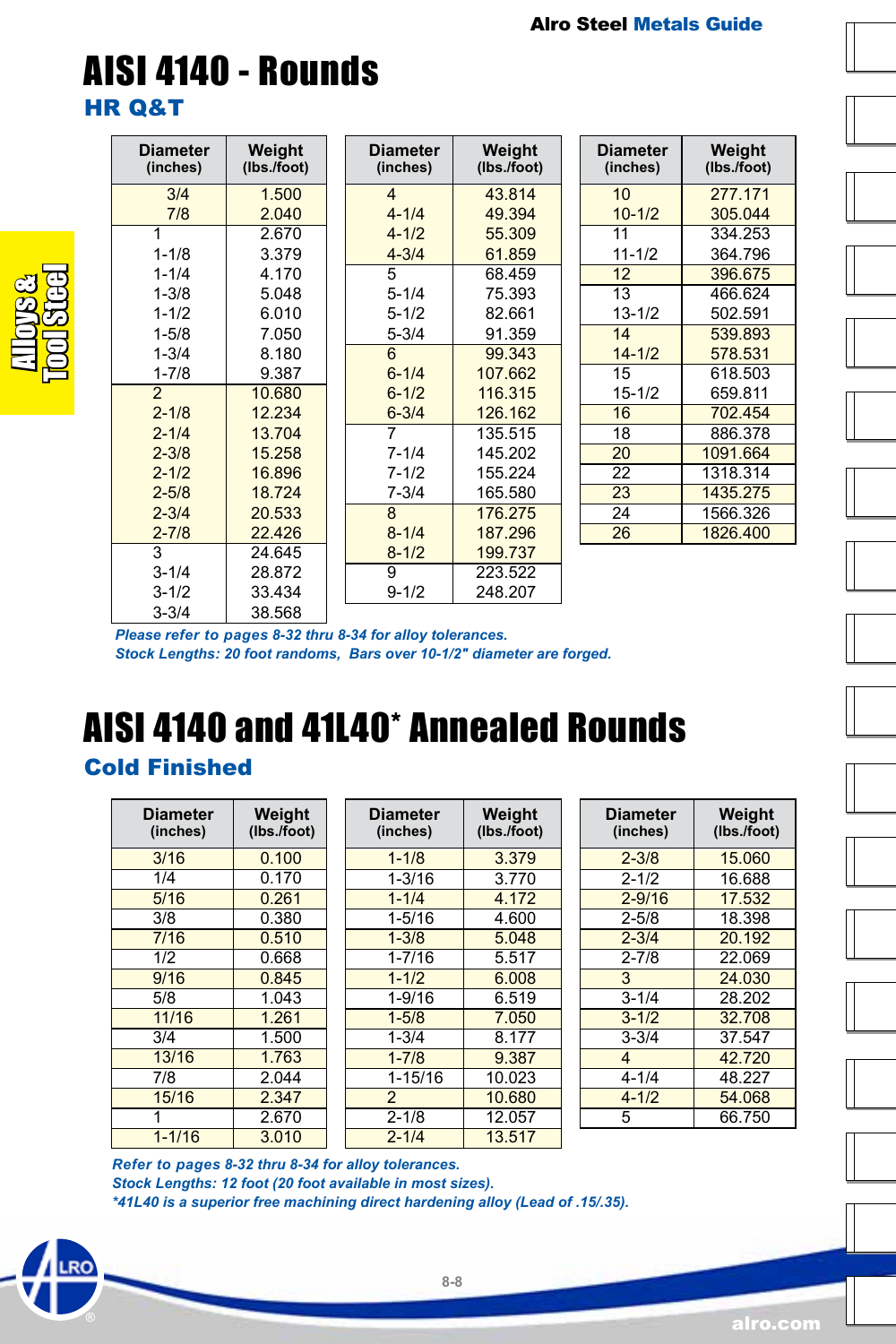# AISI 4140 - Rounds

## HR Q&T

| Diameter (inches) | Weight (lbs./foot) | Diameter (inches) | Weight (lbs./foot) | Diameter (inches) | Weight (lbs./foot) |
|---|---|---|---|---|---|
| 3/4 | 1.500 | 4 | 43.814 | 10 | 277.171 |
| 7/8 | 2.040 | 4-1/4 | 49.394 | 10-1/2 | 305.044 |
| 1 | 2.670 | 4-1/2 | 55.309 | 11 | 334.253 |
| 1-1/8 | 3.379 | 4-3/4 | 61.859 | 11-1/2 | 364.796 |
| 1-1/4 | 4.170 | 5 | 68.459 | 12 | 396.675 |
| 1-3/8 | 5.048 | 5-1/4 | 75.393 | 13 | 466.624 |
| 1-1/2 | 6.010 | 5-1/2 | 82.661 | 13-1/2 | 502.591 |
| 1-5/8 | 7.050 | 5-3/4 | 91.359 | 14 | 539.893 |
| 1-3/4 | 8.180 | 6 | 99.343 | 14-1/2 | 578.531 |
| 1-7/8 | 9.387 | 6-1/4 | 107.662 | 15 | 618.503 |
| 2 | 10.680 | 6-1/2 | 116.315 | 15-1/2 | 659.811 |
| 2-1/8 | 12.234 | 6-3/4 | 126.162 | 16 | 702.454 |
| 2-1/4 | 13.704 | 7 | 135.515 | 18 | 886.378 |
| 2-3/8 | 15.258 | 7-1/4 | 145.202 | 20 | 1091.664 |
| 2-1/2 | 16.896 | 7-1/2 | 155.224 | 22 | 1318.314 |
| 2-5/8 | 18.724 | 7-3/4 | 165.580 | 23 | 1435.275 |
| 2-3/4 | 20.533 | 8 | 176.275 | 24 | 1566.326 |
| 2-7/8 | 22.426 | 8-1/4 | 187.296 | 26 | 1826.400 |
| 3 | 24.645 | 8-1/2 | 199.737 | | |
| 3-1/4 | 28.872 | 9 | 223.522 | | |
| 3-1/2 | 33.434 | 9-1/2 | 248.207 | | |
| 3-3/4 | 38.568 | | | | |

*Please refer to pages 8-32 thru 8-34 for alloy tolerances.*
*Stock Lengths: 20 foot randoms, Bars over 10-1/2" diameter are forged.*

# AISI 4140 and 41L40* Annealed Rounds

## Cold Finished

| Diameter (inches) | Weight (lbs./foot) | Diameter (inches) | Weight (lbs./foot) | Diameter (inches) | Weight (lbs./foot) |
|---|---|---|---|---|---|
| 3/16 | 0.100 | 1-1/8 | 3.379 | 2-3/8 | 15.060 |
| 1/4 | 0.170 | 1-3/16 | 3.770 | 2-1/2 | 16.688 |
| 5/16 | 0.261 | 1-1/4 | 4.172 | 2-9/16 | 17.532 |
| 3/8 | 0.380 | 1-5/16 | 4.600 | 2-5/8 | 18.398 |
| 7/16 | 0.510 | 1-3/8 | 5.048 | 2-3/4 | 20.192 |
| 1/2 | 0.668 | 1-7/16 | 5.517 | 2-7/8 | 22.069 |
| 9/16 | 0.845 | 1-1/2 | 6.008 | 3 | 24.030 |
| 5/8 | 1.043 | 1-9/16 | 6.519 | 3-1/4 | 28.202 |
| 11/16 | 1.261 | 1-5/8 | 7.050 | 3-1/2 | 32.708 |
| 3/4 | 1.500 | 1-3/4 | 8.177 | 3-3/4 | 37.547 |
| 13/16 | 1.763 | 1-7/8 | 9.387 | 4 | 42.720 |
| 7/8 | 2.044 | 1-15/16 | 10.023 | 4-1/4 | 48.227 |
| 15/16 | 2.347 | 2 | 10.680 | 4-1/2 | 54.068 |
| 1 | 2.670 | 2-1/8 | 12.057 | 5 | 66.750 |
| 1-1/16 | 3.010 | 2-1/4 | 13.517 | | |

*Refer to pages 8-32 thru 8-34 for alloy tolerances.*
*Stock Lengths: 12 foot (20 foot available in most sizes).*
*\*41L40 is a superior free machining direct hardening alloy (Lead of .15/.35).*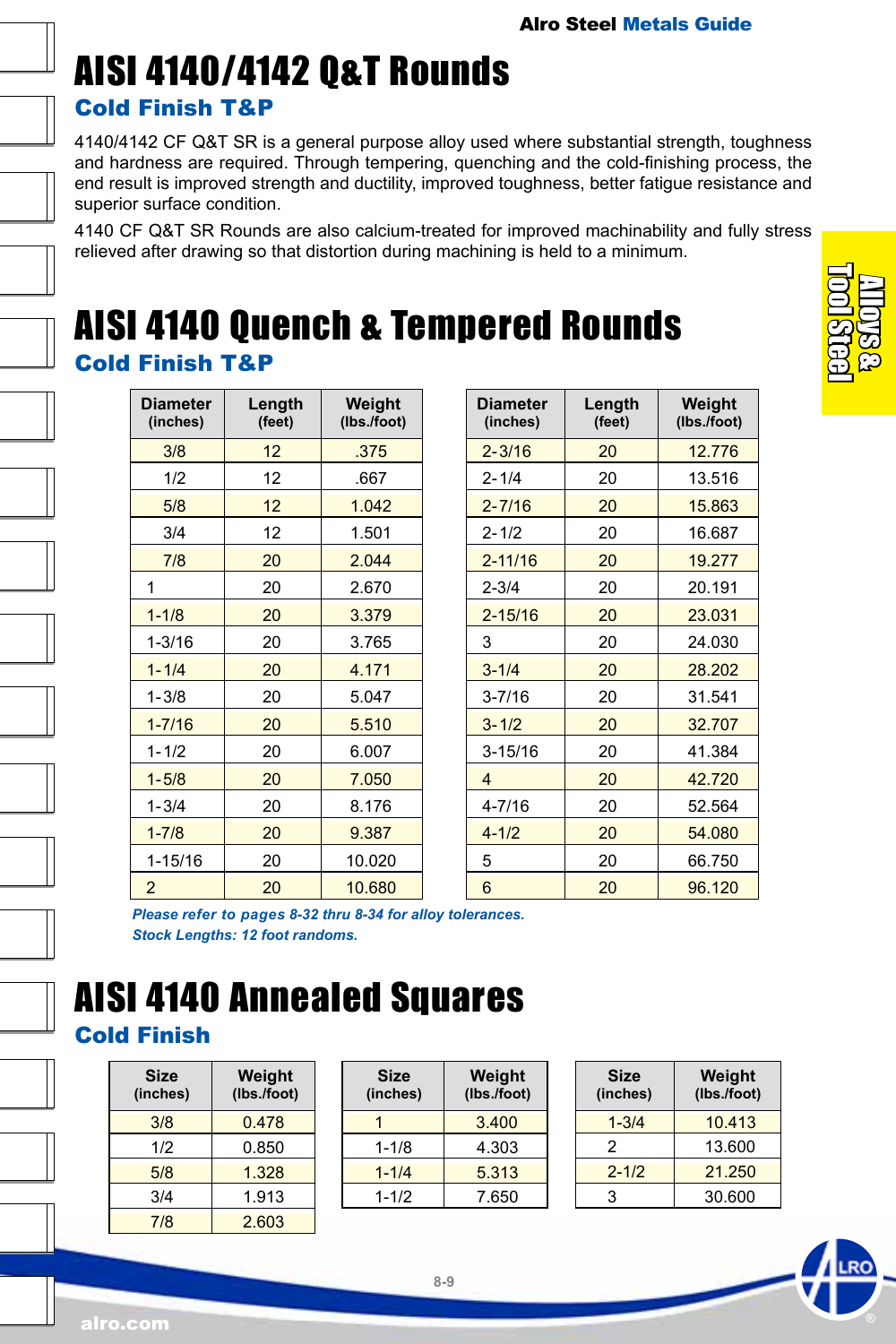# AISI 4140/4142 Q&T Rounds

## Cold Finish T&P

4140/4142 CF Q&T SR is a general purpose alloy used where substantial strength, toughness and hardness are required. Through tempering, quenching and the cold-finishing process, the end result is improved strength and ductility, improved toughness, better fatigue resistance and superior surface condition.

4140 CF Q&T SR Rounds are also calcium-treated for improved machinability and fully stress relieved after drawing so that distortion during machining is held to a minimum.

# AISI 4140 Quench & Tempered Rounds

## Cold Finish T&P

| Diameter (inches) | Length (feet) | Weight (lbs./foot) |
|---|---|---|
| 3/8 | 12 | .375 |
| 1/2 | 12 | .667 |
| 5/8 | 12 | 1.042 |
| 3/4 | 12 | 1.501 |
| 7/8 | 20 | 2.044 |
| 1 | 20 | 2.670 |
| 1-1/8 | 20 | 3.379 |
| 1-3/16 | 20 | 3.765 |
| 1-1/4 | 20 | 4.171 |
| 1-3/8 | 20 | 5.047 |
| 1-7/16 | 20 | 5.510 |
| 1-1/2 | 20 | 6.007 |
| 1-5/8 | 20 | 7.050 |
| 1-3/4 | 20 | 8.176 |
| 1-7/8 | 20 | 9.387 |
| 1-15/16 | 20 | 10.020 |
| 2 | 20 | 10.680 |
| 2-3/16 | 20 | 12.776 |
| 2-1/4 | 20 | 13.516 |
| 2-7/16 | 20 | 15.863 |
| 2-1/2 | 20 | 16.687 |
| 2-11/16 | 20 | 19.277 |
| 2-3/4 | 20 | 20.191 |
| 2-15/16 | 20 | 23.031 |
| 3 | 20 | 24.030 |
| 3-1/4 | 20 | 28.202 |
| 3-7/16 | 20 | 31.541 |
| 3-1/2 | 20 | 32.707 |
| 3-15/16 | 20 | 41.384 |
| 4 | 20 | 42.720 |
| 4-7/16 | 20 | 52.564 |
| 4-1/2 | 20 | 54.080 |
| 5 | 20 | 66.750 |
| 6 | 20 | 96.120 |

*Please refer to pages 8-32 thru 8-34 for alloy tolerances.*
*Stock Lengths: 12 foot randoms.*

# AISI 4140 Annealed Squares

## Cold Finish

| Size (inches) | Weight (lbs./foot) |
|---|---|
| 3/8 | 0.478 |
| 1/2 | 0.850 |
| 5/8 | 1.328 |
| 3/4 | 1.913 |
| 7/8 | 2.603 |
| 1 | 3.400 |
| 1-1/8 | 4.303 |
| 1-1/4 | 5.313 |
| 1-1/2 | 7.650 |
| 1-3/4 | 10.413 |
| 2 | 13.600 |
| 2-1/2 | 21.250 |
| 3 | 30.600 |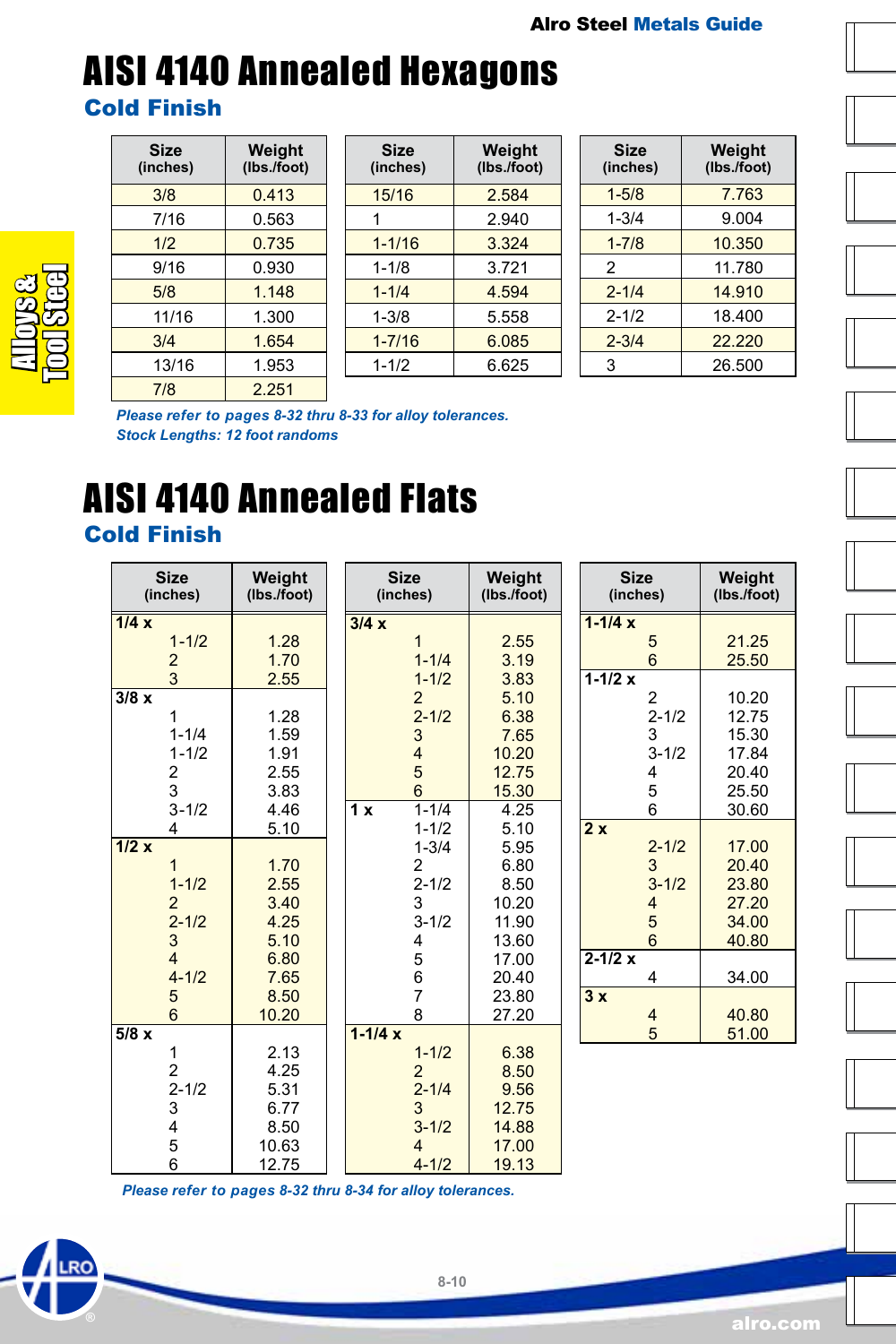# AISI 4140 Annealed Hexagons

## Cold Finish

| Size (inches) | Weight (lbs./foot) |
|---|---|
| 3/8 | 0.413 |
| 7/16 | 0.563 |
| 1/2 | 0.735 |
| 9/16 | 0.930 |
| 5/8 | 1.148 |
| 11/16 | 1.300 |
| 3/4 | 1.654 |
| 13/16 | 1.953 |
| 7/8 | 2.251 |
| 15/16 | 2.584 |
| 1 | 2.940 |
| 1-1/16 | 3.324 |
| 1-1/8 | 3.721 |
| 1-1/4 | 4.594 |
| 1-3/8 | 5.558 |
| 1-7/16 | 6.085 |
| 1-1/2 | 6.625 |
| 1-5/8 | 7.763 |
| 1-3/4 | 9.004 |
| 1-7/8 | 10.350 |
| 2 | 11.780 |
| 2-1/4 | 14.910 |
| 2-1/2 | 18.400 |
| 2-3/4 | 22.220 |
| 3 | 26.500 |

*Please refer to pages 8-32 thru 8-33 for alloy tolerances.*
*Stock Lengths: 12 foot randoms*

# AISI 4140 Annealed Flats

## Cold Finish

| Size (inches) | Weight (lbs./foot) |
|---|---|
| **1/4 x** | |
| 1-1/2 | 1.28 |
| 2 | 1.70 |
| 3 | 2.55 |
| **3/8 x** | |
| 1 | 1.28 |
| 1-1/4 | 1.59 |
| 1-1/2 | 1.91 |
| 2 | 2.55 |
| 3 | 3.83 |
| 3-1/2 | 4.46 |
| 4 | 5.10 |
| **1/2 x** | |
| 1 | 1.70 |
| 1-1/2 | 2.55 |
| 2 | 3.40 |
| 2-1/2 | 4.25 |
| 3 | 5.10 |
| 4 | 6.80 |
| 4-1/2 | 7.65 |
| 5 | 8.50 |
| 6 | 10.20 |
| **5/8 x** | |
| 1 | 2.13 |
| 2 | 4.25 |
| 2-1/2 | 5.31 |
| 3 | 6.77 |
| 4 | 8.50 |
| 5 | 10.63 |
| 6 | 12.75 |
| **3/4 x** | |
| 1 | 2.55 |
| 1-1/4 | 3.19 |
| 1-1/2 | 3.83 |
| 2 | 5.10 |
| 2-1/2 | 6.38 |
| 3 | 7.65 |
| 4 | 10.20 |
| 5 | 12.75 |
| 6 | 15.30 |
| **1 x** | |
| 1-1/4 | 4.25 |
| 1-1/2 | 5.10 |
| 1-3/4 | 5.95 |
| 2 | 6.80 |
| 2-1/2 | 8.50 |
| 3 | 10.20 |
| 3-1/2 | 11.90 |
| 4 | 13.60 |
| 5 | 17.00 |
| 6 | 20.40 |
| 7 | 23.80 |
| 8 | 27.20 |
| **1-1/4 x** | |
| 1-1/2 | 6.38 |
| 2 | 8.50 |
| 2-1/4 | 9.56 |
| 3 | 12.75 |
| 3-1/2 | 14.88 |
| 4 | 17.00 |
| 4-1/2 | 19.13 |
| 5 | 21.25 |
| 6 | 25.50 |
| **1-1/2 x** | |
| 2 | 10.20 |
| 2-1/2 | 12.75 |
| 3 | 15.30 |
| 3-1/2 | 17.84 |
| 4 | 20.40 |
| 5 | 25.50 |
| 6 | 30.60 |
| **2 x** | |
| 2-1/2 | 17.00 |
| 3 | 20.40 |
| 3-1/2 | 23.80 |
| 4 | 27.20 |
| 5 | 34.00 |
| 6 | 40.80 |
| **2-1/2 x** | |
| 4 | 34.00 |
| **3 x** | |
| 4 | 40.80 |
| 5 | 51.00 |

*Please refer to pages 8-32 thru 8-34 for alloy tolerances.*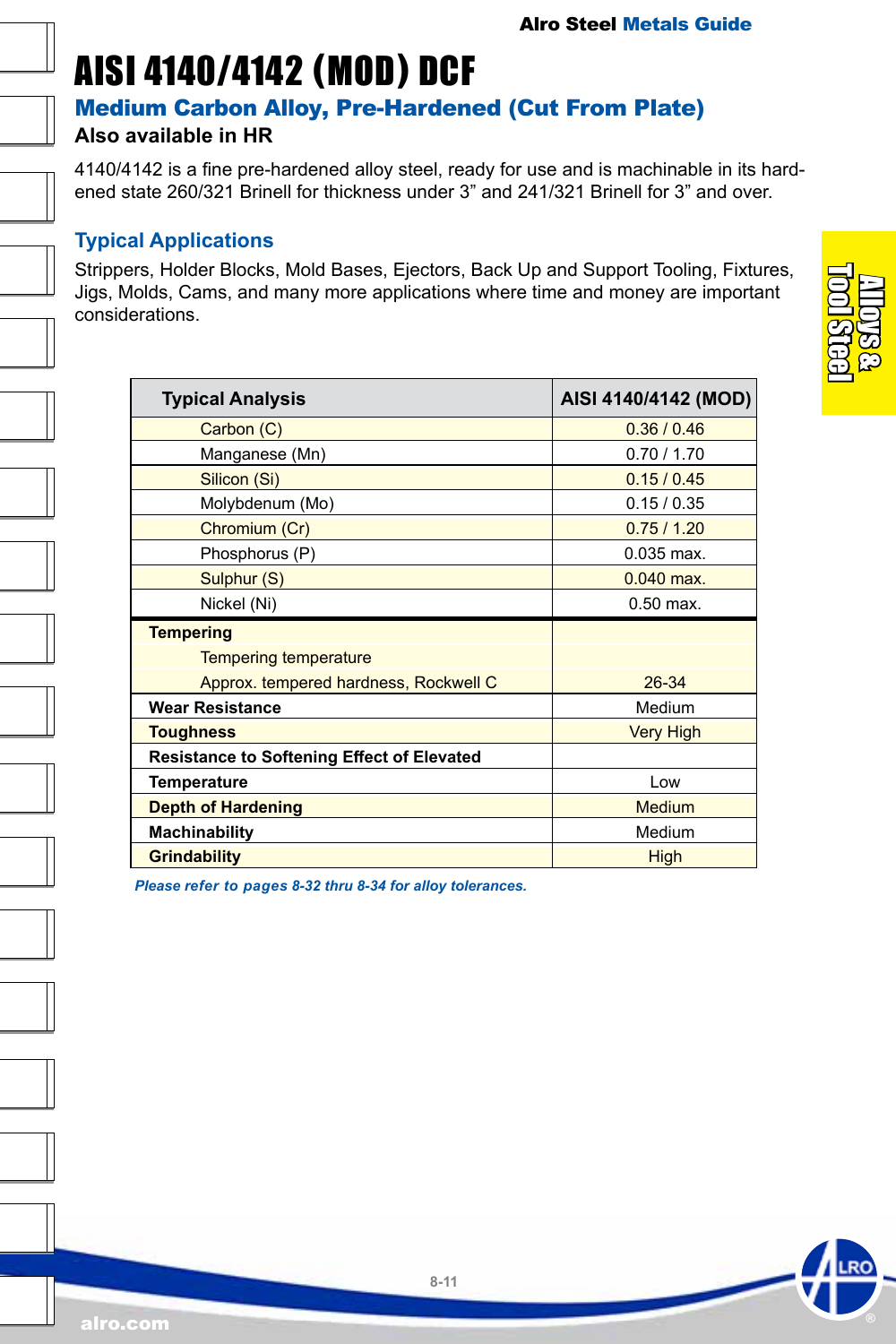# AISI 4140/4142 (MOD) DCF

## Medium Carbon Alloy, Pre-Hardened (Cut From Plate)

**Also available in HR**

4140/4142 is a fine pre-hardened alloy steel, ready for use and is machinable in its hardened state 260/321 Brinell for thickness under 3” and 241/321 Brinell for 3” and over.

### Typical Applications

Strippers, Holder Blocks, Mold Bases, Ejectors, Back Up and Support Tooling, Fixtures, Jigs, Molds, Cams, and many more applications where time and money are important considerations.

| Typical Analysis | AISI 4140/4142 (MOD) |
|---|---|
| Carbon (C) | 0.36 / 0.46 |
| Manganese (Mn) | 0.70 / 1.70 |
| Silicon (Si) | 0.15 / 0.45 |
| Molybdenum (Mo) | 0.15 / 0.35 |
| Chromium (Cr) | 0.75 / 1.20 |
| Phosphorus (P) | 0.035 max. |
| Sulphur (S) | 0.040 max. |
| Nickel (Ni) | 0.50 max. |
| **Tempering** | |
| Tempering temperature | |
| Approx. tempered hardness, Rockwell C | 26-34 |
| **Wear Resistance** | Medium |
| **Toughness** | Very High |
| **Resistance to Softening Effect of Elevated Temperature** | Low |
| **Depth of Hardening** | Medium |
| **Machinability** | Medium |
| **Grindability** | High |

*Please refer to pages 8-32 thru 8-34 for alloy tolerances.*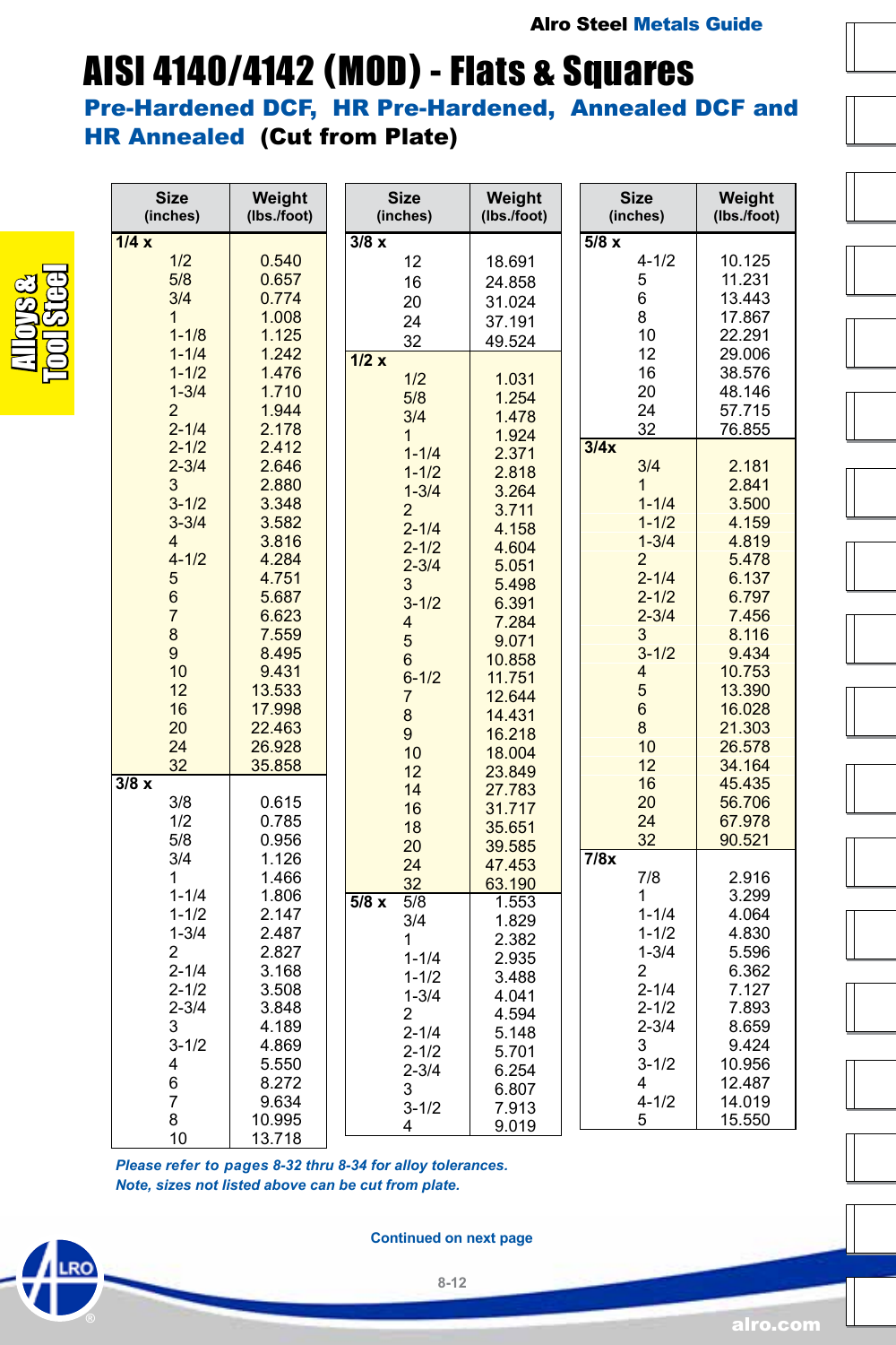# AISI 4140/4142 (MOD) - Flats & Squares

## Pre-Hardened DCF, HR Pre-Hardened, Annealed DCF and HR Annealed (Cut from Plate)

| Size (inches) | Weight (lbs./foot) |
|---|---|
| **1/4 x** | |
| 1/2 | 0.540 |
| 5/8 | 0.657 |
| 3/4 | 0.774 |
| 1 | 1.008 |
| 1-1/8 | 1.125 |
| 1-1/4 | 1.242 |
| 1-1/2 | 1.476 |
| 1-3/4 | 1.710 |
| 2 | 1.944 |
| 2-1/4 | 2.178 |
| 2-1/2 | 2.412 |
| 2-3/4 | 2.646 |
| 3 | 2.880 |
| 3-1/2 | 3.348 |
| 3-3/4 | 3.582 |
| 4 | 3.816 |
| 4-1/2 | 4.284 |
| 5 | 4.751 |
| 6 | 5.687 |
| 7 | 6.623 |
| 8 | 7.559 |
| 9 | 8.495 |
| 10 | 9.431 |
| 12 | 13.533 |
| 16 | 17.998 |
| 20 | 22.463 |
| 24 | 26.928 |
| 32 | 35.858 |
| **3/8 x** | |
| 3/8 | 0.615 |
| 1/2 | 0.785 |
| 5/8 | 0.956 |
| 3/4 | 1.126 |
| 1 | 1.466 |
| 1-1/4 | 1.806 |
| 1-1/2 | 2.147 |
| 1-3/4 | 2.487 |
| 2 | 2.827 |
| 2-1/4 | 3.168 |
| 2-1/2 | 3.508 |
| 2-3/4 | 3.848 |
| 3 | 4.189 |
| 3-1/2 | 4.869 |
| 4 | 5.550 |
| 6 | 8.272 |
| 7 | 9.634 |
| 8 | 10.995 |
| 10 | 13.718 |
| 12 | 18.691 |
| 16 | 24.858 |
| 20 | 31.024 |
| 24 | 37.191 |
| 32 | 49.524 |
| **1/2 x** | |
| 1/2 | 1.031 |
| 5/8 | 1.254 |
| 3/4 | 1.478 |
| 1 | 1.924 |
| 1-1/4 | 2.371 |
| 1-1/2 | 2.818 |
| 1-3/4 | 3.264 |
| 2 | 3.711 |
| 2-1/4 | 4.158 |
| 2-1/2 | 4.604 |
| 2-3/4 | 5.051 |
| 3 | 5.498 |
| 3-1/2 | 6.391 |
| 4 | 7.284 |
| 5 | 9.071 |
| 6 | 10.858 |
| 6-1/2 | 11.751 |
| 7 | 12.644 |
| 8 | 14.431 |
| 9 | 16.218 |
| 10 | 18.004 |
| 12 | 23.849 |
| 14 | 27.783 |
| 16 | 31.717 |
| 18 | 35.651 |
| 20 | 39.585 |
| 24 | 47.453 |
| 32 | 63.190 |
| **5/8 x** | |
| 5/8 | 1.553 |
| 3/4 | 1.829 |
| 1 | 2.382 |
| 1-1/4 | 2.935 |
| 1-1/2 | 3.488 |
| 1-3/4 | 4.041 |
| 2 | 4.594 |
| 2-1/4 | 5.148 |
| 2-1/2 | 5.701 |
| 2-3/4 | 6.254 |
| 3 | 6.807 |
| 3-1/2 | 7.913 |
| 4 | 9.019 |
| 4-1/2 | 10.125 |
| 5 | 11.231 |
| 6 | 13.443 |
| 8 | 17.867 |
| 10 | 22.291 |
| 12 | 29.006 |
| 16 | 38.576 |
| 20 | 48.146 |
| 24 | 57.715 |
| 32 | 76.855 |
| **3/4x** | |
| 3/4 | 2.181 |
| 1 | 2.841 |
| 1-1/4 | 3.500 |
| 1-1/2 | 4.159 |
| 1-3/4 | 4.819 |
| 2 | 5.478 |
| 2-1/4 | 6.137 |
| 2-1/2 | 6.797 |
| 2-3/4 | 7.456 |
| 3 | 8.116 |
| 3-1/2 | 9.434 |
| 4 | 10.753 |
| 5 | 13.390 |
| 6 | 16.028 |
| 8 | 21.303 |
| 10 | 26.578 |
| 12 | 34.164 |
| 16 | 45.435 |
| 20 | 56.706 |
| 24 | 67.978 |
| 32 | 90.521 |
| **7/8x** | |
| 7/8 | 2.916 |
| 1 | 3.299 |
| 1-1/4 | 4.064 |
| 1-1/2 | 4.830 |
| 1-3/4 | 5.596 |
| 2 | 6.362 |
| 2-1/4 | 7.127 |
| 2-1/2 | 7.893 |
| 2-3/4 | 8.659 |
| 3 | 9.424 |
| 3-1/2 | 10.956 |
| 4 | 12.487 |
| 4-1/2 | 14.019 |
| 5 | 15.550 |

*Please refer to pages 8-32 thru 8-34 for alloy tolerances.*
*Note, sizes not listed above can be cut from plate.*

**Continued on next page**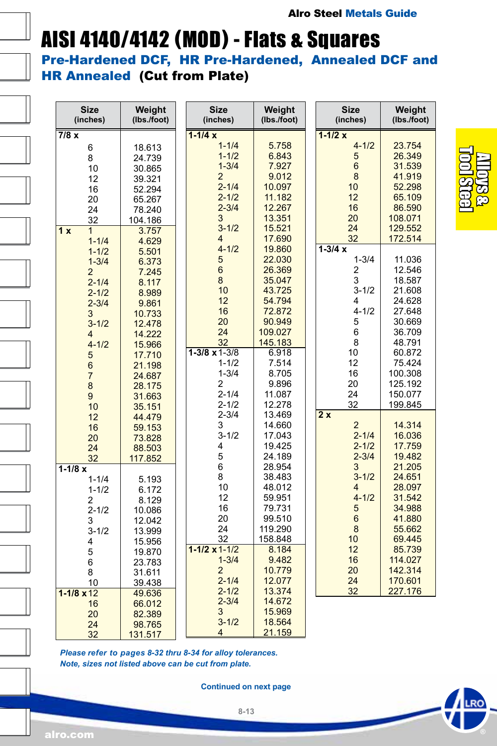# AISI 4140/4142 (MOD) - Flats & Squares

## Pre-Hardened DCF, HR Pre-Hardened, Annealed DCF and HR Annealed **(Cut from Plate)**

| Size (inches) | | Weight (lbs./foot) |
|---|---|---|
| 7/8 x | | |
| | 6 | 18.613 |
| | 8 | 24.739 |
| | 10 | 30.865 |
| | 12 | 39.321 |
| | 16 | 52.294 |
| | 20 | 65.267 |
| | 24 | 78.240 |
| | 32 | 104.186 |
| 1 x | 1 | 3.757 |
| | 1-1/4 | 4.629 |
| | 1-1/2 | 5.501 |
| | 1-3/4 | 6.373 |
| | 2 | 7.245 |
| | 2-1/4 | 8.117 |
| | 2-1/2 | 8.989 |
| | 2-3/4 | 9.861 |
| | 3 | 10.733 |
| | 3-1/2 | 12.478 |
| | 4 | 14.222 |
| | 4-1/2 | 15.966 |
| | 5 | 17.710 |
| | 6 | 21.198 |
| | 7 | 24.687 |
| | 8 | 28.175 |
| | 9 | 31.663 |
| | 10 | 35.151 |
| | 12 | 44.479 |
| | 16 | 59.153 |
| | 20 | 73.828 |
| | 24 | 88.503 |
| | 32 | 117.852 |
| 1-1/8 x | | |
| | 1-1/4 | 5.193 |
| | 1-1/2 | 6.172 |
| | 2 | 8.129 |
| | 2-1/2 | 10.086 |
| | 3 | 12.042 |
| | 3-1/2 | 13.999 |
| | 4 | 15.956 |
| | 5 | 19.870 |
| | 6 | 23.783 |
| | 8 | 31.611 |
| | 10 | 39.438 |
| 1-1/8 x | 12 | 49.636 |
| | 16 | 66.012 |
| | 20 | 82.389 |
| | 24 | 98.765 |
| | 32 | 131.517 |
| 1-1/4 x | | |
| | 1-1/4 | 5.758 |
| | 1-1/2 | 6.843 |
| | 1-3/4 | 7.927 |
| | 2 | 9.012 |
| | 2-1/4 | 10.097 |
| | 2-1/2 | 11.182 |
| | 2-3/4 | 12.267 |
| | 3 | 13.351 |
| | 3-1/2 | 15.521 |
| | 4 | 17.690 |
| | 4-1/2 | 19.860 |
| | 5 | 22.030 |
| | 6 | 26.369 |
| | 8 | 35.047 |
| | 10 | 43.725 |
| | 12 | 54.794 |
| | 16 | 72.872 |
| | 20 | 90.949 |
| | 24 | 109.027 |
| | 32 | 145.183 |
| 1-3/8 x | 1-3/8 | 6.918 |
| | 1-1/2 | 7.514 |
| | 1-3/4 | 8.705 |
| | 2 | 9.896 |
| | 2-1/4 | 11.087 |
| | 2-1/2 | 12.278 |
| | 2-3/4 | 13.469 |
| | 3 | 14.660 |
| | 3-1/2 | 17.043 |
| | 4 | 19.425 |
| | 5 | 24.189 |
| | 6 | 28.954 |
| | 8 | 38.483 |
| | 10 | 48.012 |
| | 12 | 59.951 |
| | 16 | 79.731 |
| | 20 | 99.510 |
| | 24 | 119.290 |
| | 32 | 158.848 |
| 1-1/2 x | 1-1/2 | 8.184 |
| | 1-3/4 | 9.482 |
| | 2 | 10.779 |
| | 2-1/4 | 12.077 |
| | 2-1/2 | 13.374 |
| | 2-3/4 | 14.672 |
| | 3 | 15.969 |
| | 3-1/2 | 18.564 |
| | 4 | 21.159 |
| 1-1/2 x | | |
| | 4-1/2 | 23.754 |
| | 5 | 26.349 |
| | 6 | 31.539 |
| | 8 | 41.919 |
| | 10 | 52.298 |
| | 12 | 65.109 |
| | 16 | 86.590 |
| | 20 | 108.071 |
| | 24 | 129.552 |
| | 32 | 172.514 |
| 1-3/4 x | | |
| | 1-3/4 | 11.036 |
| | 2 | 12.546 |
| | 3 | 18.587 |
| | 3-1/2 | 21.608 |
| | 4 | 24.628 |
| | 4-1/2 | 27.648 |
| | 5 | 30.669 |
| | 6 | 36.709 |
| | 8 | 48.791 |
| | 10 | 60.872 |
| | 12 | 75.424 |
| | 16 | 100.308 |
| | 20 | 125.192 |
| | 24 | 150.077 |
| | 32 | 199.845 |
| 2 x | | |
| | 2 | 14.314 |
| | 2-1/4 | 16.036 |
| | 2-1/2 | 17.759 |
| | 2-3/4 | 19.482 |
| | 3 | 21.205 |
| | 3-1/2 | 24.651 |
| | 4 | 28.097 |
| | 4-1/2 | 31.542 |
| | 5 | 34.988 |
| | 6 | 41.880 |
| | 8 | 55.662 |
| | 10 | 69.445 |
| | 12 | 85.739 |
| | 16 | 114.027 |
| | 20 | 142.314 |
| | 24 | 170.601 |
| | 32 | 227.176 |

*Please refer to pages 8-32 thru 8-34 for alloy tolerances.*
*Note, sizes not listed above can be cut from plate.*

Continued on next page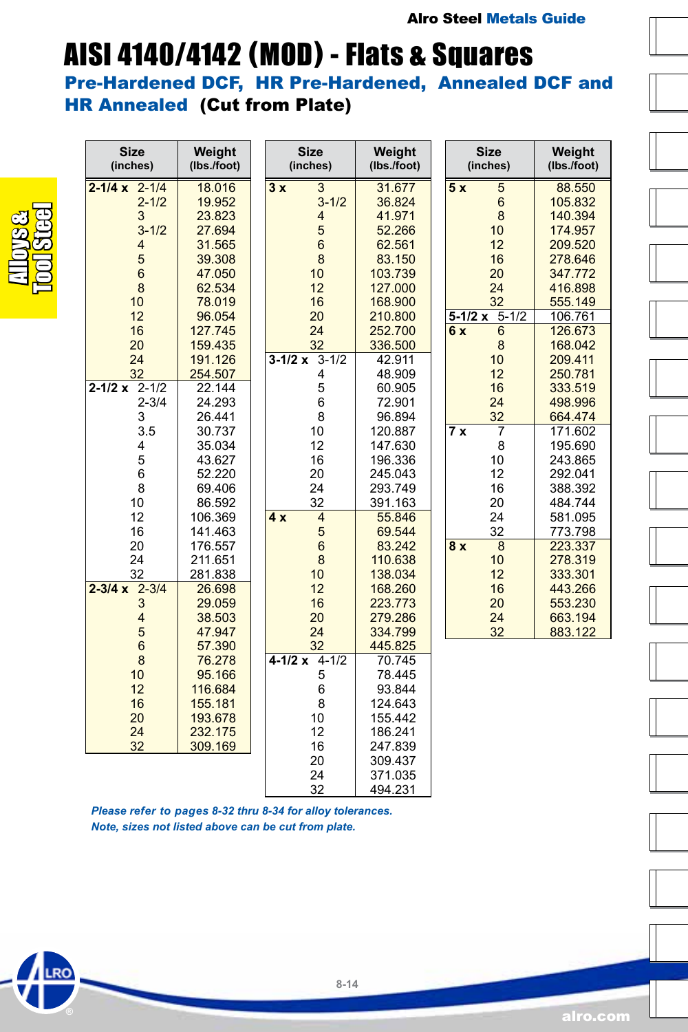# AISI 4140/4142 (MOD) - Flats & Squares

## Pre-Hardened DCF, HR Pre-Hardened, Annealed DCF and HR Annealed (Cut from Plate)

| Size (inches) | | Weight (lbs./foot) |
|---|---|---|
| 2-1/4 x | 2-1/4 | 18.016 |
| | 2-1/2 | 19.952 |
| | 3 | 23.823 |
| | 3-1/2 | 27.694 |
| | 4 | 31.565 |
| | 5 | 39.308 |
| | 6 | 47.050 |
| | 8 | 62.534 |
| | 10 | 78.019 |
| | 12 | 96.054 |
| | 16 | 127.745 |
| | 20 | 159.435 |
| | 24 | 191.126 |
| | 32 | 254.507 |
| 2-1/2 x | 2-1/2 | 22.144 |
| | 2-3/4 | 24.293 |
| | 3 | 26.441 |
| | 3.5 | 30.737 |
| | 4 | 35.034 |
| | 5 | 43.627 |
| | 6 | 52.220 |
| | 8 | 69.406 |
| | 10 | 86.592 |
| | 12 | 106.369 |
| | 16 | 141.463 |
| | 20 | 176.557 |
| | 24 | 211.651 |
| | 32 | 281.838 |
| 2-3/4 x | 2-3/4 | 26.698 |
| | 3 | 29.059 |
| | 4 | 38.503 |
| | 5 | 47.947 |
| | 6 | 57.390 |
| | 8 | 76.278 |
| | 10 | 95.166 |
| | 12 | 116.684 |
| | 16 | 155.181 |
| | 20 | 193.678 |
| | 24 | 232.175 |
| | 32 | 309.169 |
| 3 x | 3 | 31.677 |
| | 3-1/2 | 36.824 |
| | 4 | 41.971 |
| | 5 | 52.266 |
| | 6 | 62.561 |
| | 8 | 83.150 |
| | 10 | 103.739 |
| | 12 | 127.000 |
| | 16 | 168.900 |
| | 20 | 210.800 |
| | 24 | 252.700 |
| | 32 | 336.500 |
| 3-1/2 x | 3-1/2 | 42.911 |
| | 4 | 48.909 |
| | 5 | 60.905 |
| | 6 | 72.901 |
| | 8 | 96.894 |
| | 10 | 120.887 |
| | 12 | 147.630 |
| | 16 | 196.336 |
| | 20 | 245.043 |
| | 24 | 293.749 |
| | 32 | 391.163 |
| 4 x | 4 | 55.846 |
| | 5 | 69.544 |
| | 6 | 83.242 |
| | 8 | 110.638 |
| | 10 | 138.034 |
| | 12 | 168.260 |
| | 16 | 223.773 |
| | 20 | 279.286 |
| | 24 | 334.799 |
| | 32 | 445.825 |
| 4-1/2 x | 4-1/2 | 70.745 |
| | 5 | 78.445 |
| | 6 | 93.844 |
| | 8 | 124.643 |
| | 10 | 155.442 |
| | 12 | 186.241 |
| | 16 | 247.839 |
| | 20 | 309.437 |
| | 24 | 371.035 |
| | 32 | 494.231 |
| 5 x | 5 | 88.550 |
| | 6 | 105.832 |
| | 8 | 140.394 |
| | 10 | 174.957 |
| | 12 | 209.520 |
| | 16 | 278.646 |
| | 20 | 347.772 |
| | 24 | 416.898 |
| | 32 | 555.149 |
| 5-1/2 x | 5-1/2 | 106.761 |
| 6 x | 6 | 126.673 |
| | 8 | 168.042 |
| | 10 | 209.411 |
| | 12 | 250.781 |
| | 16 | 333.519 |
| | 24 | 498.996 |
| | 32 | 664.474 |
| 7 x | 7 | 171.602 |
| | 8 | 195.690 |
| | 10 | 243.865 |
| | 12 | 292.041 |
| | 16 | 388.392 |
| | 20 | 484.744 |
| | 24 | 581.095 |
| | 32 | 773.798 |
| 8 x | 8 | 223.337 |
| | 10 | 278.319 |
| | 12 | 333.301 |
| | 16 | 443.266 |
| | 20 | 553.230 |
| | 24 | 663.194 |
| | 32 | 883.122 |

*Please refer to pages 8-32 thru 8-34 for alloy tolerances.*
*Note, sizes not listed above can be cut from plate.*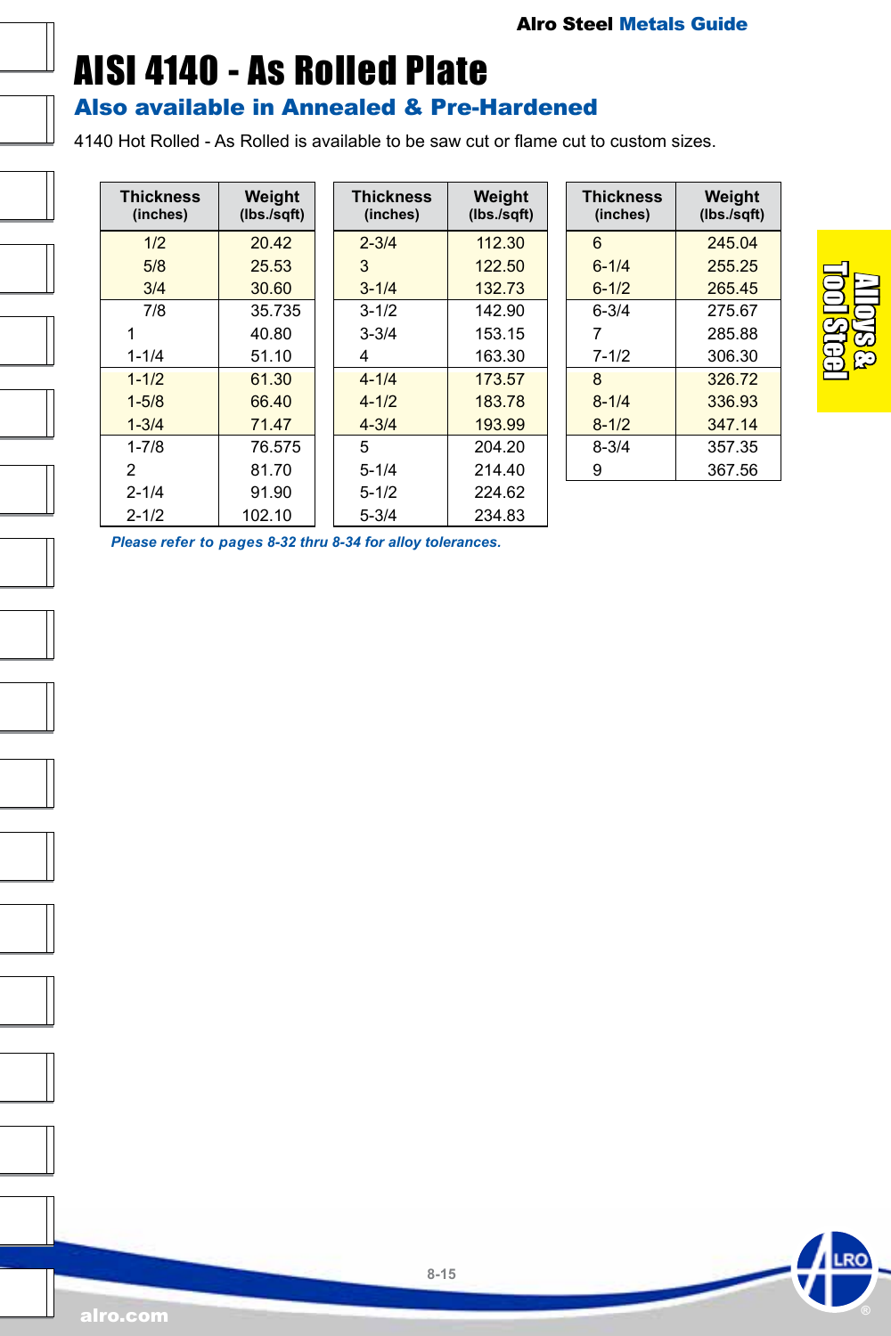# AISI 4140 - As Rolled Plate

## Also available in Annealed & Pre-Hardened

4140 Hot Rolled - As Rolled is available to be saw cut or flame cut to custom sizes.

| Thickness (inches) | Weight (lbs./sqft) | Thickness (inches) | Weight (lbs./sqft) | Thickness (inches) | Weight (lbs./sqft) |
|---|---|---|---|---|---|
| 1/2 | 20.42 | 2-3/4 | 112.30 | 6 | 245.04 |
| 5/8 | 25.53 | 3 | 122.50 | 6-1/4 | 255.25 |
| 3/4 | 30.60 | 3-1/4 | 132.73 | 6-1/2 | 265.45 |
| 7/8 | 35.735 | 3-1/2 | 142.90 | 6-3/4 | 275.67 |
| 1 | 40.80 | 3-3/4 | 153.15 | 7 | 285.88 |
| 1-1/4 | 51.10 | 4 | 163.30 | 7-1/2 | 306.30 |
| 1-1/2 | 61.30 | 4-1/4 | 173.57 | 8 | 326.72 |
| 1-5/8 | 66.40 | 4-1/2 | 183.78 | 8-1/4 | 336.93 |
| 1-3/4 | 71.47 | 4-3/4 | 193.99 | 8-1/2 | 347.14 |
| 1-7/8 | 76.575 | 5 | 204.20 | 8-3/4 | 357.35 |
| 2 | 81.70 | 5-1/4 | 214.40 | 9 | 367.56 |
| 2-1/4 | 91.90 | 5-1/2 | 224.62 | | |
| 2-1/2 | 102.10 | 5-3/4 | 234.83 | | |

*Please refer to pages 8-32 thru 8-34 for alloy tolerances.*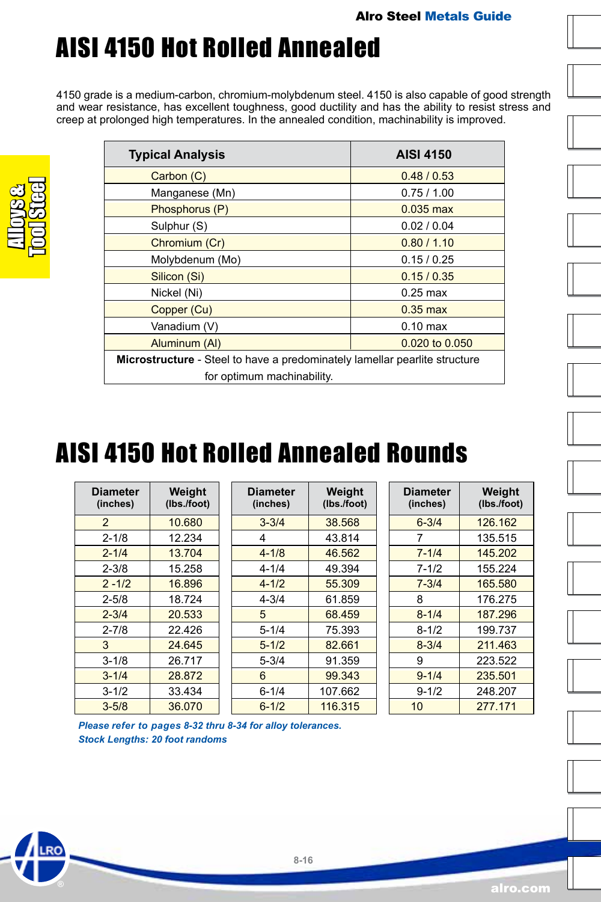# AISI 4150 Hot Rolled Annealed

4150 grade is a medium-carbon, chromium-molybdenum steel. 4150 is also capable of good strength and wear resistance, has excellent toughness, good ductility and has the ability to resist stress and creep at prolonged high temperatures. In the annealed condition, machinability is improved.

| Typical Analysis | AISI 4150 |
|---|---|
| Carbon (C) | 0.48 / 0.53 |
| Manganese (Mn) | 0.75 / 1.00 |
| Phosphorus (P) | 0.035 max |
| Sulphur (S) | 0.02 / 0.04 |
| Chromium (Cr) | 0.80 / 1.10 |
| Molybdenum (Mo) | 0.15 / 0.25 |
| Silicon (Si) | 0.15 / 0.35 |
| Nickel (Ni) | 0.25 max |
| Copper (Cu) | 0.35 max |
| Vanadium (V) | 0.10 max |
| Aluminum (Al) | 0.020 to 0.050 |
| **Microstructure** - Steel to have a predominately lamellar pearlite structure for optimum machinability. | |

# AISI 4150 Hot Rolled Annealed Rounds

| Diameter (inches) | Weight (lbs./foot) | Diameter (inches) | Weight (lbs./foot) | Diameter (inches) | Weight (lbs./foot) |
|---|---|---|---|---|---|
| 2 | 10.680 | 3-3/4 | 38.568 | 6-3/4 | 126.162 |
| 2-1/8 | 12.234 | 4 | 43.814 | 7 | 135.515 |
| 2-1/4 | 13.704 | 4-1/8 | 46.562 | 7-1/4 | 145.202 |
| 2-3/8 | 15.258 | 4-1/4 | 49.394 | 7-1/2 | 155.224 |
| 2 -1/2 | 16.896 | 4-1/2 | 55.309 | 7-3/4 | 165.580 |
| 2-5/8 | 18.724 | 4-3/4 | 61.859 | 8 | 176.275 |
| 2-3/4 | 20.533 | 5 | 68.459 | 8-1/4 | 187.296 |
| 2-7/8 | 22.426 | 5-1/4 | 75.393 | 8-1/2 | 199.737 |
| 3 | 24.645 | 5-1/2 | 82.661 | 8-3/4 | 211.463 |
| 3-1/8 | 26.717 | 5-3/4 | 91.359 | 9 | 223.522 |
| 3-1/4 | 28.872 | 6 | 99.343 | 9-1/4 | 235.501 |
| 3-1/2 | 33.434 | 6-1/4 | 107.662 | 9-1/2 | 248.207 |
| 3-5/8 | 36.070 | 6-1/2 | 116.315 | 10 | 277.171 |

***Please refer to pages 8-32 thru 8-34 for alloy tolerances.***
***Stock Lengths: 20 foot randoms***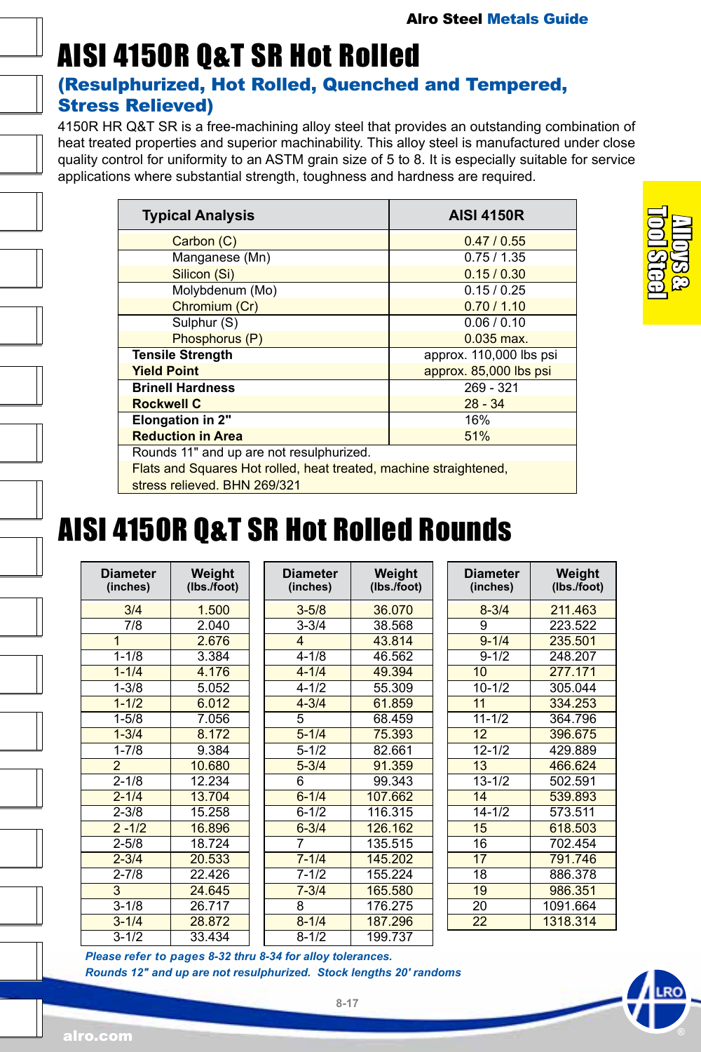# AISI 4150R Q&T SR Hot Rolled

## (Resulphurized, Hot Rolled, Quenched and Tempered, Stress Relieved)

4150R HR Q&T SR is a free-machining alloy steel that provides an outstanding combination of heat treated properties and superior machinability. This alloy steel is manufactured under close quality control for uniformity to an ASTM grain size of 5 to 8. It is especially suitable for service applications where substantial strength, toughness and hardness are required.

| Typical Analysis | AISI 4150R |
|---|---|
| Carbon (C) | 0.47 / 0.55 |
| Manganese (Mn) | 0.75 / 1.35 |
| Silicon (Si) | 0.15 / 0.30 |
| Molybdenum (Mo) | 0.15 / 0.25 |
| Chromium (Cr) | 0.70 / 1.10 |
| Sulphur (S) | 0.06 / 0.10 |
| Phosphorus (P) | 0.035 max. |
| **Tensile Strength** | approx. 110,000 lbs psi |
| **Yield Point** | approx. 85,000 lbs psi |
| **Brinell Hardness** | 269 - 321 |
| **Rockwell C** | 28 - 34 |
| **Elongation in 2"** | 16% |
| **Reduction in Area** | 51% |
| Rounds 11" and up are not resulphurized. | |
| Flats and Squares Hot rolled, heat treated, machine straightened, stress relieved. BHN 269/321 | |

# AISI 4150R Q&T SR Hot Rolled Rounds

| Diameter (inches) | Weight (lbs./foot) | Diameter (inches) | Weight (lbs./foot) | Diameter (inches) | Weight (lbs./foot) |
|---|---|---|---|---|---|
| 3/4 | 1.500 | 3-5/8 | 36.070 | 8-3/4 | 211.463 |
| 7/8 | 2.040 | 3-3/4 | 38.568 | 9 | 223.522 |
| 1 | 2.676 | 4 | 43.814 | 9-1/4 | 235.501 |
| 1-1/8 | 3.384 | 4-1/8 | 46.562 | 9-1/2 | 248.207 |
| 1-1/4 | 4.176 | 4-1/4 | 49.394 | 10 | 277.171 |
| 1-3/8 | 5.052 | 4-1/2 | 55.309 | 10-1/2 | 305.044 |
| 1-1/2 | 6.012 | 4-3/4 | 61.859 | 11 | 334.253 |
| 1-5/8 | 7.056 | 5 | 68.459 | 11-1/2 | 364.796 |
| 1-3/4 | 8.172 | 5-1/4 | 75.393 | 12 | 396.675 |
| 1-7/8 | 9.384 | 5-1/2 | 82.661 | 12-1/2 | 429.889 |
| 2 | 10.680 | 5-3/4 | 91.359 | 13 | 466.624 |
| 2-1/8 | 12.234 | 6 | 99.343 | 13-1/2 | 502.591 |
| 2-1/4 | 13.704 | 6-1/4 | 107.662 | 14 | 539.893 |
| 2-3/8 | 15.258 | 6-1/2 | 116.315 | 14-1/2 | 573.511 |
| 2 -1/2 | 16.896 | 6-3/4 | 126.162 | 15 | 618.503 |
| 2-5/8 | 18.724 | 7 | 135.515 | 16 | 702.454 |
| 2-3/4 | 20.533 | 7-1/4 | 145.202 | 17 | 791.746 |
| 2-7/8 | 22.426 | 7-1/2 | 155.224 | 18 | 886.378 |
| 3 | 24.645 | 7-3/4 | 165.580 | 19 | 986.351 |
| 3-1/8 | 26.717 | 8 | 176.275 | 20 | 1091.664 |
| 3-1/4 | 28.872 | 8-1/4 | 187.296 | 22 | 1318.314 |
| 3-1/2 | 33.434 | 8-1/2 | 199.737 | | |

*Please refer to pages 8-32 thru 8-34 for alloy tolerances.*

*Rounds 12" and up are not resulphurized. Stock lengths 20' randoms*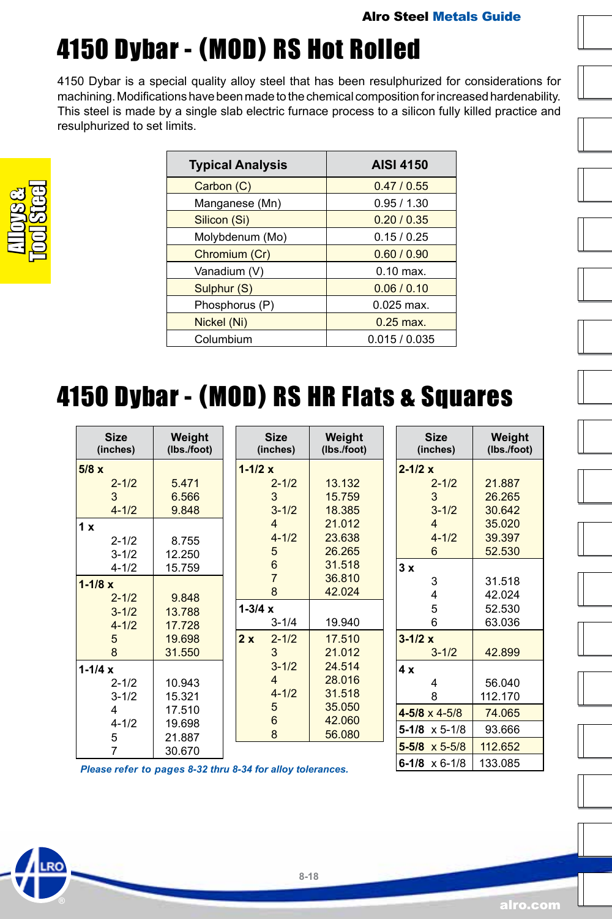# 4150 Dybar - (MOD) RS Hot Rolled

4150 Dybar is a special quality alloy steel that has been resulphurized for considerations for machining. Modifications have been made to the chemical composition for increased hardenability. This steel is made by a single slab electric furnace process to a silicon fully killed practice and resulphurized to set limits.

| Typical Analysis | AISI 4150 |
|---|---|
| Carbon (C) | 0.47 / 0.55 |
| Manganese (Mn) | 0.95 / 1.30 |
| Silicon (Si) | 0.20 / 0.35 |
| Molybdenum (Mo) | 0.15 / 0.25 |
| Chromium (Cr) | 0.60 / 0.90 |
| Vanadium (V) | 0.10 max. |
| Sulphur (S) | 0.06 / 0.10 |
| Phosphorus (P) | 0.025 max. |
| Nickel (Ni) | 0.25 max. |
| Columbium | 0.015 / 0.035 |

# 4150 Dybar - (MOD) RS HR Flats & Squares

| Size (inches) | Weight (lbs./foot) |
|---|---|
| **5/8 x** | |
| 2-1/2 | 5.471 |
| 3 | 6.566 |
| 4-1/2 | 9.848 |
| **1 x** | |
| 2-1/2 | 8.755 |
| 3-1/2 | 12.250 |
| 4-1/2 | 15.759 |
| **1-1/8 x** | |
| 2-1/2 | 9.848 |
| 3-1/2 | 13.788 |
| 4-1/2 | 17.728 |
| 5 | 19.698 |
| 8 | 31.550 |
| **1-1/4 x** | |
| 2-1/2 | 10.943 |
| 3-1/2 | 15.321 |
| 4 | 17.510 |
| 4-1/2 | 19.698 |
| 5 | 21.887 |
| 7 | 30.670 |
| **1-1/2 x** | |
| 2-1/2 | 13.132 |
| 3 | 15.759 |
| 3-1/2 | 18.385 |
| 4 | 21.012 |
| 4-1/2 | 23.638 |
| 5 | 26.265 |
| 6 | 31.518 |
| 7 | 36.810 |
| 8 | 42.024 |
| **1-3/4 x** | |
| 3-1/4 | 19.940 |
| **2 x** 2-1/2 | 17.510 |
| 3 | 21.012 |
| 3-1/2 | 24.514 |
| 4 | 28.016 |
| 4-1/2 | 31.518 |
| 5 | 35.050 |
| 6 | 42.060 |
| 8 | 56.080 |
| **2-1/2 x** | |
| 2-1/2 | 21.887 |
| 3 | 26.265 |
| 3-1/2 | 30.642 |
| 4 | 35.020 |
| 4-1/2 | 39.397 |
| 6 | 52.530 |
| **3 x** | |
| 3 | 31.518 |
| 4 | 42.024 |
| 5 | 52.530 |
| 6 | 63.036 |
| **3-1/2 x** | |
| 3-1/2 | 42.899 |
| **4 x** | |
| 4 | 56.040 |
| 8 | 112.170 |
| **4-5/8** x 4-5/8 | 74.065 |
| **5-1/8** x 5-1/8 | 93.666 |
| **5-5/8** x 5-5/8 | 112.652 |
| **6-1/8** x 6-1/8 | 133.085 |

*Please refer to pages 8-32 thru 8-34 for alloy tolerances.*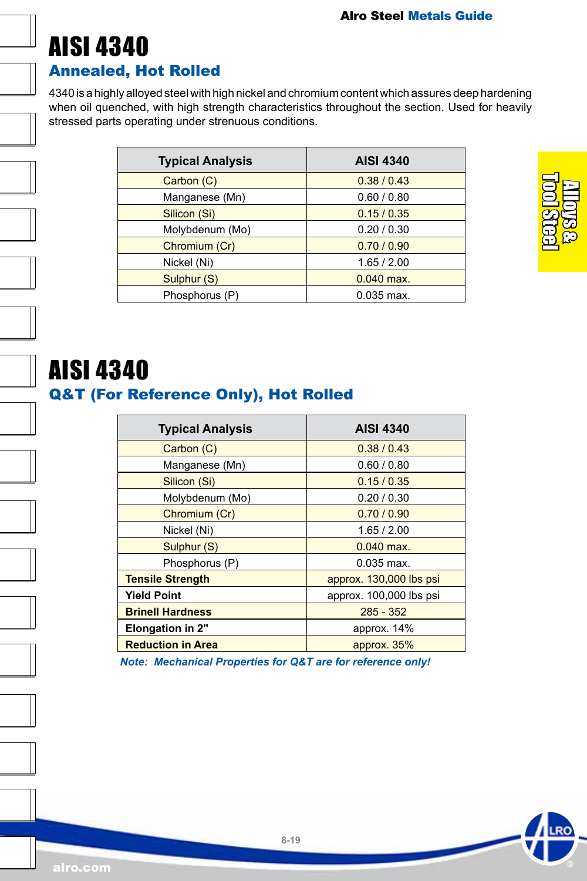# AISI 4340

## Annealed, Hot Rolled

4340 is a highly alloyed steel with high nickel and chromium content which assures deep hardening when oil quenched, with high strength characteristics throughout the section. Used for heavily stressed parts operating under strenuous conditions.

| Typical Analysis | AISI 4340 |
|---|---|
| Carbon (C) | 0.38 / 0.43 |
| Manganese (Mn) | 0.60 / 0.80 |
| Silicon (Si) | 0.15 / 0.35 |
| Molybdenum (Mo) | 0.20 / 0.30 |
| Chromium (Cr) | 0.70 / 0.90 |
| Nickel (Ni) | 1.65 / 2.00 |
| Sulphur (S) | 0.040 max. |
| Phosphorus (P) | 0.035 max. |

# AISI 4340

## Q&T (For Reference Only), Hot Rolled

| Typical Analysis | AISI 4340 |
|---|---|
| Carbon (C) | 0.38 / 0.43 |
| Manganese (Mn) | 0.60 / 0.80 |
| Silicon (Si) | 0.15 / 0.35 |
| Molybdenum (Mo) | 0.20 / 0.30 |
| Chromium (Cr) | 0.70 / 0.90 |
| Nickel (Ni) | 1.65 / 2.00 |
| Sulphur (S) | 0.040 max. |
| Phosphorus (P) | 0.035 max. |
| **Tensile Strength** | approx. 130,000 lbs psi |
| **Yield Point** | approx. 100,000 lbs psi |
| **Brinell Hardness** | 285 - 352 |
| **Elongation in 2"** | approx. 14% |
| **Reduction in Area** | approx. 35% |

***Note: Mechanical Properties for Q&T are for reference only!***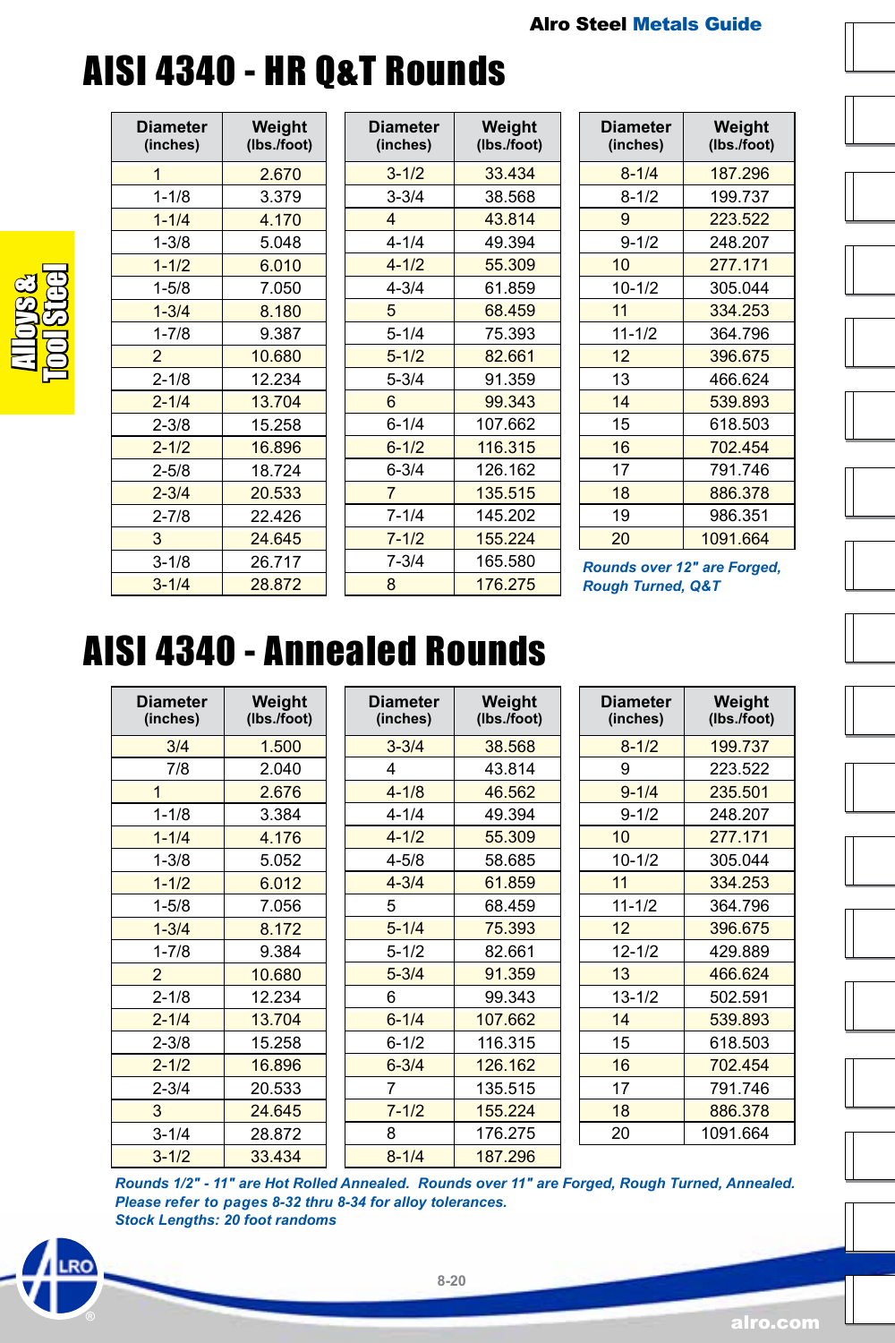# AISI 4340 - HR Q&T Rounds

| Diameter (inches) | Weight (lbs./foot) | Diameter (inches) | Weight (lbs./foot) | Diameter (inches) | Weight (lbs./foot) |
|---|---|---|---|---|---|
| 1 | 2.670 | 3-1/2 | 33.434 | 8-1/4 | 187.296 |
| 1-1/8 | 3.379 | 3-3/4 | 38.568 | 8-1/2 | 199.737 |
| 1-1/4 | 4.170 | 4 | 43.814 | 9 | 223.522 |
| 1-3/8 | 5.048 | 4-1/4 | 49.394 | 9-1/2 | 248.207 |
| 1-1/2 | 6.010 | 4-1/2 | 55.309 | 10 | 277.171 |
| 1-5/8 | 7.050 | 4-3/4 | 61.859 | 10-1/2 | 305.044 |
| 1-3/4 | 8.180 | 5 | 68.459 | 11 | 334.253 |
| 1-7/8 | 9.387 | 5-1/4 | 75.393 | 11-1/2 | 364.796 |
| 2 | 10.680 | 5-1/2 | 82.661 | 12 | 396.675 |
| 2-1/8 | 12.234 | 5-3/4 | 91.359 | 13 | 466.624 |
| 2-1/4 | 13.704 | 6 | 99.343 | 14 | 539.893 |
| 2-3/8 | 15.258 | 6-1/4 | 107.662 | 15 | 618.503 |
| 2-1/2 | 16.896 | 6-1/2 | 116.315 | 16 | 702.454 |
| 2-5/8 | 18.724 | 6-3/4 | 126.162 | 17 | 791.746 |
| 2-3/4 | 20.533 | 7 | 135.515 | 18 | 886.378 |
| 2-7/8 | 22.426 | 7-1/4 | 145.202 | 19 | 986.351 |
| 3 | 24.645 | 7-1/2 | 155.224 | 20 | 1091.664 |
| 3-1/8 | 26.717 | 7-3/4 | 165.580 | | |
| 3-1/4 | 28.872 | 8 | 176.275 | | |

*Rounds over 12" are Forged, Rough Turned, Q&T*

# AISI 4340 - Annealed Rounds

| Diameter (inches) | Weight (lbs./foot) | Diameter (inches) | Weight (lbs./foot) | Diameter (inches) | Weight (lbs./foot) |
|---|---|---|---|---|---|
| 3/4 | 1.500 | 3-3/4 | 38.568 | 8-1/2 | 199.737 |
| 7/8 | 2.040 | 4 | 43.814 | 9 | 223.522 |
| 1 | 2.676 | 4-1/8 | 46.562 | 9-1/4 | 235.501 |
| 1-1/8 | 3.384 | 4-1/4 | 49.394 | 9-1/2 | 248.207 |
| 1-1/4 | 4.176 | 4-1/2 | 55.309 | 10 | 277.171 |
| 1-3/8 | 5.052 | 4-5/8 | 58.685 | 10-1/2 | 305.044 |
| 1-1/2 | 6.012 | 4-3/4 | 61.859 | 11 | 334.253 |
| 1-5/8 | 7.056 | 5 | 68.459 | 11-1/2 | 364.796 |
| 1-3/4 | 8.172 | 5-1/4 | 75.393 | 12 | 396.675 |
| 1-7/8 | 9.384 | 5-1/2 | 82.661 | 12-1/2 | 429.889 |
| 2 | 10.680 | 5-3/4 | 91.359 | 13 | 466.624 |
| 2-1/8 | 12.234 | 6 | 99.343 | 13-1/2 | 502.591 |
| 2-1/4 | 13.704 | 6-1/4 | 107.662 | 14 | 539.893 |
| 2-3/8 | 15.258 | 6-1/2 | 116.315 | 15 | 618.503 |
| 2-1/2 | 16.896 | 6-3/4 | 126.162 | 16 | 702.454 |
| 2-3/4 | 20.533 | 7 | 135.515 | 17 | 791.746 |
| 3 | 24.645 | 7-1/2 | 155.224 | 18 | 886.378 |
| 3-1/4 | 28.872 | 8 | 176.275 | 20 | 1091.664 |
| 3-1/2 | 33.434 | 8-1/4 | 187.296 | | |

*Rounds 1/2" - 11" are Hot Rolled Annealed. Rounds over 11" are Forged, Rough Turned, Annealed.*
*Please refer to pages 8-32 thru 8-34 for alloy tolerances.*
*Stock Lengths: 20 foot randoms*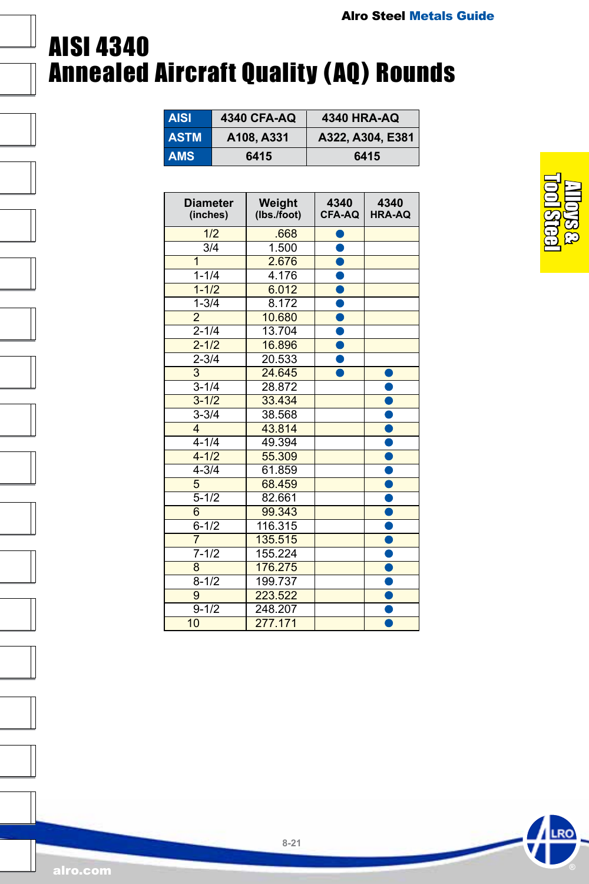# AISI 4340
# Annealed Aircraft Quality (AQ) Rounds

| AISI | 4340 CFA-AQ | 4340 HRA-AQ |
|---|---|---|
| ASTM | A108, A331 | A322, A304, E381 |
| AMS | 6415 | 6415 |

| Diameter (inches) | Weight (lbs./foot) | 4340 CFA-AQ | 4340 HRA-AQ |
|---|---|---|---|
| 1/2 | .668 | ● | |
| 3/4 | 1.500 | ● | |
| 1 | 2.676 | ● | |
| 1-1/4 | 4.176 | ● | |
| 1-1/2 | 6.012 | ● | |
| 1-3/4 | 8.172 | ● | |
| 2 | 10.680 | ● | |
| 2-1/4 | 13.704 | ● | |
| 2-1/2 | 16.896 | ● | |
| 2-3/4 | 20.533 | ● | |
| 3 | 24.645 | ● | ● |
| 3-1/4 | 28.872 | | ● |
| 3-1/2 | 33.434 | | ● |
| 3-3/4 | 38.568 | | ● |
| 4 | 43.814 | | ● |
| 4-1/4 | 49.394 | | ● |
| 4-1/2 | 55.309 | | ● |
| 4-3/4 | 61.859 | | ● |
| 5 | 68.459 | | ● |
| 5-1/2 | 82.661 | | ● |
| 6 | 99.343 | | ● |
| 6-1/2 | 116.315 | | ● |
| 7 | 135.515 | | ● |
| 7-1/2 | 155.224 | | ● |
| 8 | 176.275 | | ● |
| 8-1/2 | 199.737 | | ● |
| 9 | 223.522 | | ● |
| 9-1/2 | 248.207 | | ● |
| 10 | 277.171 | | ● |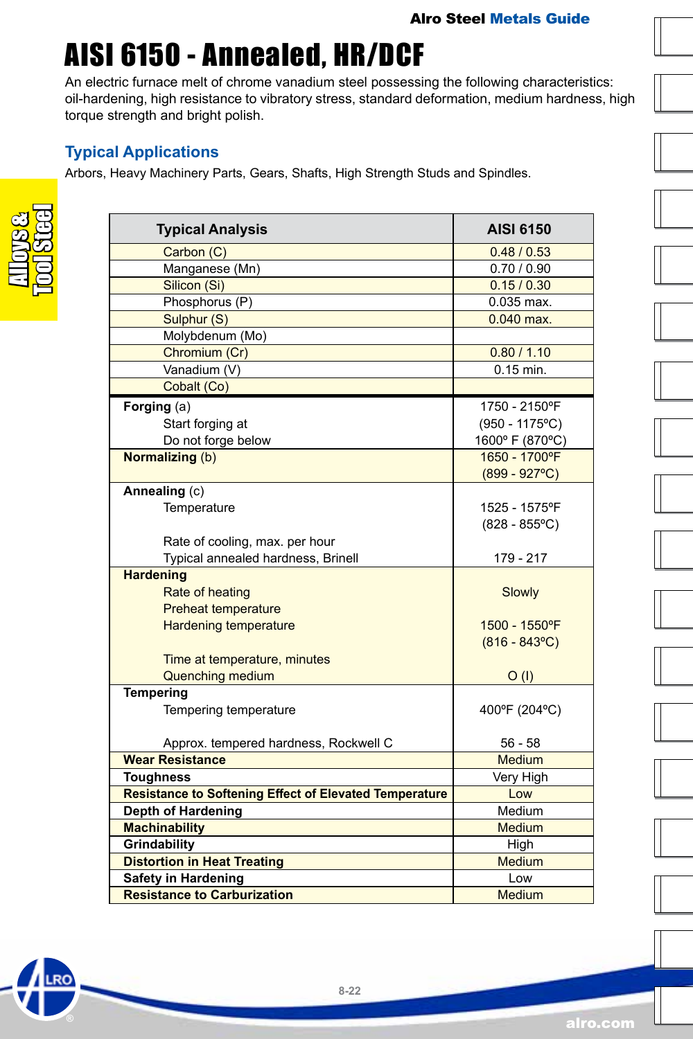# AISI 6150 - Annealed, HR/DCF

An electric furnace melt of chrome vanadium steel possessing the following characteristics: oil-hardening, high resistance to vibratory stress, standard deformation, medium hardness, high torque strength and bright polish.

## Typical Applications

Arbors, Heavy Machinery Parts, Gears, Shafts, High Strength Studs and Spindles.

| Typical Analysis | AISI 6150 |
|---|---|
| Carbon (C) | 0.48 / 0.53 |
| Manganese (Mn) | 0.70 / 0.90 |
| Silicon (Si) | 0.15 / 0.30 |
| Phosphorus (P) | 0.035 max. |
| Sulphur (S) | 0.040 max. |
| Molybdenum (Mo) | |
| Chromium (Cr) | 0.80 / 1.10 |
| Vanadium (V) | 0.15 min. |
| Cobalt (Co) | |
| **Forging** (a) | |
| Start forging at | 1750 - 2150ºF (950 - 1175ºC) |
| Do not forge below | 1600º F (870ºC) |
| **Normalizing** (b) | 1650 - 1700ºF (899 - 927ºC) |
| **Annealing** (c) | |
| Temperature | 1525 - 1575ºF (828 - 855ºC) |
| Rate of cooling, max. per hour | |
| Typical annealed hardness, Brinell | 179 - 217 |
| **Hardening** | |
| Rate of heating | Slowly |
| Preheat temperature | |
| Hardening temperature | 1500 - 1550ºF (816 - 843ºC) |
| Time at temperature, minutes | |
| Quenching medium | O (I) |
| **Tempering** | |
| Tempering temperature | 400ºF (204ºC) |
| Approx. tempered hardness, Rockwell C | 56 - 58 |
| **Wear Resistance** | Medium |
| **Toughness** | Very High |
| **Resistance to Softening Effect of Elevated Temperature** | Low |
| **Depth of Hardening** | Medium |
| **Machinability** | Medium |
| **Grindability** | High |
| **Distortion in Heat Treating** | Medium |
| **Safety in Hardening** | Low |
| **Resistance to Carburization** | Medium |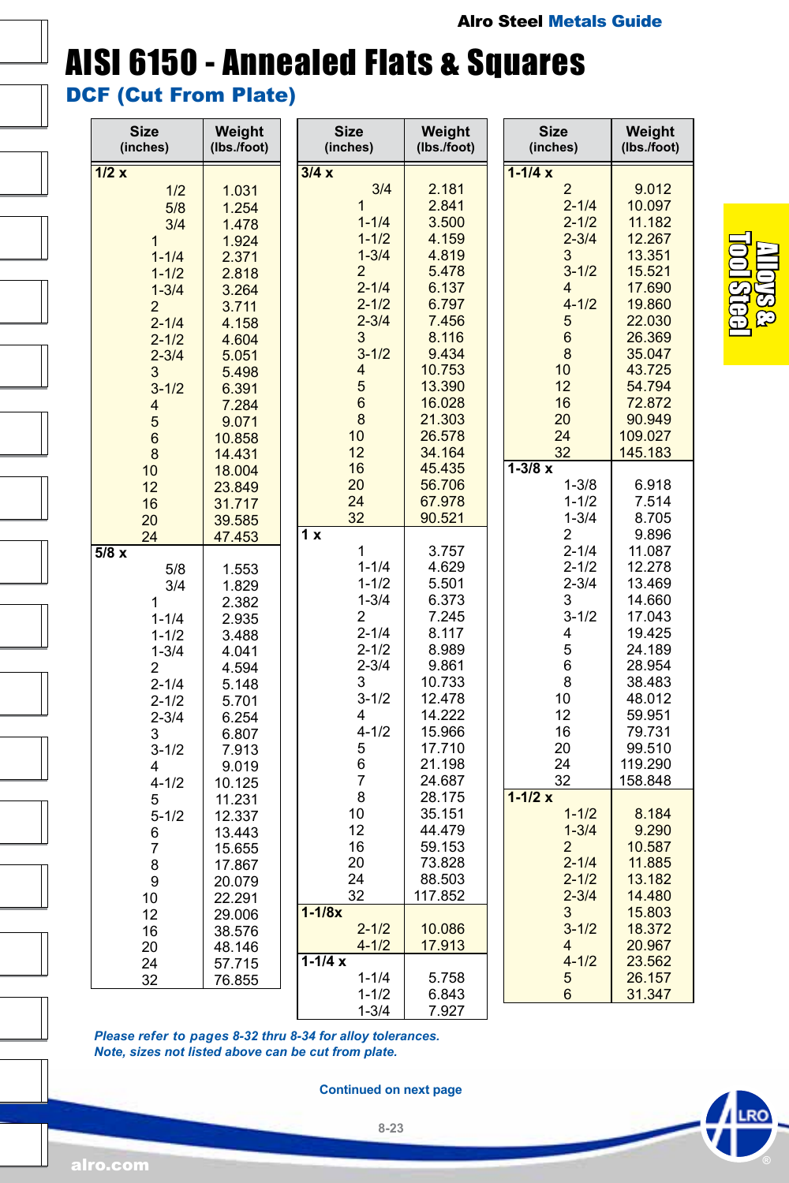# AISI 6150 - Annealed Flats & Squares

## DCF (Cut From Plate)

| Size (inches) | Weight (lbs./foot) |
|---|---|
| **1/2 x** | |
| 1/2 | 1.031 |
| 5/8 | 1.254 |
| 3/4 | 1.478 |
| 1 | 1.924 |
| 1-1/4 | 2.371 |
| 1-1/2 | 2.818 |
| 1-3/4 | 3.264 |
| 2 | 3.711 |
| 2-1/4 | 4.158 |
| 2-1/2 | 4.604 |
| 2-3/4 | 5.051 |
| 3 | 5.498 |
| 3-1/2 | 6.391 |
| 4 | 7.284 |
| 5 | 9.071 |
| 6 | 10.858 |
| 8 | 14.431 |
| 10 | 18.004 |
| 12 | 23.849 |
| 16 | 31.717 |
| 20 | 39.585 |
| 24 | 47.453 |
| **5/8 x** | |
| 5/8 | 1.553 |
| 3/4 | 1.829 |
| 1 | 2.382 |
| 1-1/4 | 2.935 |
| 1-1/2 | 3.488 |
| 1-3/4 | 4.041 |
| 2 | 4.594 |
| 2-1/4 | 5.148 |
| 2-1/2 | 5.701 |
| 2-3/4 | 6.254 |
| 3 | 6.807 |
| 3-1/2 | 7.913 |
| 4 | 9.019 |
| 4-1/2 | 10.125 |
| 5 | 11.231 |
| 5-1/2 | 12.337 |
| 6 | 13.443 |
| 7 | 15.655 |
| 8 | 17.867 |
| 9 | 20.079 |
| 10 | 22.291 |
| 12 | 29.006 |
| 16 | 38.576 |
| 20 | 48.146 |
| 24 | 57.715 |
| 32 | 76.855 |
| **3/4 x** | |
| 3/4 | 2.181 |
| 1 | 2.841 |
| 1-1/4 | 3.500 |
| 1-1/2 | 4.159 |
| 1-3/4 | 4.819 |
| 2 | 5.478 |
| 2-1/4 | 6.137 |
| 2-1/2 | 6.797 |
| 2-3/4 | 7.456 |
| 3 | 8.116 |
| 3-1/2 | 9.434 |
| 4 | 10.753 |
| 5 | 13.390 |
| 6 | 16.028 |
| 8 | 21.303 |
| 10 | 26.578 |
| 12 | 34.164 |
| 16 | 45.435 |
| 20 | 56.706 |
| 24 | 67.978 |
| 32 | 90.521 |
| **1 x** | |
| 1 | 3.757 |
| 1-1/4 | 4.629 |
| 1-1/2 | 5.501 |
| 1-3/4 | 6.373 |
| 2 | 7.245 |
| 2-1/4 | 8.117 |
| 2-1/2 | 8.989 |
| 2-3/4 | 9.861 |
| 3 | 10.733 |
| 3-1/2 | 12.478 |
| 4 | 14.222 |
| 4-1/2 | 15.966 |
| 5 | 17.710 |
| 6 | 21.198 |
| 7 | 24.687 |
| 8 | 28.175 |
| 10 | 35.151 |
| 12 | 44.479 |
| 16 | 59.153 |
| 20 | 73.828 |
| 24 | 88.503 |
| 32 | 117.852 |
| **1-1/8x** | |
| 2-1/2 | 10.086 |
| 4-1/2 | 17.913 |
| **1-1/4 x** | |
| 1-1/4 | 5.758 |
| 1-1/2 | 6.843 |
| 1-3/4 | 7.927 |
| 2 | 9.012 |
| 2-1/4 | 10.097 |
| 2-1/2 | 11.182 |
| 2-3/4 | 12.267 |
| 3 | 13.351 |
| 3-1/2 | 15.521 |
| 4 | 17.690 |
| 4-1/2 | 19.860 |
| 5 | 22.030 |
| 6 | 26.369 |
| 8 | 35.047 |
| 10 | 43.725 |
| 12 | 54.794 |
| 16 | 72.872 |
| 20 | 90.949 |
| 24 | 109.027 |
| 32 | 145.183 |
| **1-3/8 x** | |
| 1-3/8 | 6.918 |
| 1-1/2 | 7.514 |
| 1-3/4 | 8.705 |
| 2 | 9.896 |
| 2-1/4 | 11.087 |
| 2-1/2 | 12.278 |
| 2-3/4 | 13.469 |
| 3 | 14.660 |
| 3-1/2 | 17.043 |
| 4 | 19.425 |
| 5 | 24.189 |
| 6 | 28.954 |
| 8 | 38.483 |
| 10 | 48.012 |
| 12 | 59.951 |
| 16 | 79.731 |
| 20 | 99.510 |
| 24 | 119.290 |
| 32 | 158.848 |
| **1-1/2 x** | |
| 1-1/2 | 8.184 |
| 1-3/4 | 9.290 |
| 2 | 10.587 |
| 2-1/4 | 11.885 |
| 2-1/2 | 13.182 |
| 2-3/4 | 14.480 |
| 3 | 15.803 |
| 3-1/2 | 18.372 |
| 4 | 20.967 |
| 4-1/2 | 23.562 |
| 5 | 26.157 |
| 6 | 31.347 |

*Please refer to pages 8-32 thru 8-34 for alloy tolerances.*
*Note, sizes not listed above can be cut from plate.*

**Continued on next page**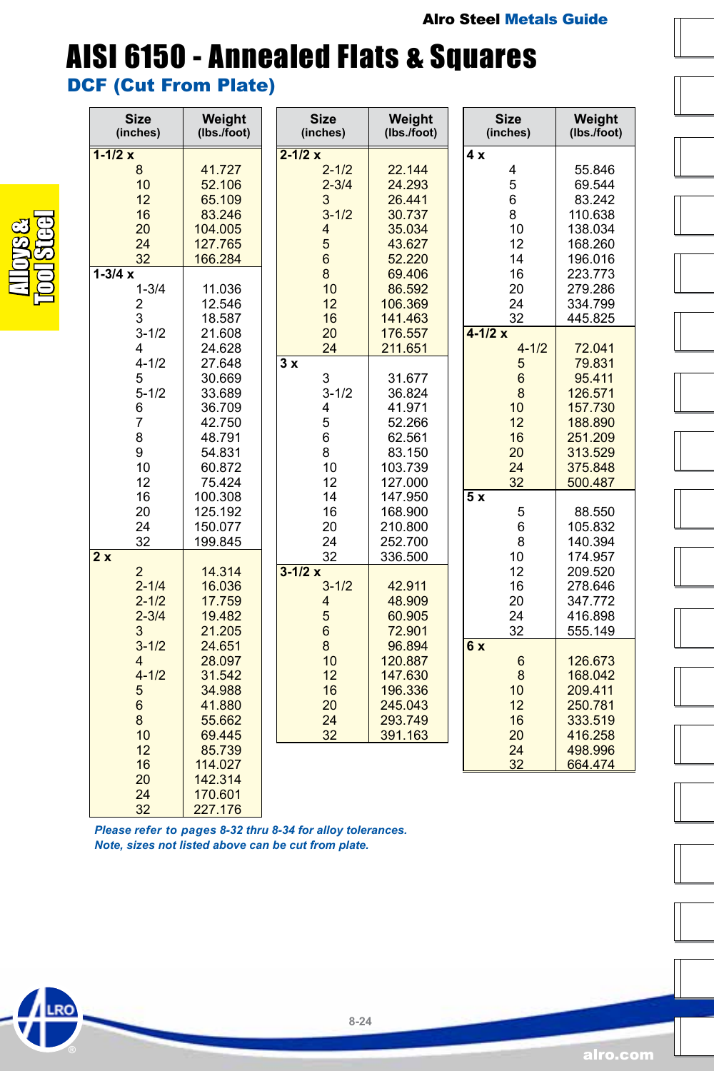# AISI 6150 - Annealed Flats & Squares

## DCF (Cut From Plate)

| Size (inches) | Weight (lbs./foot) |
|---|---|
| **1-1/2 x** | |
| 8 | 41.727 |
| 10 | 52.106 |
| 12 | 65.109 |
| 16 | 83.246 |
| 20 | 104.005 |
| 24 | 127.765 |
| 32 | 166.284 |
| **1-3/4 x** | |
| 1-3/4 | 11.036 |
| 2 | 12.546 |
| 3 | 18.587 |
| 3-1/2 | 21.608 |
| 4 | 24.628 |
| 4-1/2 | 27.648 |
| 5 | 30.669 |
| 5-1/2 | 33.689 |
| 6 | 36.709 |
| 7 | 42.750 |
| 8 | 48.791 |
| 9 | 54.831 |
| 10 | 60.872 |
| 12 | 75.424 |
| 16 | 100.308 |
| 20 | 125.192 |
| 24 | 150.077 |
| 32 | 199.845 |
| **2 x** | |
| 2 | 14.314 |
| 2-1/4 | 16.036 |
| 2-1/2 | 17.759 |
| 2-3/4 | 19.482 |
| 3 | 21.205 |
| 3-1/2 | 24.651 |
| 4 | 28.097 |
| 4-1/2 | 31.542 |
| 5 | 34.988 |
| 6 | 41.880 |
| 8 | 55.662 |
| 10 | 69.445 |
| 12 | 85.739 |
| 16 | 114.027 |
| 20 | 142.314 |
| 24 | 170.601 |
| 32 | 227.176 |
| **2-1/2 x** | |
| 2-1/2 | 22.144 |
| 2-3/4 | 24.293 |
| 3 | 26.441 |
| 3-1/2 | 30.737 |
| 4 | 35.034 |
| 5 | 43.627 |
| 6 | 52.220 |
| 8 | 69.406 |
| 10 | 86.592 |
| 12 | 106.369 |
| 16 | 141.463 |
| 20 | 176.557 |
| 24 | 211.651 |
| **3 x** | |
| 3 | 31.677 |
| 3-1/2 | 36.824 |
| 4 | 41.971 |
| 5 | 52.266 |
| 6 | 62.561 |
| 8 | 83.150 |
| 10 | 103.739 |
| 12 | 127.000 |
| 14 | 147.950 |
| 16 | 168.900 |
| 20 | 210.800 |
| 24 | 252.700 |
| 32 | 336.500 |
| **3-1/2 x** | |
| 3-1/2 | 42.911 |
| 4 | 48.909 |
| 5 | 60.905 |
| 6 | 72.901 |
| 8 | 96.894 |
| 10 | 120.887 |
| 12 | 147.630 |
| 16 | 196.336 |
| 20 | 245.043 |
| 24 | 293.749 |
| 32 | 391.163 |
| **4 x** | |
| 4 | 55.846 |
| 5 | 69.544 |
| 6 | 83.242 |
| 8 | 110.638 |
| 10 | 138.034 |
| 12 | 168.260 |
| 14 | 196.016 |
| 16 | 223.773 |
| 20 | 279.286 |
| 24 | 334.799 |
| 32 | 445.825 |
| **4-1/2 x** | |
| 4-1/2 | 72.041 |
| 5 | 79.831 |
| 6 | 95.411 |
| 8 | 126.571 |
| 10 | 157.730 |
| 12 | 188.890 |
| 16 | 251.209 |
| 20 | 313.529 |
| 24 | 375.848 |
| 32 | 500.487 |
| **5 x** | |
| 5 | 88.550 |
| 6 | 105.832 |
| 8 | 140.394 |
| 10 | 174.957 |
| 12 | 209.520 |
| 16 | 278.646 |
| 20 | 347.772 |
| 24 | 416.898 |
| 32 | 555.149 |
| **6 x** | |
| 6 | 126.673 |
| 8 | 168.042 |
| 10 | 209.411 |
| 12 | 250.781 |
| 16 | 333.519 |
| 20 | 416.258 |
| 24 | 498.996 |
| 32 | 664.474 |

*Please refer to pages 8-32 thru 8-34 for alloy tolerances.*
*Note, sizes not listed above can be cut from plate.*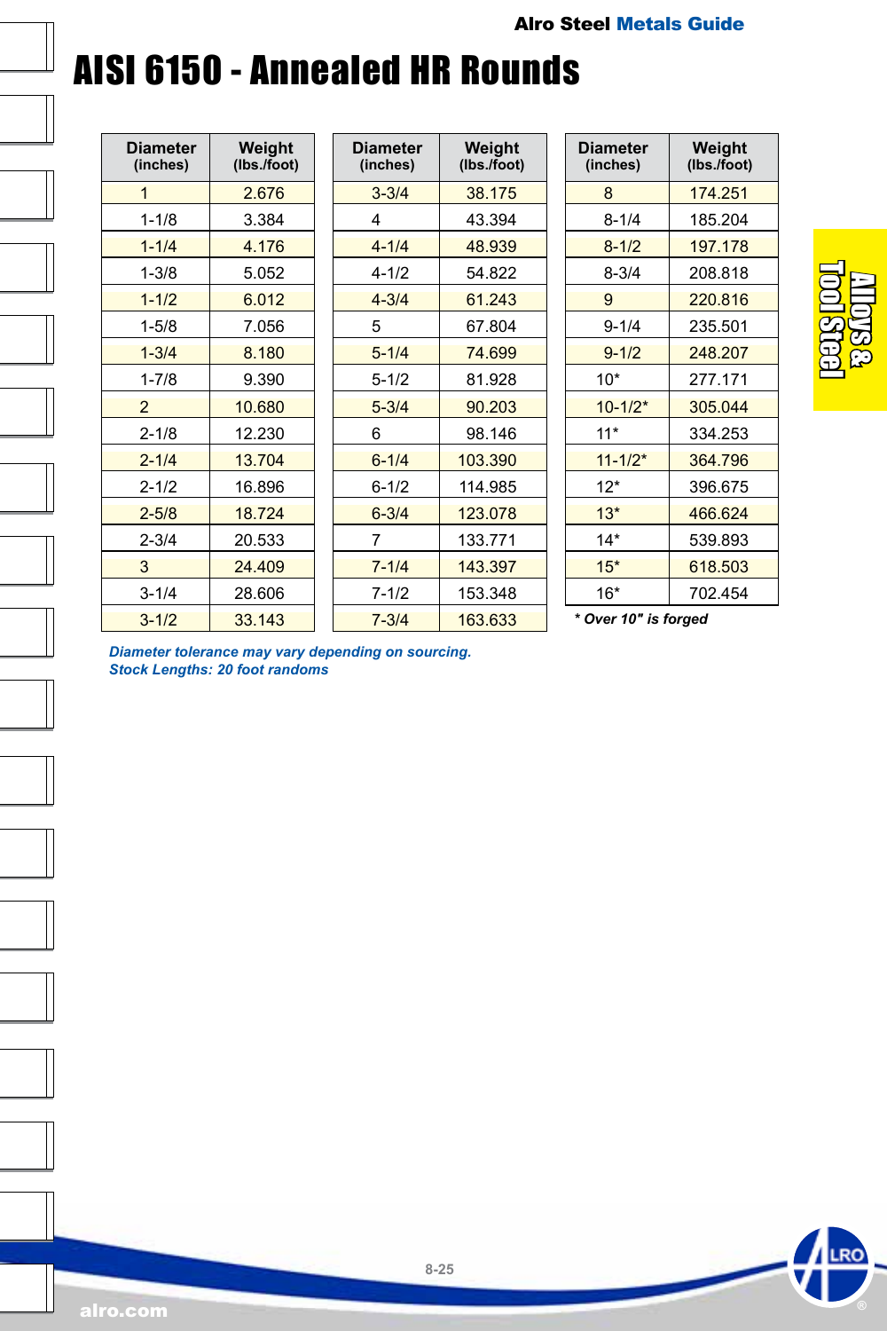# AISI 6150 - Annealed HR Rounds

| Diameter (inches) | Weight (lbs./foot) | Diameter (inches) | Weight (lbs./foot) | Diameter (inches) | Weight (lbs./foot) |
|---|---|---|---|---|---|
| 1 | 2.676 | 3-3/4 | 38.175 | 8 | 174.251 |
| 1-1/8 | 3.384 | 4 | 43.394 | 8-1/4 | 185.204 |
| 1-1/4 | 4.176 | 4-1/4 | 48.939 | 8-1/2 | 197.178 |
| 1-3/8 | 5.052 | 4-1/2 | 54.822 | 8-3/4 | 208.818 |
| 1-1/2 | 6.012 | 4-3/4 | 61.243 | 9 | 220.816 |
| 1-5/8 | 7.056 | 5 | 67.804 | 9-1/4 | 235.501 |
| 1-3/4 | 8.180 | 5-1/4 | 74.699 | 9-1/2 | 248.207 |
| 1-7/8 | 9.390 | 5-1/2 | 81.928 | 10* | 277.171 |
| 2 | 10.680 | 5-3/4 | 90.203 | 10-1/2* | 305.044 |
| 2-1/8 | 12.230 | 6 | 98.146 | 11* | 334.253 |
| 2-1/4 | 13.704 | 6-1/4 | 103.390 | 11-1/2* | 364.796 |
| 2-1/2 | 16.896 | 6-1/2 | 114.985 | 12* | 396.675 |
| 2-5/8 | 18.724 | 6-3/4 | 123.078 | 13* | 466.624 |
| 2-3/4 | 20.533 | 7 | 133.771 | 14* | 539.893 |
| 3 | 24.409 | 7-1/4 | 143.397 | 15* | 618.503 |
| 3-1/4 | 28.606 | 7-1/2 | 153.348 | 16* | 702.454 |
| 3-1/2 | 33.143 | 7-3/4 | 163.633 | | |

*** Over 10" is forged***

***Diameter tolerance may vary depending on sourcing.***
***Stock Lengths: 20 foot randoms***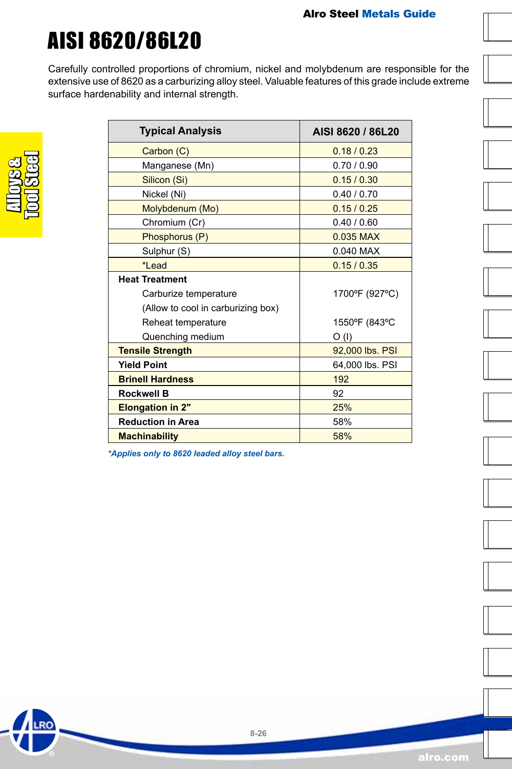# AISI 8620/86L20

Carefully controlled proportions of chromium, nickel and molybdenum are responsible for the extensive use of 8620 as a carburizing alloy steel. Valuable features of this grade include extreme surface hardenability and internal strength.

| Typical Analysis | AISI 8620 / 86L20 |
|---|---|
| Carbon (C) | 0.18 / 0.23 |
| Manganese (Mn) | 0.70 / 0.90 |
| Silicon (Si) | 0.15 / 0.30 |
| Nickel (Ni) | 0.40 / 0.70 |
| Molybdenum (Mo) | 0.15 / 0.25 |
| Chromium (Cr) | 0.40 / 0.60 |
| Phosphorus (P) | 0.035 MAX |
| Sulphur (S) | 0.040 MAX |
| *Lead | 0.15 / 0.35 |
| **Heat Treatment** | |
| Carburize temperature | 1700ºF (927ºC) |
| (Allow to cool in carburizing box) | |
| Reheat temperature | 1550ºF (843ºC |
| Quenching medium | O (I) |
| **Tensile Strength** | 92,000 lbs. PSI |
| **Yield Point** | 64,000 lbs. PSI |
| **Brinell Hardness** | 192 |
| **Rockwell B** | 92 |
| **Elongation in 2"** | 25% |
| **Reduction in Area** | 58% |
| **Machinability** | 58% |

***Applies only to 8620 leaded alloy steel bars.***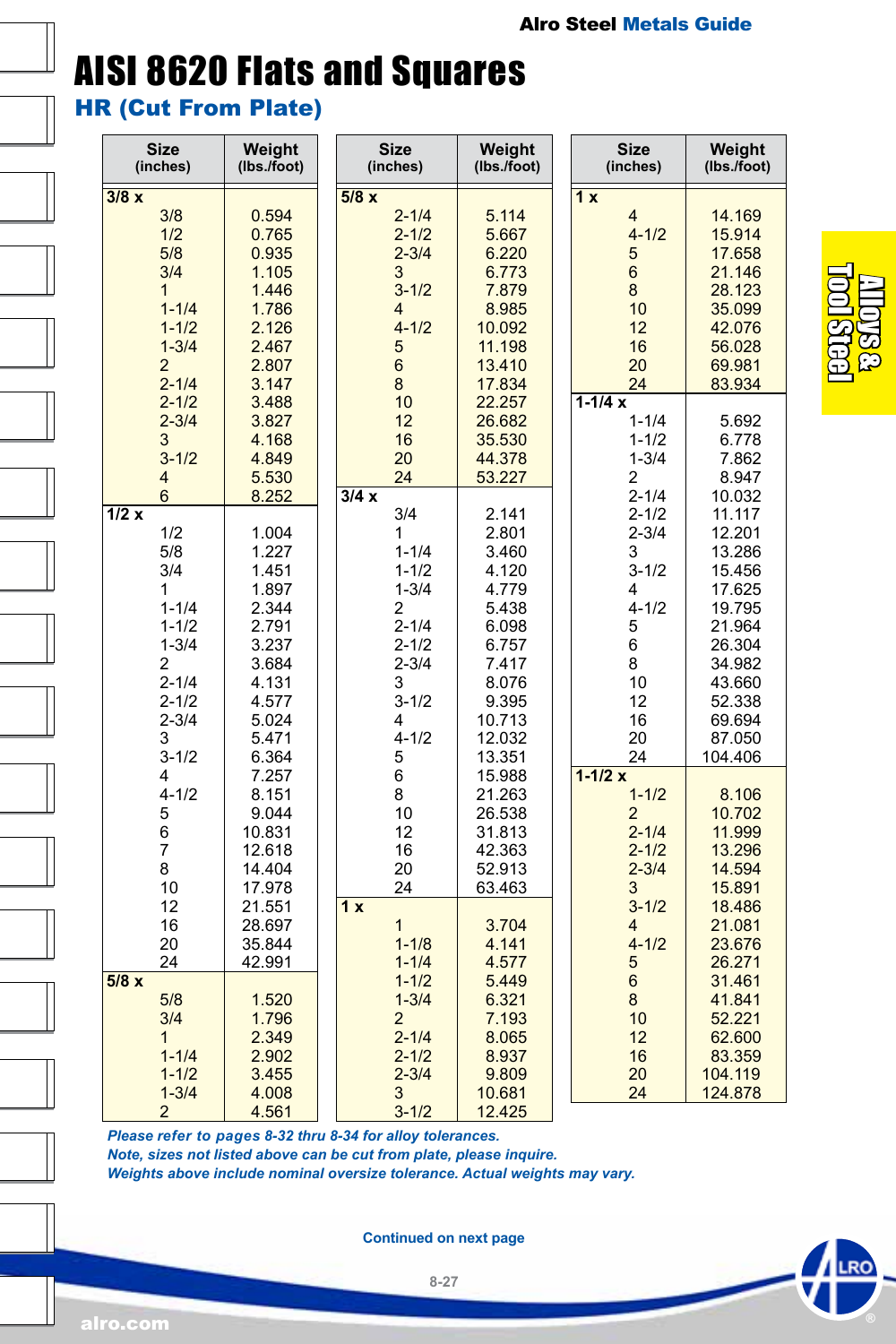# AISI 8620 Flats and Squares

## HR (Cut From Plate)

| Size (inches) | Weight (lbs./foot) |
|---|---|
| **3/8 x** | |
| 3/8 | 0.594 |
| 1/2 | 0.765 |
| 5/8 | 0.935 |
| 3/4 | 1.105 |
| 1 | 1.446 |
| 1-1/4 | 1.786 |
| 1-1/2 | 2.126 |
| 1-3/4 | 2.467 |
| 2 | 2.807 |
| 2-1/4 | 3.147 |
| 2-1/2 | 3.488 |
| 2-3/4 | 3.827 |
| 3 | 4.168 |
| 3-1/2 | 4.849 |
| 4 | 5.530 |
| 6 | 8.252 |
| **1/2 x** | |
| 1/2 | 1.004 |
| 5/8 | 1.227 |
| 3/4 | 1.451 |
| 1 | 1.897 |
| 1-1/4 | 2.344 |
| 1-1/2 | 2.791 |
| 1-3/4 | 3.237 |
| 2 | 3.684 |
| 2-1/4 | 4.131 |
| 2-1/2 | 4.577 |
| 2-3/4 | 5.024 |
| 3 | 5.471 |
| 3-1/2 | 6.364 |
| 4 | 7.257 |
| 4-1/2 | 8.151 |
| 5 | 9.044 |
| 6 | 10.831 |
| 7 | 12.618 |
| 8 | 14.404 |
| 10 | 17.978 |
| 12 | 21.551 |
| 16 | 28.697 |
| 20 | 35.844 |
| 24 | 42.991 |
| **5/8 x** | |
| 5/8 | 1.520 |
| 3/4 | 1.796 |
| 1 | 2.349 |
| 1-1/4 | 2.902 |
| 1-1/2 | 3.455 |
| 1-3/4 | 4.008 |
| 2 | 4.561 |
| 2-1/4 | 5.114 |
| 2-1/2 | 5.667 |
| 2-3/4 | 6.220 |
| 3 | 6.773 |
| 3-1/2 | 7.879 |
| 4 | 8.985 |
| 4-1/2 | 10.092 |
| 5 | 11.198 |
| 6 | 13.410 |
| 8 | 17.834 |
| 10 | 22.257 |
| 12 | 26.682 |
| 16 | 35.530 |
| 20 | 44.378 |
| 24 | 53.227 |
| **3/4 x** | |
| 3/4 | 2.141 |
| 1 | 2.801 |
| 1-1/4 | 3.460 |
| 1-1/2 | 4.120 |
| 1-3/4 | 4.779 |
| 2 | 5.438 |
| 2-1/4 | 6.098 |
| 2-1/2 | 6.757 |
| 2-3/4 | 7.417 |
| 3 | 8.076 |
| 3-1/2 | 9.395 |
| 4 | 10.713 |
| 4-1/2 | 12.032 |
| 5 | 13.351 |
| 6 | 15.988 |
| 8 | 21.263 |
| 10 | 26.538 |
| 12 | 31.813 |
| 16 | 42.363 |
| 20 | 52.913 |
| 24 | 63.463 |
| **1 x** | |
| 1 | 3.704 |
| 1-1/8 | 4.141 |
| 1-1/4 | 4.577 |
| 1-1/2 | 5.449 |
| 1-3/4 | 6.321 |
| 2 | 7.193 |
| 2-1/4 | 8.065 |
| 2-1/2 | 8.937 |
| 2-3/4 | 9.809 |
| 3 | 10.681 |
| 3-1/2 | 12.425 |
| 4 | 14.169 |
| 4-1/2 | 15.914 |
| 5 | 17.658 |
| 6 | 21.146 |
| 8 | 28.123 |
| 10 | 35.099 |
| 12 | 42.076 |
| 16 | 56.028 |
| 20 | 69.981 |
| 24 | 83.934 |
| **1-1/4 x** | |
| 1-1/4 | 5.692 |
| 1-1/2 | 6.778 |
| 1-3/4 | 7.862 |
| 2 | 8.947 |
| 2-1/4 | 10.032 |
| 2-1/2 | 11.117 |
| 2-3/4 | 12.201 |
| 3 | 13.286 |
| 3-1/2 | 15.456 |
| 4 | 17.625 |
| 4-1/2 | 19.795 |
| 5 | 21.964 |
| 6 | 26.304 |
| 8 | 34.982 |
| 10 | 43.660 |
| 12 | 52.338 |
| 16 | 69.694 |
| 20 | 87.050 |
| 24 | 104.406 |
| **1-1/2 x** | |
| 1-1/2 | 8.106 |
| 2 | 10.702 |
| 2-1/4 | 11.999 |
| 2-1/2 | 13.296 |
| 2-3/4 | 14.594 |
| 3 | 15.891 |
| 3-1/2 | 18.486 |
| 4 | 21.081 |
| 4-1/2 | 23.676 |
| 5 | 26.271 |
| 6 | 31.461 |
| 8 | 41.841 |
| 10 | 52.221 |
| 12 | 62.600 |
| 16 | 83.359 |
| 20 | 104.119 |
| 24 | 124.878 |

*Please refer to pages 8-32 thru 8-34 for alloy tolerances.*
*Note, sizes not listed above can be cut from plate, please inquire.*
*Weights above include nominal oversize tolerance. Actual weights may vary.*

Continued on next page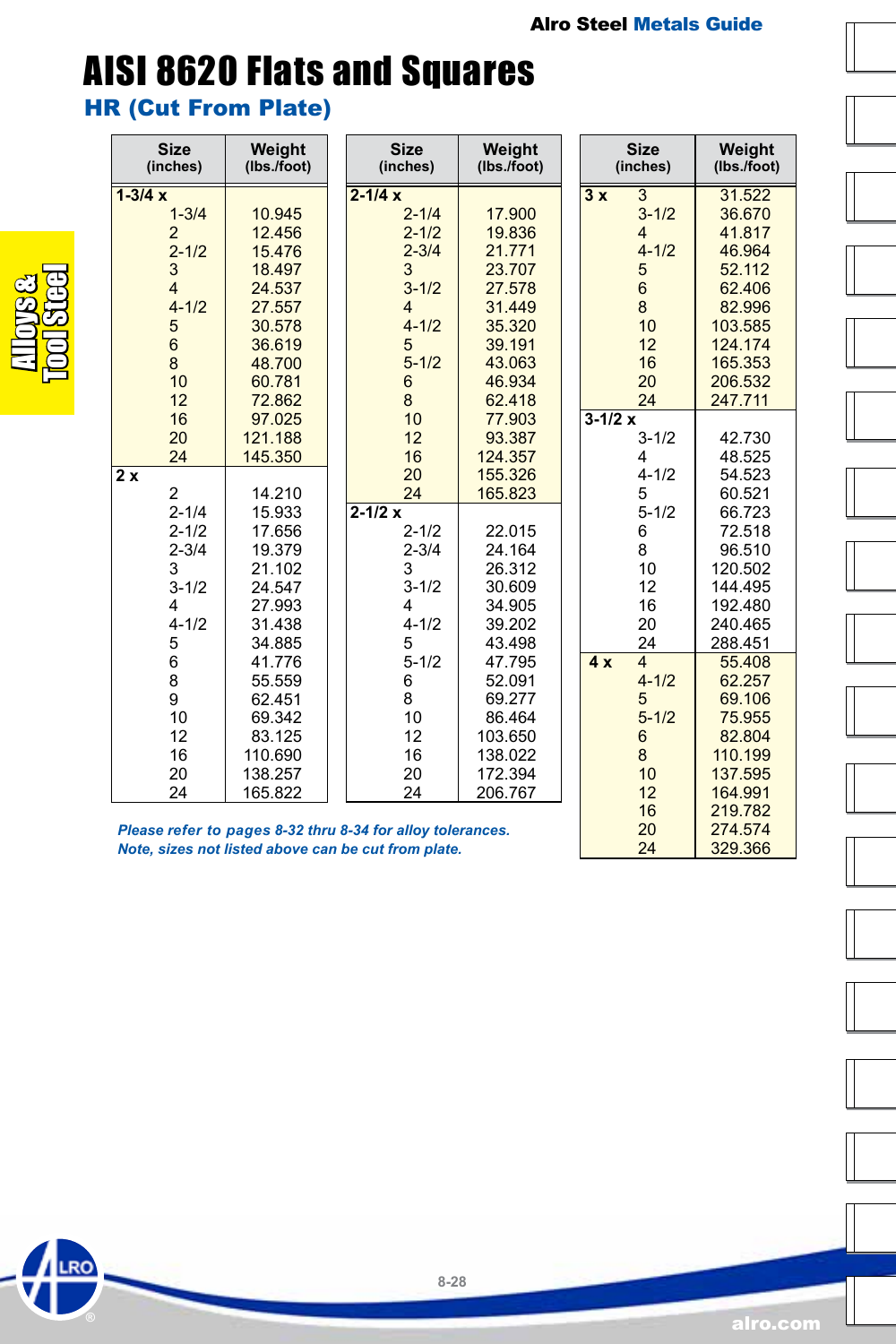# AISI 8620 Flats and Squares

## HR (Cut From Plate)

| Size (inches) | Weight (lbs./foot) |
|---|---|
| **1-3/4 x** | |
| 1-3/4 | 10.945 |
| 2 | 12.456 |
| 2-1/2 | 15.476 |
| 3 | 18.497 |
| 4 | 24.537 |
| 4-1/2 | 27.557 |
| 5 | 30.578 |
| 6 | 36.619 |
| 8 | 48.700 |
| 10 | 60.781 |
| 12 | 72.862 |
| 16 | 97.025 |
| 20 | 121.188 |
| 24 | 145.350 |
| **2 x** | |
| 2 | 14.210 |
| 2-1/4 | 15.933 |
| 2-1/2 | 17.656 |
| 2-3/4 | 19.379 |
| 3 | 21.102 |
| 3-1/2 | 24.547 |
| 4 | 27.993 |
| 4-1/2 | 31.438 |
| 5 | 34.885 |
| 6 | 41.776 |
| 8 | 55.559 |
| 9 | 62.451 |
| 10 | 69.342 |
| 12 | 83.125 |
| 16 | 110.690 |
| 20 | 138.257 |
| 24 | 165.822 |

| Size (inches) | Weight (lbs./foot) |
|---|---|
| **2-1/4 x** | |
| 2-1/4 | 17.900 |
| 2-1/2 | 19.836 |
| 2-3/4 | 21.771 |
| 3 | 23.707 |
| 3-1/2 | 27.578 |
| 4 | 31.449 |
| 4-1/2 | 35.320 |
| 5 | 39.191 |
| 5-1/2 | 43.063 |
| 6 | 46.934 |
| 8 | 62.418 |
| 10 | 77.903 |
| 12 | 93.387 |
| 16 | 124.357 |
| 20 | 155.326 |
| 24 | 165.823 |
| **2-1/2 x** | |
| 2-1/2 | 22.015 |
| 2-3/4 | 24.164 |
| 3 | 26.312 |
| 3-1/2 | 30.609 |
| 4 | 34.905 |
| 4-1/2 | 39.202 |
| 5 | 43.498 |
| 5-1/2 | 47.795 |
| 6 | 52.091 |
| 8 | 69.277 |
| 10 | 86.464 |
| 12 | 103.650 |
| 16 | 138.022 |
| 20 | 172.394 |
| 24 | 206.767 |

| Size (inches) | Weight (lbs./foot) |
|---|---|
| **3 x** 3 | 31.522 |
| 3-1/2 | 36.670 |
| 4 | 41.817 |
| 4-1/2 | 46.964 |
| 5 | 52.112 |
| 6 | 62.406 |
| 8 | 82.996 |
| 10 | 103.585 |
| 12 | 124.174 |
| 16 | 165.353 |
| 20 | 206.532 |
| 24 | 247.711 |
| **3-1/2 x** | |
| 3-1/2 | 42.730 |
| 4 | 48.525 |
| 4-1/2 | 54.523 |
| 5 | 60.521 |
| 5-1/2 | 66.723 |
| 6 | 72.518 |
| 8 | 96.510 |
| 10 | 120.502 |
| 12 | 144.495 |
| 16 | 192.480 |
| 20 | 240.465 |
| 24 | 288.451 |
| **4 x** 4 | 55.408 |
| 4-1/2 | 62.257 |
| 5 | 69.106 |
| 5-1/2 | 75.955 |
| 6 | 82.804 |
| 8 | 110.199 |
| 10 | 137.595 |
| 12 | 164.991 |
| 16 | 219.782 |
| 20 | 274.574 |
| 24 | 329.366 |

***Please refer to pages 8-32 thru 8-34 for alloy tolerances.***
***Note, sizes not listed above can be cut from plate.***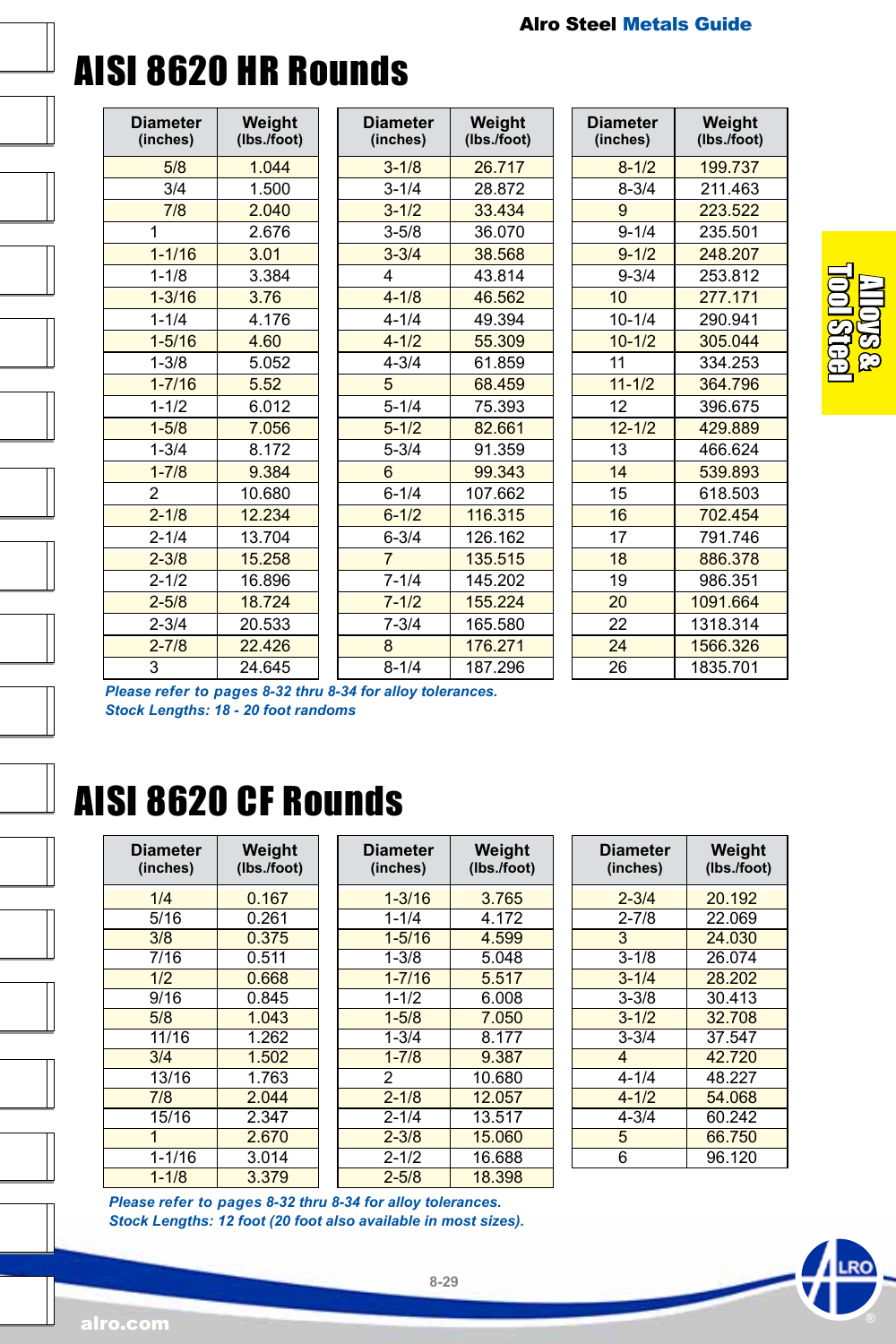# AISI 8620 HR Rounds

| Diameter (inches) | Weight (lbs./foot) | Diameter (inches) | Weight (lbs./foot) | Diameter (inches) | Weight (lbs./foot) |
|---|---|---|---|---|---|
| 5/8 | 1.044 | 3-1/8 | 26.717 | 8-1/2 | 199.737 |
| 3/4 | 1.500 | 3-1/4 | 28.872 | 8-3/4 | 211.463 |
| 7/8 | 2.040 | 3-1/2 | 33.434 | 9 | 223.522 |
| 1 | 2.676 | 3-5/8 | 36.070 | 9-1/4 | 235.501 |
| 1-1/16 | 3.01 | 3-3/4 | 38.568 | 9-1/2 | 248.207 |
| 1-1/8 | 3.384 | 4 | 43.814 | 9-3/4 | 253.812 |
| 1-3/16 | 3.76 | 4-1/8 | 46.562 | 10 | 277.171 |
| 1-1/4 | 4.176 | 4-1/4 | 49.394 | 10-1/4 | 290.941 |
| 1-5/16 | 4.60 | 4-1/2 | 55.309 | 10-1/2 | 305.044 |
| 1-3/8 | 5.052 | 4-3/4 | 61.859 | 11 | 334.253 |
| 1-7/16 | 5.52 | 5 | 68.459 | 11-1/2 | 364.796 |
| 1-1/2 | 6.012 | 5-1/4 | 75.393 | 12 | 396.675 |
| 1-5/8 | 7.056 | 5-1/2 | 82.661 | 12-1/2 | 429.889 |
| 1-3/4 | 8.172 | 5-3/4 | 91.359 | 13 | 466.624 |
| 1-7/8 | 9.384 | 6 | 99.343 | 14 | 539.893 |
| 2 | 10.680 | 6-1/4 | 107.662 | 15 | 618.503 |
| 2-1/8 | 12.234 | 6-1/2 | 116.315 | 16 | 702.454 |
| 2-1/4 | 13.704 | 6-3/4 | 126.162 | 17 | 791.746 |
| 2-3/8 | 15.258 | 7 | 135.515 | 18 | 886.378 |
| 2-1/2 | 16.896 | 7-1/4 | 145.202 | 19 | 986.351 |
| 2-5/8 | 18.724 | 7-1/2 | 155.224 | 20 | 1091.664 |
| 2-3/4 | 20.533 | 7-3/4 | 165.580 | 22 | 1318.314 |
| 2-7/8 | 22.426 | 8 | 176.271 | 24 | 1566.326 |
| 3 | 24.645 | 8-1/4 | 187.296 | 26 | 1835.701 |

*Please refer to pages 8-32 thru 8-34 for alloy tolerances.*
*Stock Lengths: 18 - 20 foot randoms*

# AISI 8620 CF Rounds

| Diameter (inches) | Weight (lbs./foot) | Diameter (inches) | Weight (lbs./foot) | Diameter (inches) | Weight (lbs./foot) |
|---|---|---|---|---|---|
| 1/4 | 0.167 | 1-3/16 | 3.765 | 2-3/4 | 20.192 |
| 5/16 | 0.261 | 1-1/4 | 4.172 | 2-7/8 | 22.069 |
| 3/8 | 0.375 | 1-5/16 | 4.599 | 3 | 24.030 |
| 7/16 | 0.511 | 1-3/8 | 5.048 | 3-1/8 | 26.074 |
| 1/2 | 0.668 | 1-7/16 | 5.517 | 3-1/4 | 28.202 |
| 9/16 | 0.845 | 1-1/2 | 6.008 | 3-3/8 | 30.413 |
| 5/8 | 1.043 | 1-5/8 | 7.050 | 3-1/2 | 32.708 |
| 11/16 | 1.262 | 1-3/4 | 8.177 | 3-3/4 | 37.547 |
| 3/4 | 1.502 | 1-7/8 | 9.387 | 4 | 42.720 |
| 13/16 | 1.763 | 2 | 10.680 | 4-1/4 | 48.227 |
| 7/8 | 2.044 | 2-1/8 | 12.057 | 4-1/2 | 54.068 |
| 15/16 | 2.347 | 2-1/4 | 13.517 | 4-3/4 | 60.242 |
| 1 | 2.670 | 2-3/8 | 15.060 | 5 | 66.750 |
| 1-1/16 | 3.014 | 2-1/2 | 16.688 | 6 | 96.120 |
| 1-1/8 | 3.379 | 2-5/8 | 18.398 | | |

*Please refer to pages 8-32 thru 8-34 for alloy tolerances.*
*Stock Lengths: 12 foot (20 foot also available in most sizes).*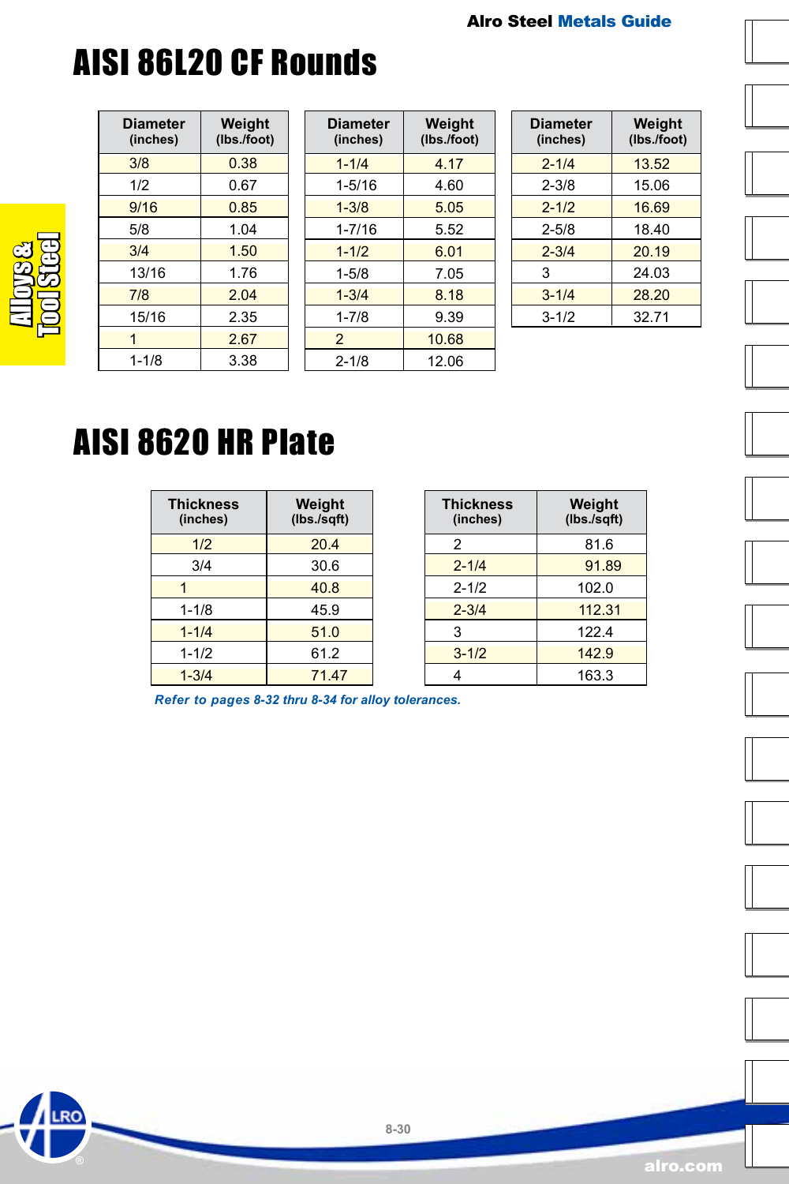# AISI 86L20 CF Rounds

| Diameter (inches) | Weight (lbs./foot) |
|---|---|
| 3/8 | 0.38 |
| 1/2 | 0.67 |
| 9/16 | 0.85 |
| 5/8 | 1.04 |
| 3/4 | 1.50 |
| 13/16 | 1.76 |
| 7/8 | 2.04 |
| 15/16 | 2.35 |
| 1 | 2.67 |
| 1-1/8 | 3.38 |

| Diameter (inches) | Weight (lbs./foot) |
|---|---|
| 1-1/4 | 4.17 |
| 1-5/16 | 4.60 |
| 1-3/8 | 5.05 |
| 1-7/16 | 5.52 |
| 1-1/2 | 6.01 |
| 1-5/8 | 7.05 |
| 1-3/4 | 8.18 |
| 1-7/8 | 9.39 |
| 2 | 10.68 |
| 2-1/8 | 12.06 |

| Diameter (inches) | Weight (lbs./foot) |
|---|---|
| 2-1/4 | 13.52 |
| 2-3/8 | 15.06 |
| 2-1/2 | 16.69 |
| 2-5/8 | 18.40 |
| 2-3/4 | 20.19 |
| 3 | 24.03 |
| 3-1/4 | 28.20 |
| 3-1/2 | 32.71 |

# AISI 8620 HR Plate

| Thickness (inches) | Weight (lbs./sqft) |
|---|---|
| 1/2 | 20.4 |
| 3/4 | 30.6 |
| 1 | 40.8 |
| 1-1/8 | 45.9 |
| 1-1/4 | 51.0 |
| 1-1/2 | 61.2 |
| 1-3/4 | 71.47 |

| Thickness (inches) | Weight (lbs./sqft) |
|---|---|
| 2 | 81.6 |
| 2-1/4 | 91.89 |
| 2-1/2 | 102.0 |
| 2-3/4 | 112.31 |
| 3 | 122.4 |
| 3-1/2 | 142.9 |
| 4 | 163.3 |

*Refer to pages 8-32 thru 8-34 for alloy tolerances.*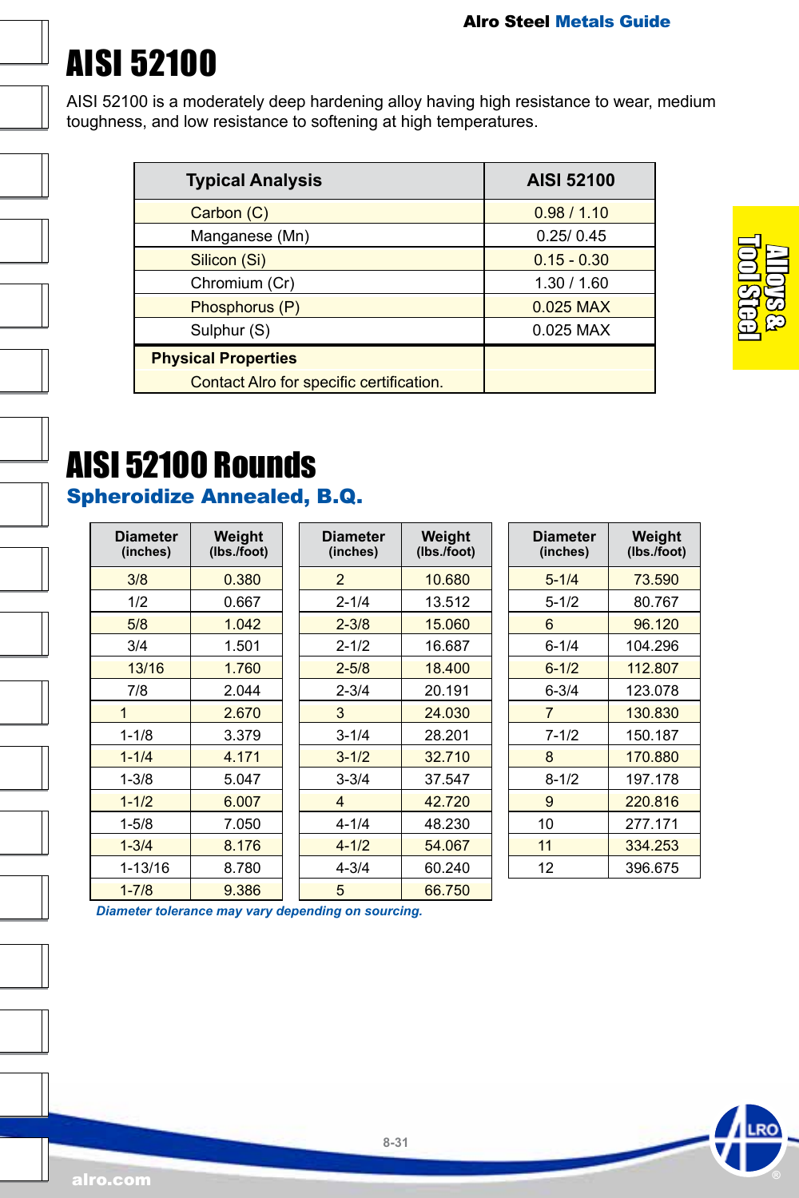# AISI 52100

AISI 52100 is a moderately deep hardening alloy having high resistance to wear, medium toughness, and low resistance to softening at high temperatures.

| Typical Analysis | AISI 52100 |
|---|---|
| Carbon (C) | 0.98 / 1.10 |
| Manganese (Mn) | 0.25/ 0.45 |
| Silicon (Si) | 0.15 - 0.30 |
| Chromium (Cr) | 1.30 / 1.60 |
| Phosphorus (P) | 0.025 MAX |
| Sulphur (S) | 0.025 MAX |
| **Physical Properties** | |
| Contact Alro for specific certification. | |

# AISI 52100 Rounds

## Spheroidize Annealed, B.Q.

| Diameter (inches) | Weight (lbs./foot) | Diameter (inches) | Weight (lbs./foot) | Diameter (inches) | Weight (lbs./foot) |
|---|---|---|---|---|---|
| 3/8 | 0.380 | 2 | 10.680 | 5-1/4 | 73.590 |
| 1/2 | 0.667 | 2-1/4 | 13.512 | 5-1/2 | 80.767 |
| 5/8 | 1.042 | 2-3/8 | 15.060 | 6 | 96.120 |
| 3/4 | 1.501 | 2-1/2 | 16.687 | 6-1/4 | 104.296 |
| 13/16 | 1.760 | 2-5/8 | 18.400 | 6-1/2 | 112.807 |
| 7/8 | 2.044 | 2-3/4 | 20.191 | 6-3/4 | 123.078 |
| 1 | 2.670 | 3 | 24.030 | 7 | 130.830 |
| 1-1/8 | 3.379 | 3-1/4 | 28.201 | 7-1/2 | 150.187 |
| 1-1/4 | 4.171 | 3-1/2 | 32.710 | 8 | 170.880 |
| 1-3/8 | 5.047 | 3-3/4 | 37.547 | 8-1/2 | 197.178 |
| 1-1/2 | 6.007 | 4 | 42.720 | 9 | 220.816 |
| 1-5/8 | 7.050 | 4-1/4 | 48.230 | 10 | 277.171 |
| 1-3/4 | 8.176 | 4-1/2 | 54.067 | 11 | 334.253 |
| 1-13/16 | 8.780 | 4-3/4 | 60.240 | 12 | 396.675 |
| 1-7/8 | 9.386 | 5 | 66.750 | | |

*Diameter tolerance may vary depending on sourcing.*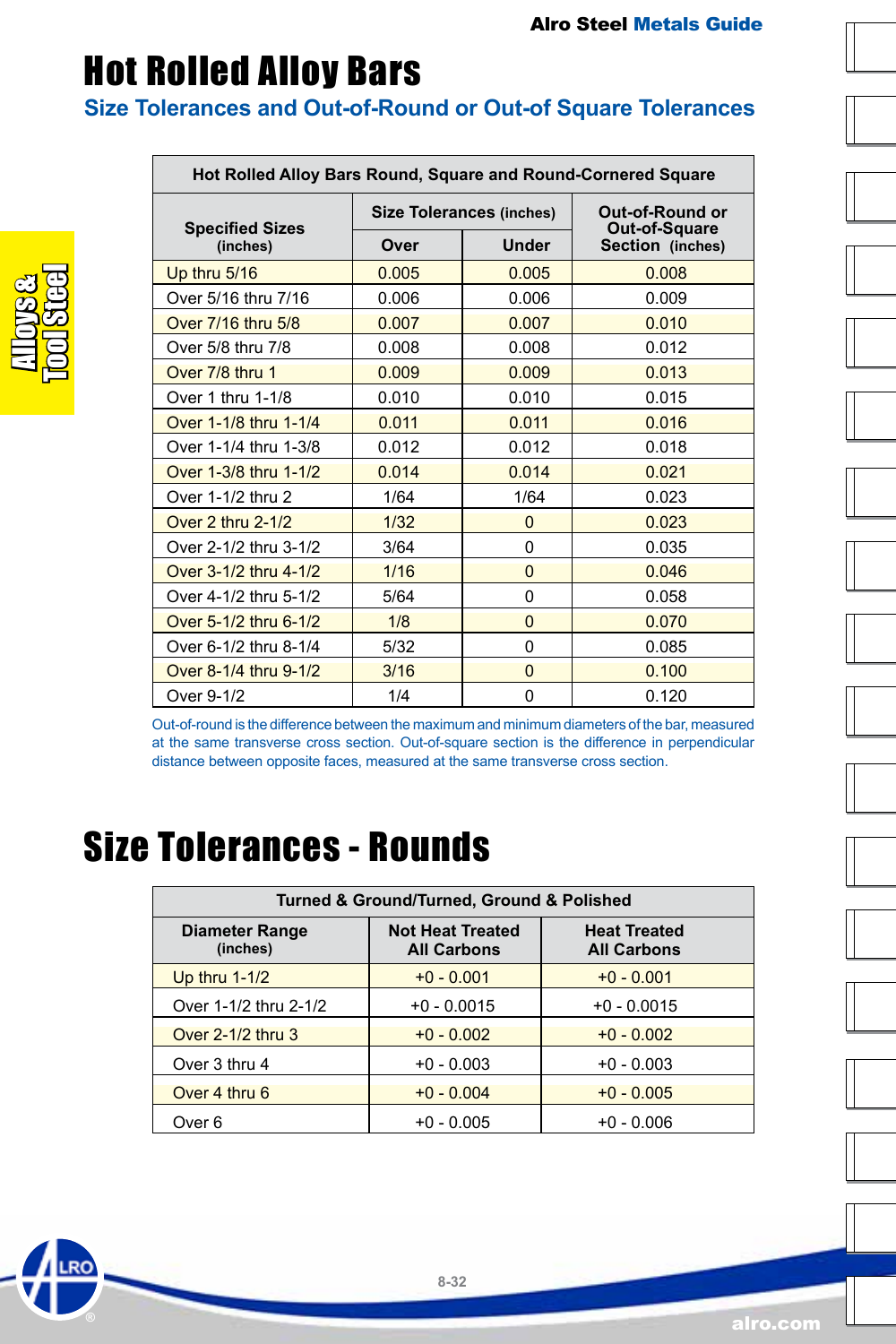# Hot Rolled Alloy Bars

## Size Tolerances and Out-of-Round or Out-of Square Tolerances

| Hot Rolled Alloy Bars Round, Square and Round-Cornered Square | | | |
|---|---|---|---|
| Specified Sizes (inches) | Size Tolerances (inches) | | Out-of-Round or Out-of-Square Section (inches) |
| | Over | Under | |
| Up thru 5/16 | 0.005 | 0.005 | 0.008 |
| Over 5/16 thru 7/16 | 0.006 | 0.006 | 0.009 |
| Over 7/16 thru 5/8 | 0.007 | 0.007 | 0.010 |
| Over 5/8 thru 7/8 | 0.008 | 0.008 | 0.012 |
| Over 7/8 thru 1 | 0.009 | 0.009 | 0.013 |
| Over 1 thru 1-1/8 | 0.010 | 0.010 | 0.015 |
| Over 1-1/8 thru 1-1/4 | 0.011 | 0.011 | 0.016 |
| Over 1-1/4 thru 1-3/8 | 0.012 | 0.012 | 0.018 |
| Over 1-3/8 thru 1-1/2 | 0.014 | 0.014 | 0.021 |
| Over 1-1/2 thru 2 | 1/64 | 1/64 | 0.023 |
| Over 2 thru 2-1/2 | 1/32 | 0 | 0.023 |
| Over 2-1/2 thru 3-1/2 | 3/64 | 0 | 0.035 |
| Over 3-1/2 thru 4-1/2 | 1/16 | 0 | 0.046 |
| Over 4-1/2 thru 5-1/2 | 5/64 | 0 | 0.058 |
| Over 5-1/2 thru 6-1/2 | 1/8 | 0 | 0.070 |
| Over 6-1/2 thru 8-1/4 | 5/32 | 0 | 0.085 |
| Over 8-1/4 thru 9-1/2 | 3/16 | 0 | 0.100 |
| Over 9-1/2 | 1/4 | 0 | 0.120 |

Out-of-round is the difference between the maximum and minimum diameters of the bar, measured at the same transverse cross section. Out-of-square section is the difference in perpendicular distance between opposite faces, measured at the same transverse cross section.

# Size Tolerances - Rounds

| Turned & Ground/Turned, Ground & Polished | | |
|---|---|---|
| Diameter Range (inches) | Not Heat Treated All Carbons | Heat Treated All Carbons |
| Up thru 1-1/2 | +0 - 0.001 | +0 - 0.001 |
| Over 1-1/2 thru 2-1/2 | +0 - 0.0015 | +0 - 0.0015 |
| Over 2-1/2 thru 3 | +0 - 0.002 | +0 - 0.002 |
| Over 3 thru 4 | +0 - 0.003 | +0 - 0.003 |
| Over 4 thru 6 | +0 - 0.004 | +0 - 0.005 |
| Over 6 | +0 - 0.005 | +0 - 0.006 |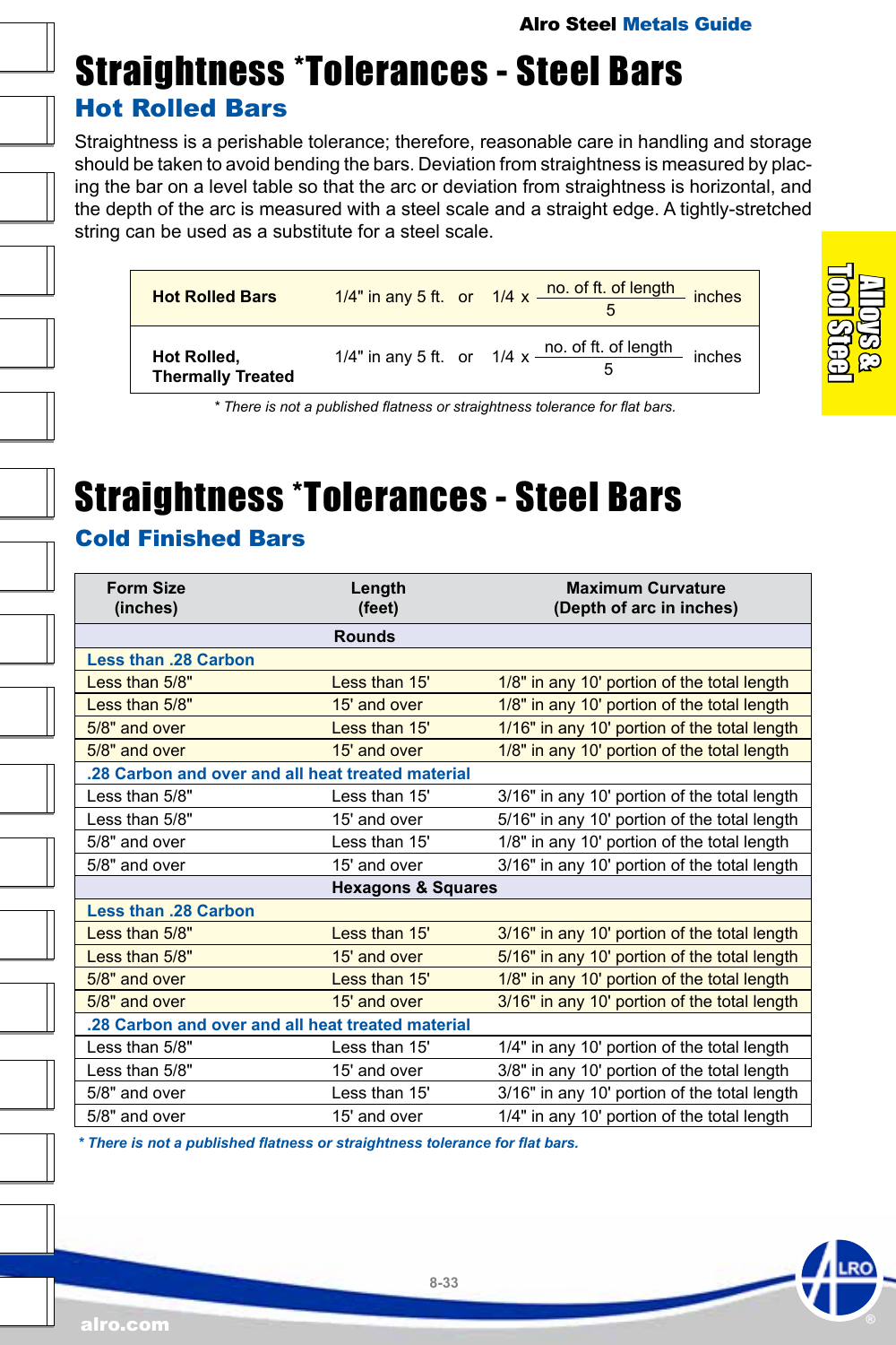# Straightness *Tolerances - Steel Bars

## Hot Rolled Bars

Straightness is a perishable tolerance; therefore, reasonable care in handling and storage should be taken to avoid bending the bars. Deviation from straightness is measured by placing the bar on a level table so that the arc or deviation from straightness is horizontal, and the depth of the arc is measured with a steel scale and a straight edge. A tightly-stretched string can be used as a substitute for a steel scale.

| | | |
|---|---|---|
| **Hot Rolled Bars** | 1/4" in any 5 ft. or | $1/4 \times \frac{\text{no. of ft. of length}}{5}$ inches |
| **Hot Rolled, Thermally Treated** | 1/4" in any 5 ft. or | $1/4 \times \frac{\text{no. of ft. of length}}{5}$ inches |

*\* There is not a published flatness or straightness tolerance for flat bars.*

# Straightness *Tolerances - Steel Bars

## Cold Finished Bars

| Form Size (inches) | Length (feet) | Maximum Curvature (Depth of arc in inches) |
|---|---|---|
| **Rounds** | | |
| **Less than .28 Carbon** | | |
| Less than 5/8" | Less than 15' | 1/8" in any 10' portion of the total length |
| Less than 5/8" | 15' and over | 1/8" in any 10' portion of the total length |
| 5/8" and over | Less than 15' | 1/16" in any 10' portion of the total length |
| 5/8" and over | 15' and over | 1/8" in any 10' portion of the total length |
| **.28 Carbon and over and all heat treated material** | | |
| Less than 5/8" | Less than 15' | 3/16" in any 10' portion of the total length |
| Less than 5/8" | 15' and over | 5/16" in any 10' portion of the total length |
| 5/8" and over | Less than 15' | 1/8" in any 10' portion of the total length |
| 5/8" and over | 15' and over | 3/16" in any 10' portion of the total length |
| **Hexagons & Squares** | | |
| **Less than .28 Carbon** | | |
| Less than 5/8" | Less than 15' | 3/16" in any 10' portion of the total length |
| Less than 5/8" | 15' and over | 5/16" in any 10' portion of the total length |
| 5/8" and over | Less than 15' | 1/8" in any 10' portion of the total length |
| 5/8" and over | 15' and over | 3/16" in any 10' portion of the total length |
| **.28 Carbon and over and all heat treated material** | | |
| Less than 5/8" | Less than 15' | 1/4" in any 10' portion of the total length |
| Less than 5/8" | 15' and over | 3/8" in any 10' portion of the total length |
| 5/8" and over | Less than 15' | 3/16" in any 10' portion of the total length |
| 5/8" and over | 15' and over | 1/4" in any 10' portion of the total length |

***\* There is not a published flatness or straightness tolerance for flat bars.***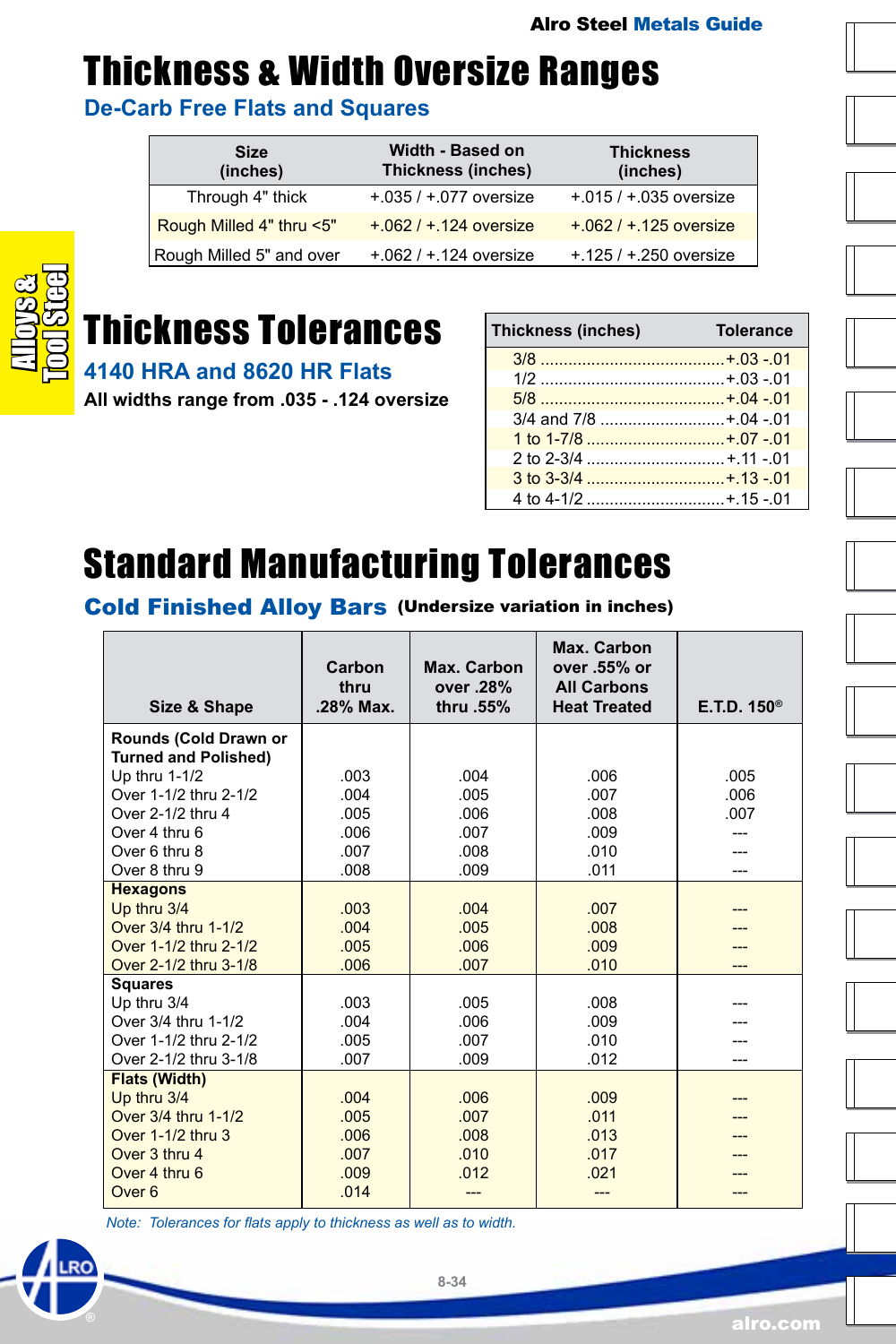# Thickness & Width Oversize Ranges

## De-Carb Free Flats and Squares

| Size (inches) | Width - Based on Thickness (inches) | Thickness (inches) |
|---|---|---|
| Through 4" thick | +.035 / +.077 oversize | +.015 / +.035 oversize |
| Rough Milled 4" thru <5" | +.062 / +.124 oversize | +.062 / +.125 oversize |
| Rough Milled 5" and over | +.062 / +.124 oversize | +.125 / +.250 oversize |

# Thickness Tolerances

## 4140 HRA and 8620 HR Flats

**All widths range from .035 - .124 oversize**

| Thickness (inches) | Tolerance |
|---|---|
| 3/8 | +.03 -.01 |
| 1/2 | +.03 -.01 |
| 5/8 | +.04 -.01 |
| 3/4 and 7/8 | +.04 -.01 |
| 1 to 1-7/8 | +.07 -.01 |
| 2 to 2-3/4 | +.11 -.01 |
| 3 to 3-3/4 | +.13 -.01 |
| 4 to 4-1/2 | +.15 -.01 |

# Standard Manufacturing Tolerances

## Cold Finished Alloy Bars (Undersize variation in inches)

| Size & Shape | Carbon thru .28% Max. | Max. Carbon over .28% thru .55% | Max. Carbon over .55% or All Carbons Heat Treated | E.T.D. 150® |
|---|---|---|---|---|
| **Rounds (Cold Drawn or Turned and Polished)** | | | | |
| Up thru 1-1/2 | .003 | .004 | .006 | .005 |
| Over 1-1/2 thru 2-1/2 | .004 | .005 | .007 | .006 |
| Over 2-1/2 thru 4 | .005 | .006 | .008 | .007 |
| Over 4 thru 6 | .006 | .007 | .009 | --- |
| Over 6 thru 8 | .007 | .008 | .010 | --- |
| Over 8 thru 9 | .008 | .009 | .011 | --- |
| **Hexagons** | | | | |
| Up thru 3/4 | .003 | .004 | .007 | --- |
| Over 3/4 thru 1-1/2 | .004 | .005 | .008 | --- |
| Over 1-1/2 thru 2-1/2 | .005 | .006 | .009 | --- |
| Over 2-1/2 thru 3-1/8 | .006 | .007 | .010 | --- |
| **Squares** | | | | |
| Up thru 3/4 | .003 | .005 | .008 | --- |
| Over 3/4 thru 1-1/2 | .004 | .006 | .009 | --- |
| Over 1-1/2 thru 2-1/2 | .005 | .007 | .010 | --- |
| Over 2-1/2 thru 3-1/8 | .007 | .009 | .012 | --- |
| **Flats (Width)** | | | | |
| Up thru 3/4 | .004 | .006 | .009 | --- |
| Over 3/4 thru 1-1/2 | .005 | .007 | .011 | --- |
| Over 1-1/2 thru 3 | .006 | .008 | .013 | --- |
| Over 3 thru 4 | .007 | .010 | .017 | --- |
| Over 4 thru 6 | .009 | .012 | .021 | --- |
| Over 6 | .014 | --- | --- | --- |

*Note: Tolerances for flats apply to thickness as well as to width.*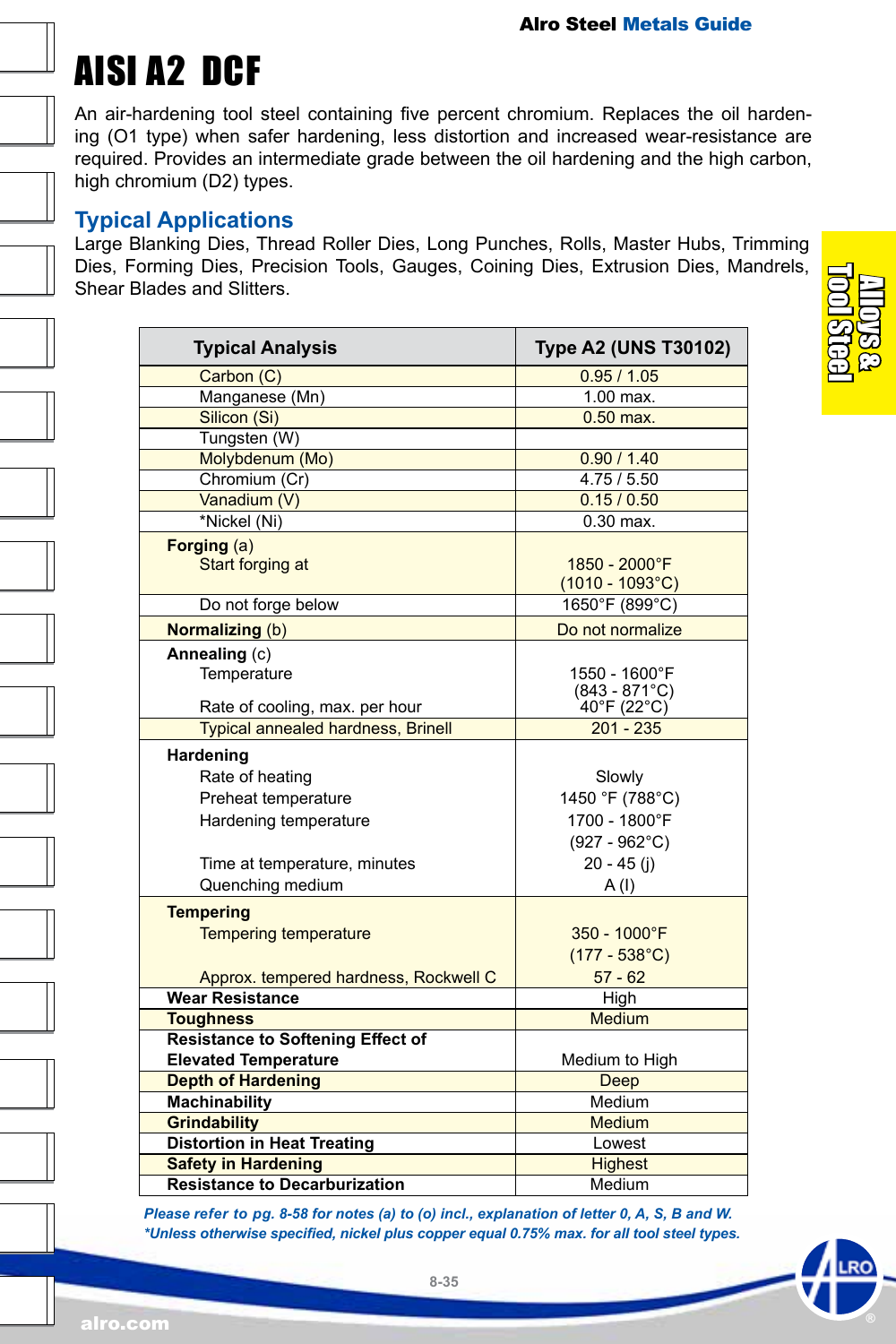# AISI A2 DCF

An air-hardening tool steel containing five percent chromium. Replaces the oil hardening (O1 type) when safer hardening, less distortion and increased wear-resistance are required. Provides an intermediate grade between the oil hardening and the high carbon, high chromium (D2) types.

## Typical Applications

Large Blanking Dies, Thread Roller Dies, Long Punches, Rolls, Master Hubs, Trimming Dies, Forming Dies, Precision Tools, Gauges, Coining Dies, Extrusion Dies, Mandrels, Shear Blades and Slitters.

| Typical Analysis | Type A2 (UNS T30102) |
|---|---|
| Carbon (C) | 0.95 / 1.05 |
| Manganese (Mn) | 1.00 max. |
| Silicon (Si) | 0.50 max. |
| Tungsten (W) | |
| Molybdenum (Mo) | 0.90 / 1.40 |
| Chromium (Cr) | 4.75 / 5.50 |
| Vanadium (V) | 0.15 / 0.50 |
| *Nickel (Ni) | 0.30 max. |
| **Forging** (a) | |
| Start forging at | 1850 - 2000°F (1010 - 1093°C) |
| Do not forge below | 1650°F (899°C) |
| **Normalizing** (b) | Do not normalize |
| **Annealing** (c) | |
| Temperature | 1550 - 1600°F (843 - 871°C) |
| Rate of cooling, max. per hour | 40°F (22°C) |
| Typical annealed hardness, Brinell | 201 - 235 |
| **Hardening** | |
| Rate of heating | Slowly |
| Preheat temperature | 1450 °F (788°C) |
| Hardening temperature | 1700 - 1800°F (927 - 962°C) |
| Time at temperature, minutes | 20 - 45 (j) |
| Quenching medium | A (l) |
| **Tempering** | |
| Tempering temperature | 350 - 1000°F (177 - 538°C) |
| Approx. tempered hardness, Rockwell C | 57 - 62 |
| **Wear Resistance** | High |
| **Toughness** | Medium |
| **Resistance to Softening Effect of Elevated Temperature** | Medium to High |
| **Depth of Hardening** | Deep |
| **Machinability** | Medium |
| **Grindability** | Medium |
| **Distortion in Heat Treating** | Lowest |
| **Safety in Hardening** | Highest |
| **Resistance to Decarburization** | Medium |

*Please refer to pg. 8-58 for notes (a) to (o) incl., explanation of letter 0, A, S, B and W.*
*\*Unless otherwise specified, nickel plus copper equal 0.75% max. for all tool steel types.*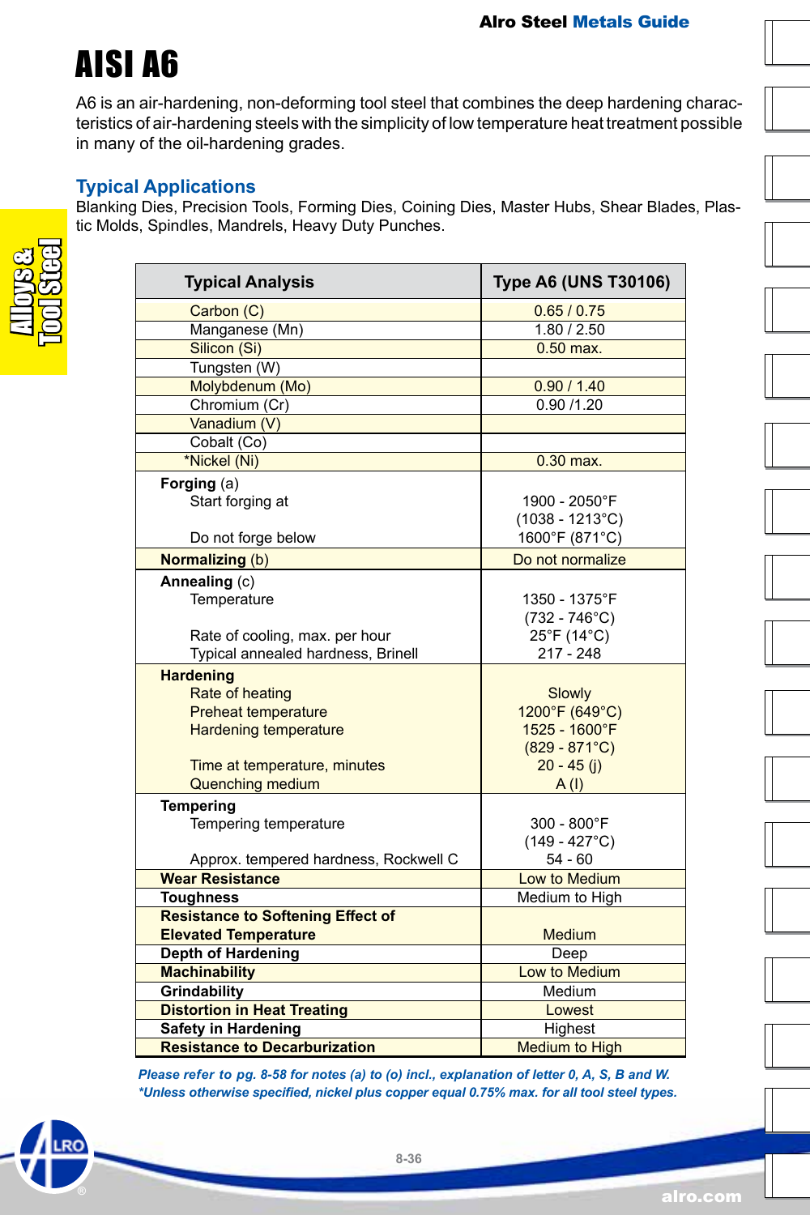# AISI A6

A6 is an air-hardening, non-deforming tool steel that combines the deep hardening characteristics of air-hardening steels with the simplicity of low temperature heat treatment possible in many of the oil-hardening grades.

## Typical Applications

Blanking Dies, Precision Tools, Forming Dies, Coining Dies, Master Hubs, Shear Blades, Plastic Molds, Spindles, Mandrels, Heavy Duty Punches.

| Typical Analysis | Type A6 (UNS T30106) |
|---|---|
| Carbon (C) | 0.65 / 0.75 |
| Manganese (Mn) | 1.80 / 2.50 |
| Silicon (Si) | 0.50 max. |
| Tungsten (W) | |
| Molybdenum (Mo) | 0.90 / 1.40 |
| Chromium (Cr) | 0.90 /1.20 |
| Vanadium (V) | |
| Cobalt (Co) | |
| *Nickel (Ni) | 0.30 max. |
| **Forging** (a) | |
| Start forging at | 1900 - 2050°F (1038 - 1213°C) |
| Do not forge below | 1600°F (871°C) |
| **Normalizing** (b) | Do not normalize |
| **Annealing** (c) | |
| Temperature | 1350 - 1375°F (732 - 746°C) |
| Rate of cooling, max. per hour | 25°F (14°C) |
| Typical annealed hardness, Brinell | 217 - 248 |
| **Hardening** | |
| Rate of heating | Slowly |
| Preheat temperature | 1200°F (649°C) |
| Hardening temperature | 1525 - 1600°F (829 - 871°C) |
| Time at temperature, minutes | 20 - 45 (j) |
| Quenching medium | A (l) |
| **Tempering** | |
| Tempering temperature | 300 - 800°F (149 - 427°C) |
| Approx. tempered hardness, Rockwell C | 54 - 60 |
| **Wear Resistance** | Low to Medium |
| **Toughness** | Medium to High |
| **Resistance to Softening Effect of Elevated Temperature** | Medium |
| **Depth of Hardening** | Deep |
| **Machinability** | Low to Medium |
| **Grindability** | Medium |
| **Distortion in Heat Treating** | Lowest |
| **Safety in Hardening** | Highest |
| **Resistance to Decarburization** | Medium to High |

*Please refer to pg. 8-58 for notes (a) to (o) incl., explanation of letter 0, A, S, B and W.*

*\*Unless otherwise specified, nickel plus copper equal 0.75% max. for all tool steel types.*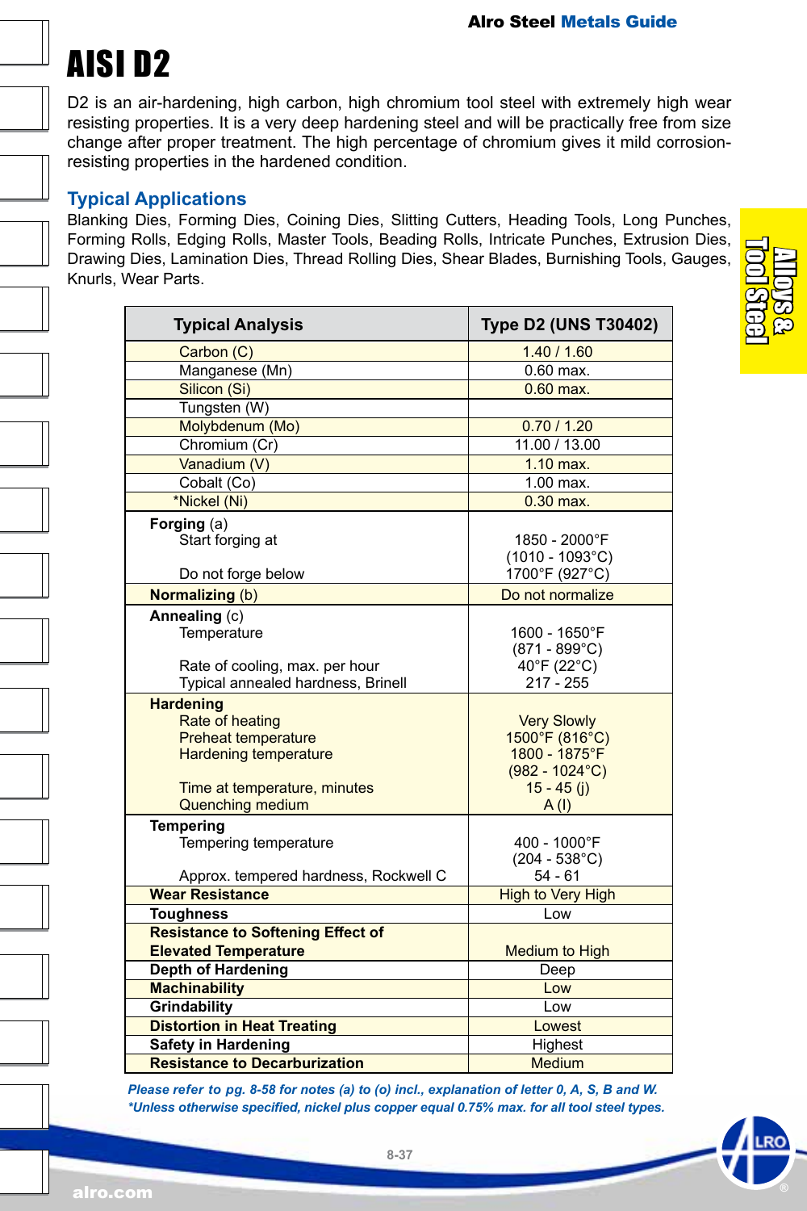# AISI D2

D2 is an air-hardening, high carbon, high chromium tool steel with extremely high wear resisting properties. It is a very deep hardening steel and will be practically free from size change after proper treatment. The high percentage of chromium gives it mild corrosion-resisting properties in the hardened condition.

## Typical Applications

Blanking Dies, Forming Dies, Coining Dies, Slitting Cutters, Heading Tools, Long Punches, Forming Rolls, Edging Rolls, Master Tools, Beading Rolls, Intricate Punches, Extrusion Dies, Drawing Dies, Lamination Dies, Thread Rolling Dies, Shear Blades, Burnishing Tools, Gauges, Knurls, Wear Parts.

| Typical Analysis | Type D2 (UNS T30402) |
|---|---|
| Carbon (C) | 1.40 / 1.60 |
| Manganese (Mn) | 0.60 max. |
| Silicon (Si) | 0.60 max. |
| Tungsten (W) | |
| Molybdenum (Mo) | 0.70 / 1.20 |
| Chromium (Cr) | 11.00 / 13.00 |
| Vanadium (V) | 1.10 max. |
| Cobalt (Co) | 1.00 max. |
| *Nickel (Ni) | 0.30 max. |
| **Forging** (a) | |
| Start forging at | 1850 - 2000°F (1010 - 1093°C) |
| Do not forge below | 1700°F (927°C) |
| **Normalizing** (b) | Do not normalize |
| **Annealing** (c) | |
| Temperature | 1600 - 1650°F (871 - 899°C) |
| Rate of cooling, max. per hour | 40°F (22°C) |
| Typical annealed hardness, Brinell | 217 - 255 |
| **Hardening** | |
| Rate of heating | Very Slowly |
| Preheat temperature | 1500°F (816°C) |
| Hardening temperature | 1800 - 1875°F (982 - 1024°C) |
| Time at temperature, minutes | 15 - 45 (j) |
| Quenching medium | A (l) |
| **Tempering** | |
| Tempering temperature | 400 - 1000°F (204 - 538°C) |
| Approx. tempered hardness, Rockwell C | 54 - 61 |
| **Wear Resistance** | High to Very High |
| **Toughness** | Low |
| **Resistance to Softening Effect of Elevated Temperature** | Medium to High |
| **Depth of Hardening** | Deep |
| **Machinability** | Low |
| **Grindability** | Low |
| **Distortion in Heat Treating** | Lowest |
| **Safety in Hardening** | Highest |
| **Resistance to Decarburization** | Medium |

*Please refer to pg. 8-58 for notes (a) to (o) incl., explanation of letter 0, A, S, B and W.*
*\*Unless otherwise specified, nickel plus copper equal 0.75% max. for all tool steel types.*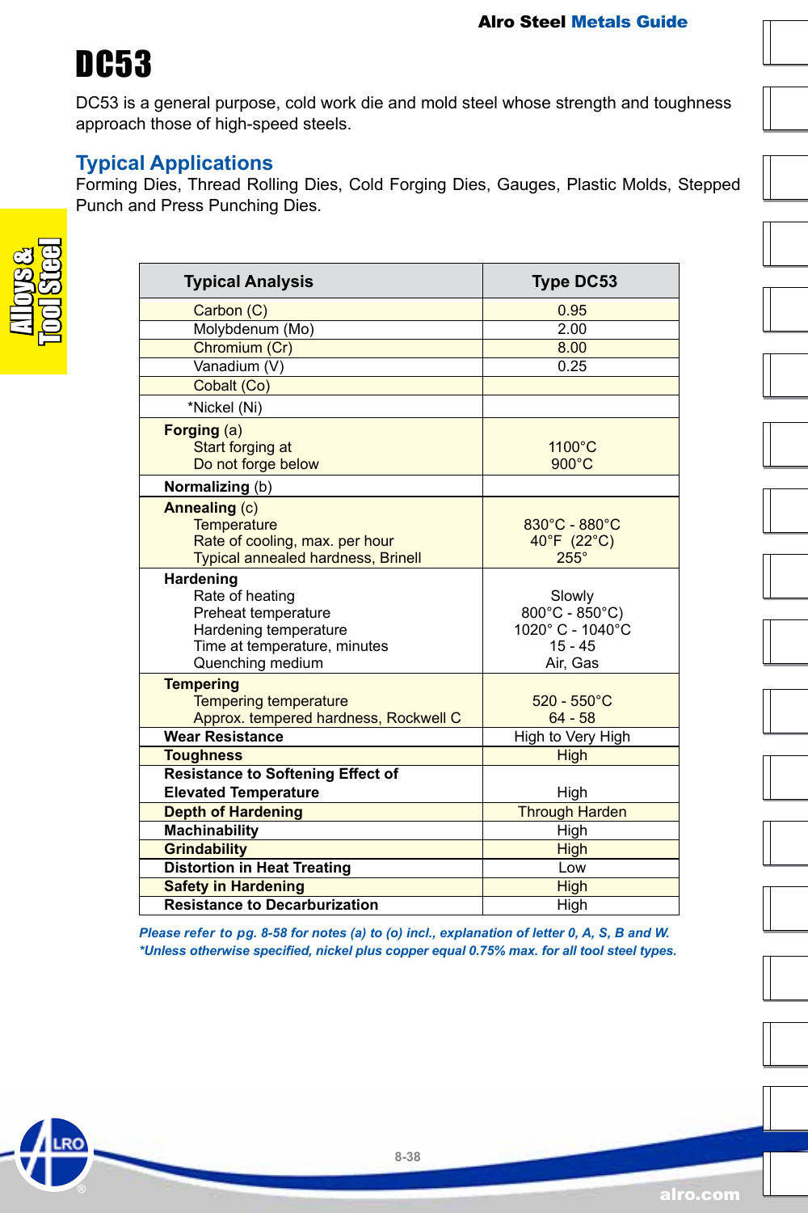# DC53

DC53 is a general purpose, cold work die and mold steel whose strength and toughness approach those of high-speed steels.

## Typical Applications

Forming Dies, Thread Rolling Dies, Cold Forging Dies, Gauges, Plastic Molds, Stepped Punch and Press Punching Dies.

| Typical Analysis | Type DC53 |
|---|---|
| Carbon (C) | 0.95 |
| Molybdenum (Mo) | 2.00 |
| Chromium (Cr) | 8.00 |
| Vanadium (V) | 0.25 |
| Cobalt (Co) | |
| *Nickel (Ni) | |
| **Forging** (a)<br>Start forging at<br>Do not forge below | <br>1100°C<br>900°C |
| **Normalizing** (b) | |
| **Annealing** (c)<br>Temperature<br>Rate of cooling, max. per hour<br>Typical annealed hardness, Brinell | <br>830°C - 880°C<br>40°F (22°C)<br>255° |
| **Hardening**<br>Rate of heating<br>Preheat temperature<br>Hardening temperature<br>Time at temperature, minutes<br>Quenching medium | <br>Slowly<br>800°C - 850°C)<br>1020° C - 1040°C<br>15 - 45<br>Air, Gas |
| **Tempering**<br>Tempering temperature<br>Approx. tempered hardness, Rockwell C | <br>520 - 550°C<br>64 - 58 |
| **Wear Resistance** | High to Very High |
| **Toughness** | High |
| **Resistance to Softening Effect of Elevated Temperature** | High |
| **Depth of Hardening** | Through Harden |
| **Machinability** | High |
| **Grindability** | High |
| **Distortion in Heat Treating** | Low |
| **Safety in Hardening** | High |
| **Resistance to Decarburization** | High |

*Please refer to pg. 8-58 for notes (a) to (o) incl., explanation of letter 0, A, S, B and W.*
**Unless otherwise specified, nickel plus copper equal 0.75% max. for all tool steel types.*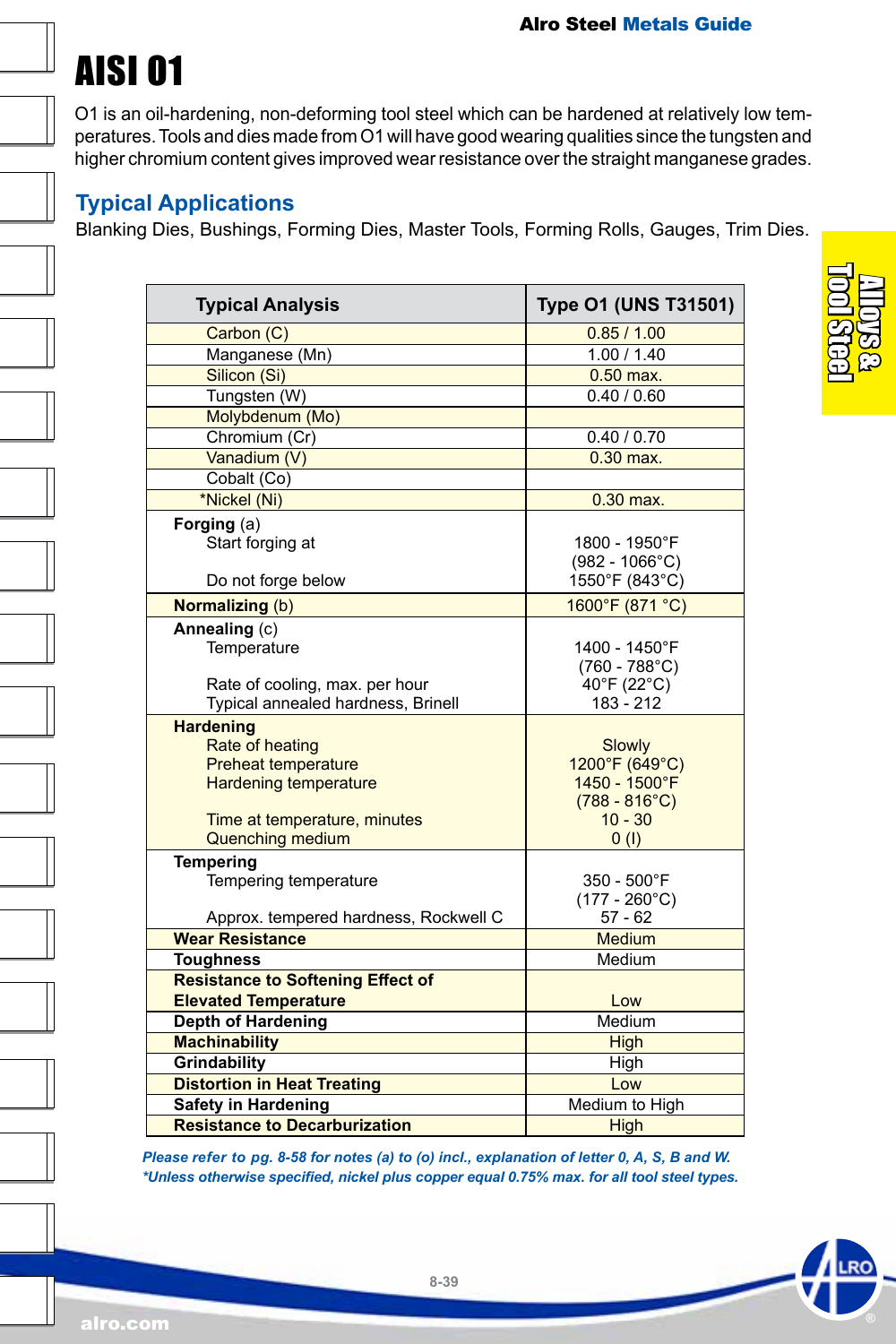# AISI 01

O1 is an oil-hardening, non-deforming tool steel which can be hardened at relatively low temperatures. Tools and dies made from O1 will have good wearing qualities since the tungsten and higher chromium content gives improved wear resistance over the straight manganese grades.

## Typical Applications

Blanking Dies, Bushings, Forming Dies, Master Tools, Forming Rolls, Gauges, Trim Dies.

| Typical Analysis | Type O1 (UNS T31501) |
|---|---|
| Carbon (C) | 0.85 / 1.00 |
| Manganese (Mn) | 1.00 / 1.40 |
| Silicon (Si) | 0.50 max. |
| Tungsten (W) | 0.40 / 0.60 |
| Molybdenum (Mo) | |
| Chromium (Cr) | 0.40 / 0.70 |
| Vanadium (V) | 0.30 max. |
| Cobalt (Co) | |
| *Nickel (Ni) | 0.30 max. |
| **Forging** (a) | |
| Start forging at | 1800 - 1950°F (982 - 1066°C) |
| Do not forge below | 1550°F (843°C) |
| **Normalizing** (b) | 1600°F (871 °C) |
| **Annealing** (c) | |
| Temperature | 1400 - 1450°F (760 - 788°C) |
| Rate of cooling, max. per hour | 40°F (22°C) |
| Typical annealed hardness, Brinell | 183 - 212 |
| **Hardening** | |
| Rate of heating | Slowly |
| Preheat temperature | 1200°F (649°C) |
| Hardening temperature | 1450 - 1500°F (788 - 816°C) |
| Time at temperature, minutes | 10 - 30 |
| Quenching medium | 0 (I) |
| **Tempering** | |
| Tempering temperature | 350 - 500°F (177 - 260°C) |
| Approx. tempered hardness, Rockwell C | 57 - 62 |
| **Wear Resistance** | Medium |
| **Toughness** | Medium |
| **Resistance to Softening Effect of Elevated Temperature** | Low |
| **Depth of Hardening** | Medium |
| **Machinability** | High |
| **Grindability** | High |
| **Distortion in Heat Treating** | Low |
| **Safety in Hardening** | Medium to High |
| **Resistance to Decarburization** | High |

*Please refer to pg. 8-58 for notes (a) to (o) incl., explanation of letter 0, A, S, B and W.*
*Unless otherwise specified, nickel plus copper equal 0.75% max. for all tool steel types.*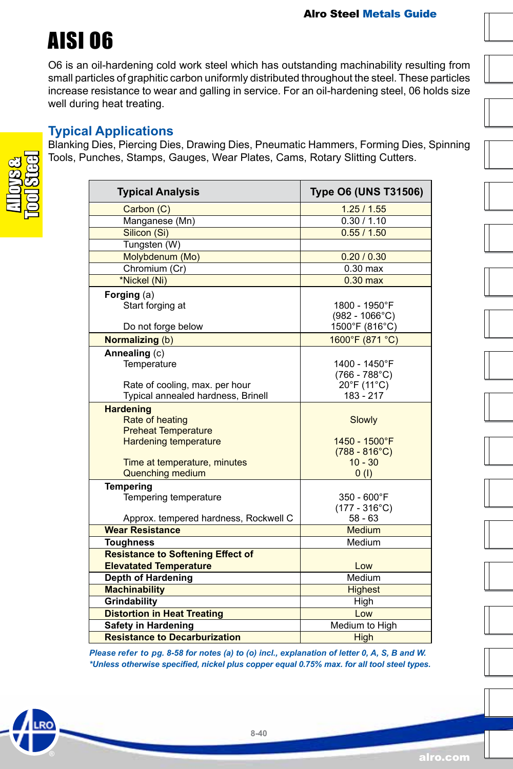# AISI O6

O6 is an oil-hardening cold work steel which has outstanding machinability resulting from small particles of graphitic carbon uniformly distributed throughout the steel. These particles increase resistance to wear and galling in service. For an oil-hardening steel, 06 holds size well during heat treating.

## Typical Applications

Blanking Dies, Piercing Dies, Drawing Dies, Pneumatic Hammers, Forming Dies, Spinning Tools, Punches, Stamps, Gauges, Wear Plates, Cams, Rotary Slitting Cutters.

| Typical Analysis | Type O6 (UNS T31506) |
|---|---|
| Carbon (C) | 1.25 / 1.55 |
| Manganese (Mn) | 0.30 / 1.10 |
| Silicon (Si) | 0.55 / 1.50 |
| Tungsten (W) | |
| Molybdenum (Mo) | 0.20 / 0.30 |
| Chromium (Cr) | 0.30 max |
| *Nickel (Ni) | 0.30 max |
| **Forging** (a) | |
| Start forging at | 1800 - 1950°F (982 - 1066°C) |
| Do not forge below | 1500°F (816°C) |
| **Normalizing** (b) | 1600°F (871 °C) |
| **Annealing** (c) | |
| Temperature | 1400 - 1450°F (766 - 788°C) |
| Rate of cooling, max. per hour | 20°F (11°C) |
| Typical annealed hardness, Brinell | 183 - 217 |
| **Hardening** | |
| Rate of heating | Slowly |
| Preheat Temperature | |
| Hardening temperature | 1450 - 1500°F (788 - 816°C) |
| Time at temperature, minutes | 10 - 30 |
| Quenching medium | 0 (I) |
| **Tempering** | |
| Tempering temperature | 350 - 600°F (177 - 316°C) |
| Approx. tempered hardness, Rockwell C | 58 - 63 |
| **Wear Resistance** | Medium |
| **Toughness** | Medium |
| **Resistance to Softening Effect of Elevatated Temperature** | Low |
| **Depth of Hardening** | Medium |
| **Machinability** | Highest |
| **Grindability** | High |
| **Distortion in Heat Treating** | Low |
| **Safety in Hardening** | Medium to High |
| **Resistance to Decarburization** | High |

*Please refer to pg. 8-58 for notes (a) to (o) incl., explanation of letter 0, A, S, B and W.*
*\*Unless otherwise specified, nickel plus copper equal 0.75% max. for all tool steel types.*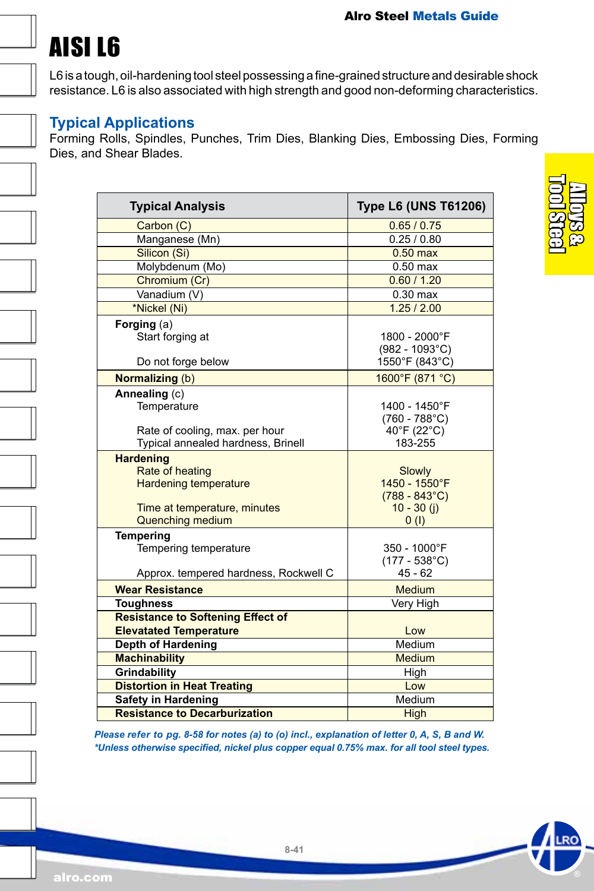# AISI L6

L6 is a tough, oil-hardening tool steel possessing a fine-grained structure and desirable shock resistance. L6 is also associated with high strength and good non-deforming characteristics.

## Typical Applications

Forming Rolls, Spindles, Punches, Trim Dies, Blanking Dies, Embossing Dies, Forming Dies, and Shear Blades.

| Typical Analysis | Type L6 (UNS T61206) |
|---|---|
| Carbon (C) | 0.65 / 0.75 |
| Manganese (Mn) | 0.25 / 0.80 |
| Silicon (Si) | 0.50 max |
| Molybdenum (Mo) | 0.50 max |
| Chromium (Cr) | 0.60 / 1.20 |
| Vanadium (V) | 0.30 max |
| *Nickel (Ni) | 1.25 / 2.00 |
| **Forging** (a) | |
| Start forging at | 1800 - 2000°F (982 - 1093°C) |
| Do not forge below | 1550°F (843°C) |
| **Normalizing** (b) | 1600°F (871 °C) |
| **Annealing** (c) | |
| Temperature | 1400 - 1450°F (760 - 788°C) |
| Rate of cooling, max. per hour | 40°F (22°C) |
| Typical annealed hardness, Brinell | 183-255 |
| **Hardening** | |
| Rate of heating | Slowly |
| Hardening temperature | 1450 - 1550°F (788 - 843°C) |
| Time at temperature, minutes | 10 - 30 (j) |
| Quenching medium | 0 (l) |
| **Tempering** | |
| Tempering temperature | 350 - 1000°F (177 - 538°C) |
| Approx. tempered hardness, Rockwell C | 45 - 62 |
| **Wear Resistance** | Medium |
| **Toughness** | Very High |
| **Resistance to Softening Effect of Elevatated Temperature** | Low |
| **Depth of Hardening** | Medium |
| **Machinability** | Medium |
| **Grindability** | High |
| **Distortion in Heat Treating** | Low |
| **Safety in Hardening** | Medium |
| **Resistance to Decarburization** | High |

*Please refer to pg. 8-58 for notes (a) to (o) incl., explanation of letter 0, A, S, B and W.*
*\*Unless otherwise specified, nickel plus copper equal 0.75% max. for all tool steel types.*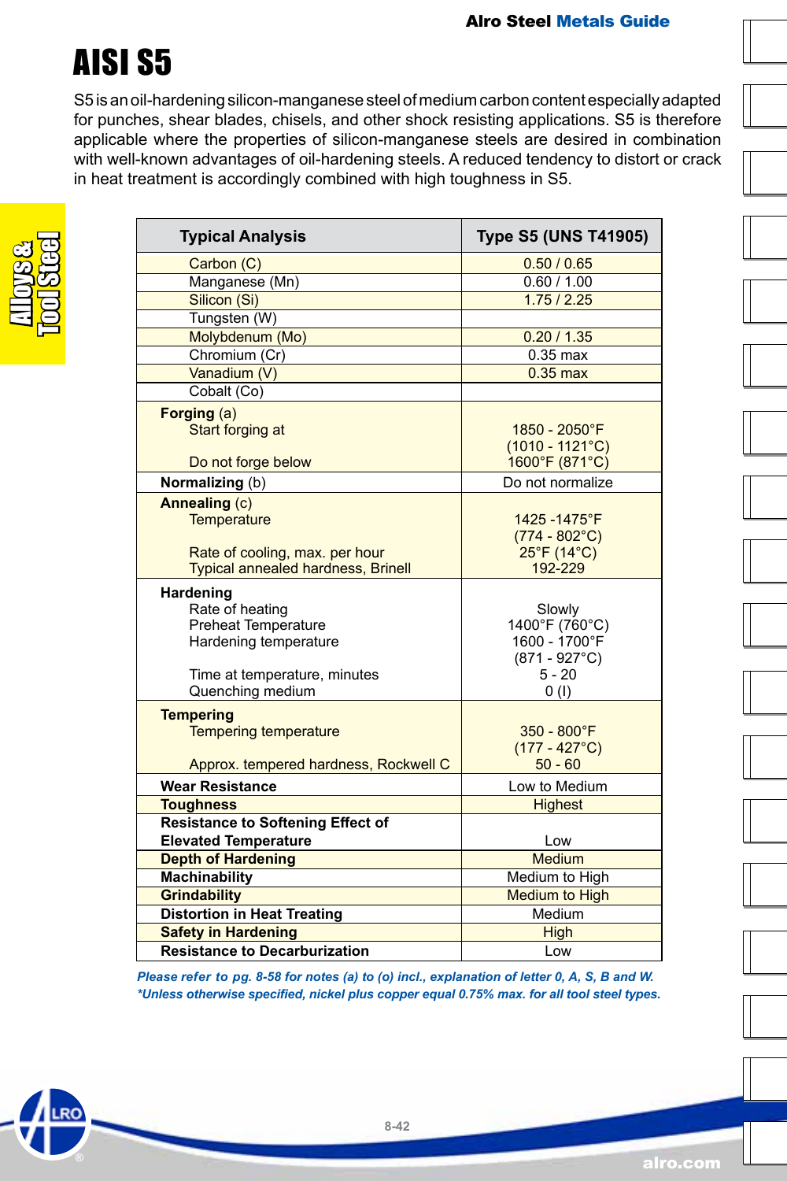# AISI S5

S5 is an oil-hardening silicon-manganese steel of medium carbon content especially adapted for punches, shear blades, chisels, and other shock resisting applications. S5 is therefore applicable where the properties of silicon-manganese steels are desired in combination with well-known advantages of oil-hardening steels. A reduced tendency to distort or crack in heat treatment is accordingly combined with high toughness in S5.

| Typical Analysis | Type S5 (UNS T41905) |
|---|---|
| Carbon (C) | 0.50 / 0.65 |
| Manganese (Mn) | 0.60 / 1.00 |
| Silicon (Si) | 1.75 / 2.25 |
| Tungsten (W) | |
| Molybdenum (Mo) | 0.20 / 1.35 |
| Chromium (Cr) | 0.35 max |
| Vanadium (V) | 0.35 max |
| Cobalt (Co) | |
| **Forging** (a) | |
| Start forging at | 1850 - 2050°F (1010 - 1121°C) |
| Do not forge below | 1600°F (871°C) |
| **Normalizing** (b) | Do not normalize |
| **Annealing** (c) | |
| Temperature | 1425 -1475°F (774 - 802°C) |
| Rate of cooling, max. per hour | 25°F (14°C) |
| Typical annealed hardness, Brinell | 192-229 |
| **Hardening** | |
| Rate of heating | Slowly |
| Preheat Temperature | 1400°F (760°C) |
| Hardening temperature | 1600 - 1700°F (871 - 927°C) |
| Time at temperature, minutes | 5 - 20 |
| Quenching medium | 0 (I) |
| **Tempering** | |
| Tempering temperature | 350 - 800°F (177 - 427°C) |
| Approx. tempered hardness, Rockwell C | 50 - 60 |
| **Wear Resistance** | Low to Medium |
| **Toughness** | Highest |
| **Resistance to Softening Effect of Elevated Temperature** | Low |
| **Depth of Hardening** | Medium |
| **Machinability** | Medium to High |
| **Grindability** | Medium to High |
| **Distortion in Heat Treating** | Medium |
| **Safety in Hardening** | High |
| **Resistance to Decarburization** | Low |

*Please refer to pg. 8-58 for notes (a) to (o) incl., explanation of letter 0, A, S, B and W.*
*\*Unless otherwise specified, nickel plus copper equal 0.75% max. for all tool steel types.*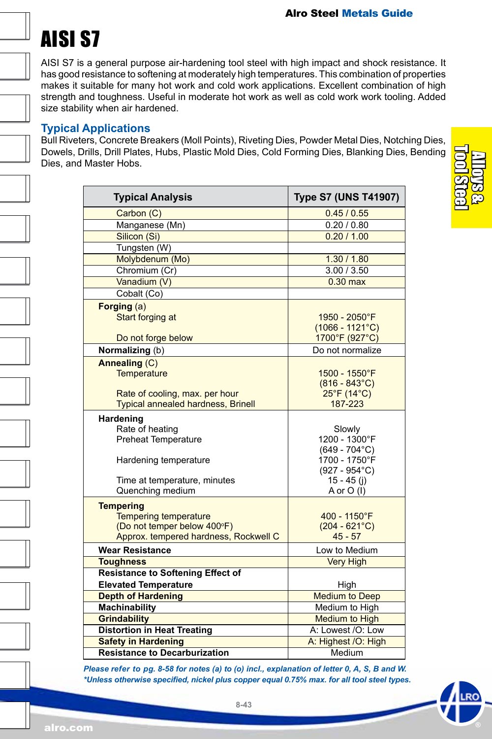# AISI S7

AISI S7 is a general purpose air-hardening tool steel with high impact and shock resistance. It has good resistance to softening at moderately high temperatures. This combination of properties makes it suitable for many hot work and cold work applications. Excellent combination of high strength and toughness. Useful in moderate hot work as well as cold work work tooling. Added size stability when air hardened.

## Typical Applications

Bull Riveters, Concrete Breakers (Moll Points), Riveting Dies, Powder Metal Dies, Notching Dies, Dowels, Drills, Drill Plates, Hubs, Plastic Mold Dies, Cold Forming Dies, Blanking Dies, Bending Dies, and Master Hobs.

| Typical Analysis | Type S7 (UNS T41907) |
|---|---|
| Carbon (C) | 0.45 / 0.55 |
| Manganese (Mn) | 0.20 / 0.80 |
| Silicon (Si) | 0.20 / 1.00 |
| Tungsten (W) | |
| Molybdenum (Mo) | 1.30 / 1.80 |
| Chromium (Cr) | 3.00 / 3.50 |
| Vanadium (V) | 0.30 max |
| Cobalt (Co) | |
| **Forging** (a) | |
| Start forging at | 1950 - 2050°F (1066 - 1121°C) |
| Do not forge below | 1700°F (927°C) |
| **Normalizing** (b) | Do not normalize |
| **Annealing** (C) | |
| Temperature | 1500 - 1550°F (816 - 843°C) |
| Rate of cooling, max. per hour | 25°F (14°C) |
| Typical annealed hardness, Brinell | 187-223 |
| **Hardening** | |
| Rate of heating | Slowly |
| Preheat Temperature | 1200 - 1300°F (649 - 704°C) |
| Hardening temperature | 1700 - 1750°F (927 - 954°C) |
| Time at temperature, minutes | 15 - 45 (j) |
| Quenching medium | A or O (l) |
| **Tempering** | |
| Tempering temperature (Do not temper below 400°F) | 400 - 1150°F (204 - 621°C) |
| Approx. tempered hardness, Rockwell C | 45 - 57 |
| **Wear Resistance** | Low to Medium |
| **Toughness** | Very High |
| **Resistance to Softening Effect of Elevated Temperature** | High |
| **Depth of Hardening** | Medium to Deep |
| **Machinability** | Medium to High |
| **Grindability** | Medium to High |
| **Distortion in Heat Treating** | A: Lowest /O: Low |
| **Safety in Hardening** | A: Highest /O: High |
| **Resistance to Decarburization** | Medium |

*Please refer to pg. 8-58 for notes (a) to (o) incl., explanation of letter 0, A, S, B and W.*
*\*Unless otherwise specified, nickel plus copper equal 0.75% max. for all tool steel types.*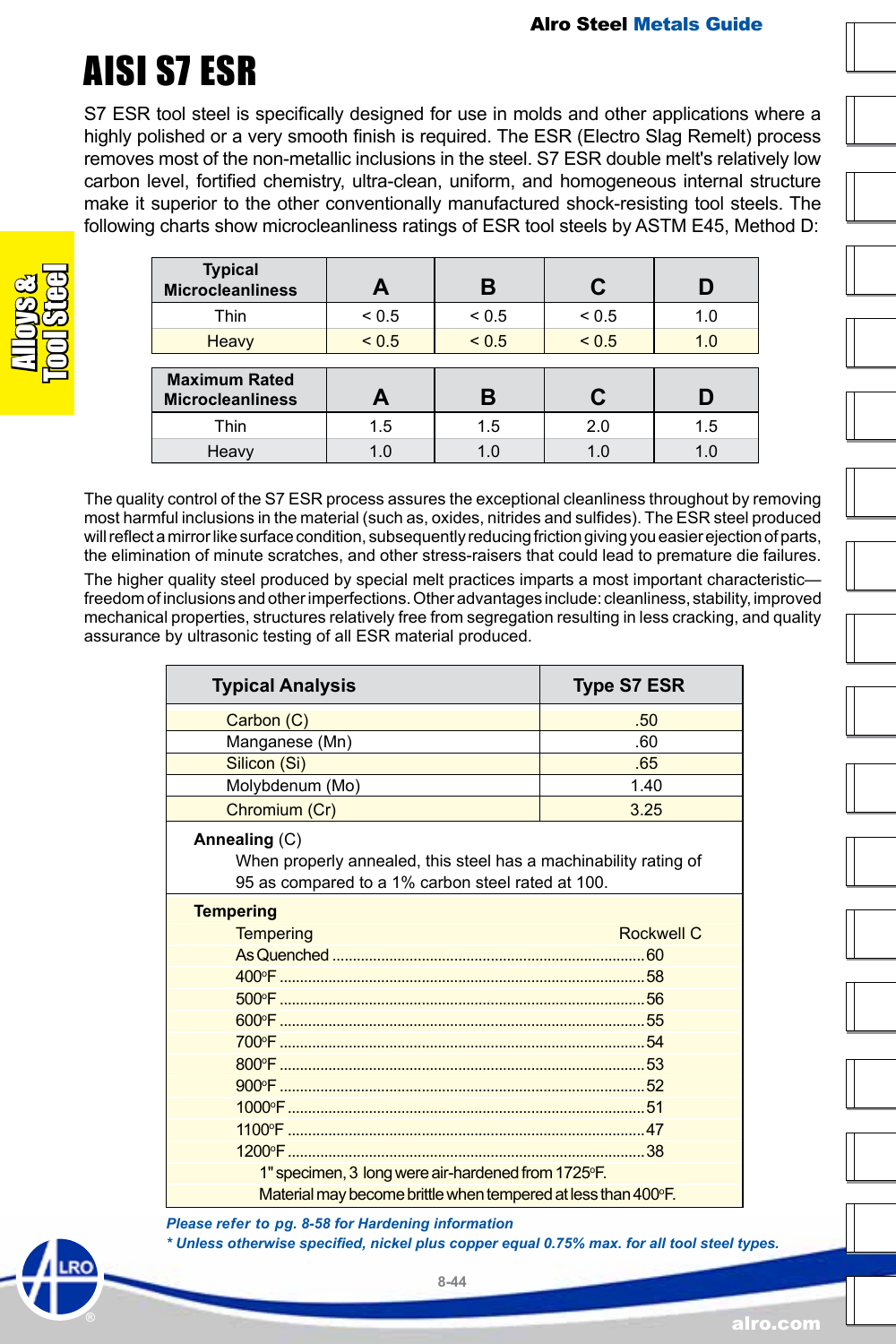# AISI S7 ESR

S7 ESR tool steel is specifically designed for use in molds and other applications where a highly polished or a very smooth finish is required. The ESR (Electro Slag Remelt) process removes most of the non-metallic inclusions in the steel. S7 ESR double melt's relatively low carbon level, fortified chemistry, ultra-clean, uniform, and homogeneous internal structure make it superior to the other conventionally manufactured shock-resisting tool steels. The following charts show microcleanliness ratings of ESR tool steels by ASTM E45, Method D:

| Typical Microcleanliness | A | B | C | D |
|---|---|---|---|---|
| Thin | < 0.5 | < 0.5 | < 0.5 | 1.0 |
| Heavy | < 0.5 | < 0.5 | < 0.5 | 1.0 |

| Maximum Rated Microcleanliness | A | B | C | D |
|---|---|---|---|---|
| Thin | 1.5 | 1.5 | 2.0 | 1.5 |
| Heavy | 1.0 | 1.0 | 1.0 | 1.0 |

The quality control of the S7 ESR process assures the exceptional cleanliness throughout by removing most harmful inclusions in the material (such as, oxides, nitrides and sulfides). The ESR steel produced will reflect a mirror like surface condition, subsequently reducing friction giving you easier ejection of parts, the elimination of minute scratches, and other stress-raisers that could lead to premature die failures.

The higher quality steel produced by special melt practices imparts a most important characteristic—freedom of inclusions and other imperfections. Other advantages include: cleanliness, stability, improved mechanical properties, structures relatively free from segregation resulting in less cracking, and quality assurance by ultrasonic testing of all ESR material produced.

| Typical Analysis | Type S7 ESR |
|---|---|
| Carbon (C) | .50 |
| Manganese (Mn) | .60 |
| Silicon (Si) | .65 |
| Molybdenum (Mo) | 1.40 |
| Chromium (Cr) | 3.25 |

**Annealing** (C)

When properly annealed, this steel has a machinability rating of 95 as compared to a 1% carbon steel rated at 100.

**Tempering**

| Tempering | Rockwell C |
|---|---|
| As Quenched | 60 |
| 400°F | 58 |
| 500°F | 56 |
| 600°F | 55 |
| 700°F | 54 |
| 800°F | 53 |
| 900°F | 52 |
| 1000°F | 51 |
| 1100°F | 47 |
| 1200°F | 38 |

1" specimen, 3 long were air-hardened from 1725°F.

Material may become brittle when tempered at less than 400°F.

*Please refer to pg. 8-58 for Hardening information*

*\* Unless otherwise specified, nickel plus copper equal 0.75% max. for all tool steel types.*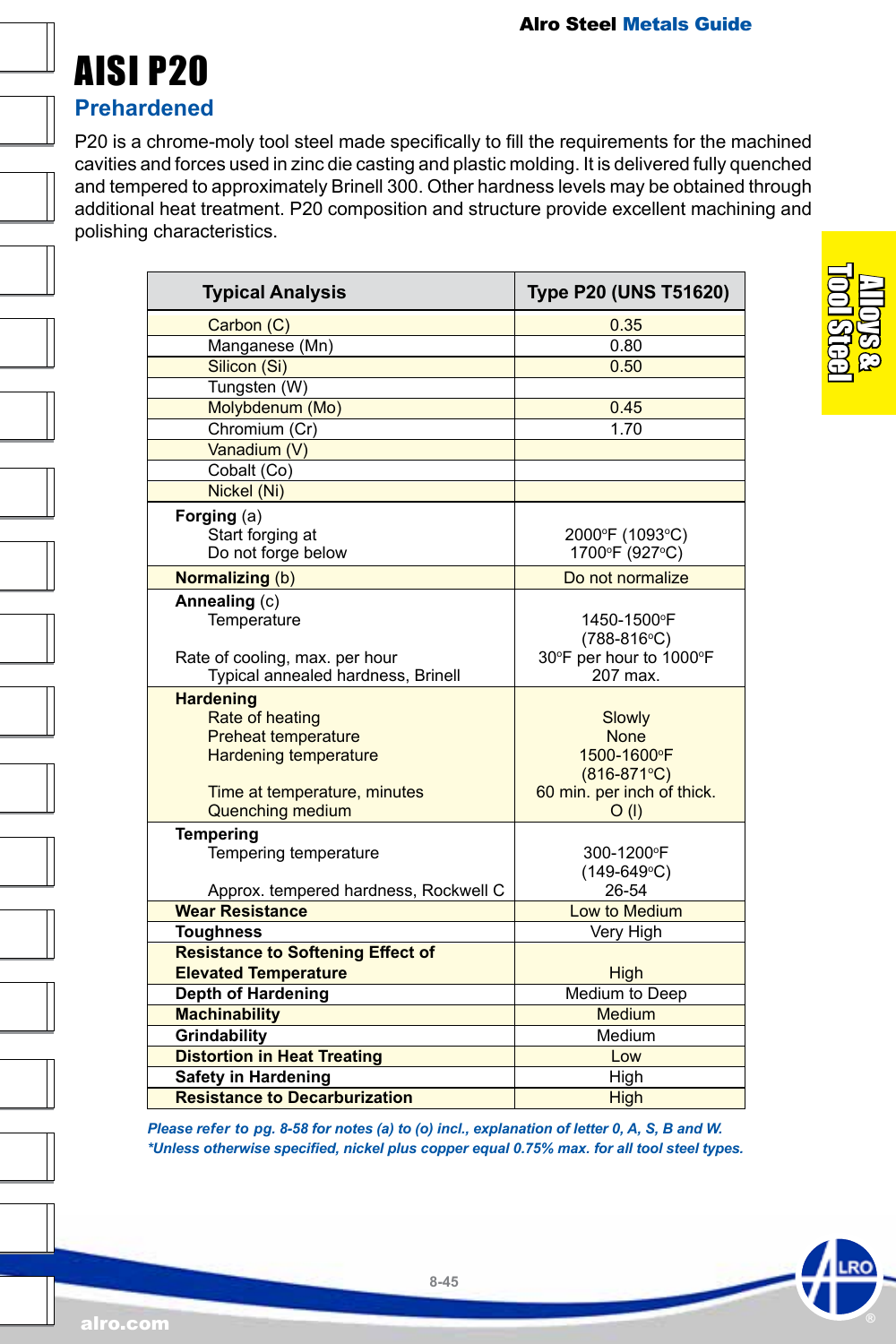# AISI P20

## Prehardened

P20 is a chrome-moly tool steel made specifically to fill the requirements for the machined cavities and forces used in zinc die casting and plastic molding. It is delivered fully quenched and tempered to approximately Brinell 300. Other hardness levels may be obtained through additional heat treatment. P20 composition and structure provide excellent machining and polishing characteristics.

| Typical Analysis | Type P20 (UNS T51620) |
|---|---|
| Carbon (C) | 0.35 |
| Manganese (Mn) | 0.80 |
| Silicon (Si) | 0.50 |
| Tungsten (W) | |
| Molybdenum (Mo) | 0.45 |
| Chromium (Cr) | 1.70 |
| Vanadium (V) | |
| Cobalt (Co) | |
| Nickel (Ni) | |
| **Forging** (a) | |
| Start forging at | 2000°F (1093°C) |
| Do not forge below | 1700°F (927°C) |
| **Normalizing** (b) | Do not normalize |
| **Annealing** (c) | |
| Temperature | 1450-1500°F (788-816°C) |
| Rate of cooling, max. per hour | 30°F per hour to 1000°F |
| Typical annealed hardness, Brinell | 207 max. |
| **Hardening** | |
| Rate of heating | Slowly |
| Preheat temperature | None |
| Hardening temperature | 1500-1600°F (816-871°C) |
| Time at temperature, minutes | 60 min. per inch of thick. |
| Quenching medium | O (l) |
| **Tempering** | |
| Tempering temperature | 300-1200°F (149-649°C) |
| Approx. tempered hardness, Rockwell C | 26-54 |
| **Wear Resistance** | Low to Medium |
| **Toughness** | Very High |
| **Resistance to Softening Effect of Elevated Temperature** | High |
| **Depth of Hardening** | Medium to Deep |
| **Machinability** | Medium |
| **Grindability** | Medium |
| **Distortion in Heat Treating** | Low |
| **Safety in Hardening** | High |
| **Resistance to Decarburization** | High |

*Please refer to pg. 8-58 for notes (a) to (o) incl., explanation of letter 0, A, S, B and W.*
*\*Unless otherwise specified, nickel plus copper equal 0.75% max. for all tool steel types.*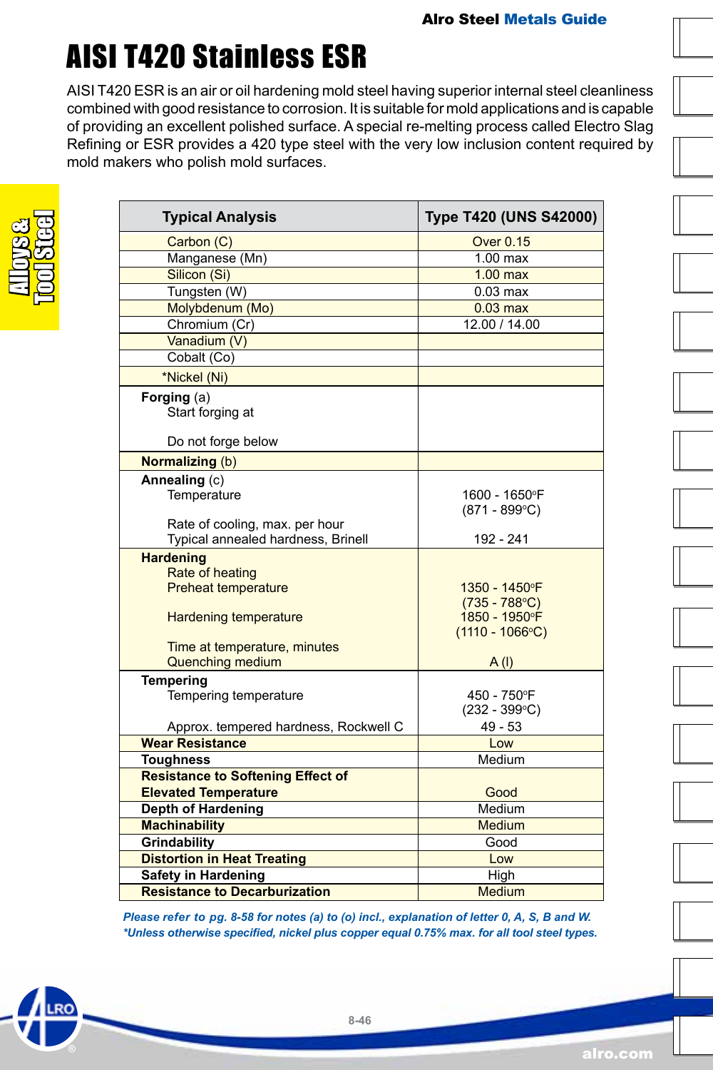# AISI T420 Stainless ESR

AISI T420 ESR is an air or oil hardening mold steel having superior internal steel cleanliness combined with good resistance to corrosion. It is suitable for mold applications and is capable of providing an excellent polished surface. A special re-melting process called Electro Slag Refining or ESR provides a 420 type steel with the very low inclusion content required by mold makers who polish mold surfaces.

| Typical Analysis | Type T420 (UNS S42000) |
|---|---|
| Carbon (C) | Over 0.15 |
| Manganese (Mn) | 1.00 max |
| Silicon (Si) | 1.00 max |
| Tungsten (W) | 0.03 max |
| Molybdenum (Mo) | 0.03 max |
| Chromium (Cr) | 12.00 / 14.00 |
| Vanadium (V) | |
| Cobalt (Co) | |
| *Nickel (Ni) | |
| **Forging** (a) | |
| Start forging at | |
| Do not forge below | |
| **Normalizing** (b) | |
| **Annealing** (c) | |
| Temperature | 1600 - 1650°F (871 - 899°C) |
| Rate of cooling, max. per hour | |
| Typical annealed hardness, Brinell | 192 - 241 |
| **Hardening** | |
| Rate of heating | |
| Preheat temperature | 1350 - 1450°F (735 - 788°C) |
| Hardening temperature | 1850 - 1950°F (1110 - 1066°C) |
| Time at temperature, minutes | |
| Quenching medium | A (I) |
| **Tempering** | |
| Tempering temperature | 450 - 750°F (232 - 399°C) |
| Approx. tempered hardness, Rockwell C | 49 - 53 |
| **Wear Resistance** | Low |
| **Toughness** | Medium |
| **Resistance to Softening Effect of Elevated Temperature** | Good |
| **Depth of Hardening** | Medium |
| **Machinability** | Medium |
| **Grindability** | Good |
| **Distortion in Heat Treating** | Low |
| **Safety in Hardening** | High |
| **Resistance to Decarburization** | Medium |

*Please refer to pg. 8-58 for notes (a) to (o) incl., explanation of letter 0, A, S, B and W.*
*\*Unless otherwise specified, nickel plus copper equal 0.75% max. for all tool steel types.*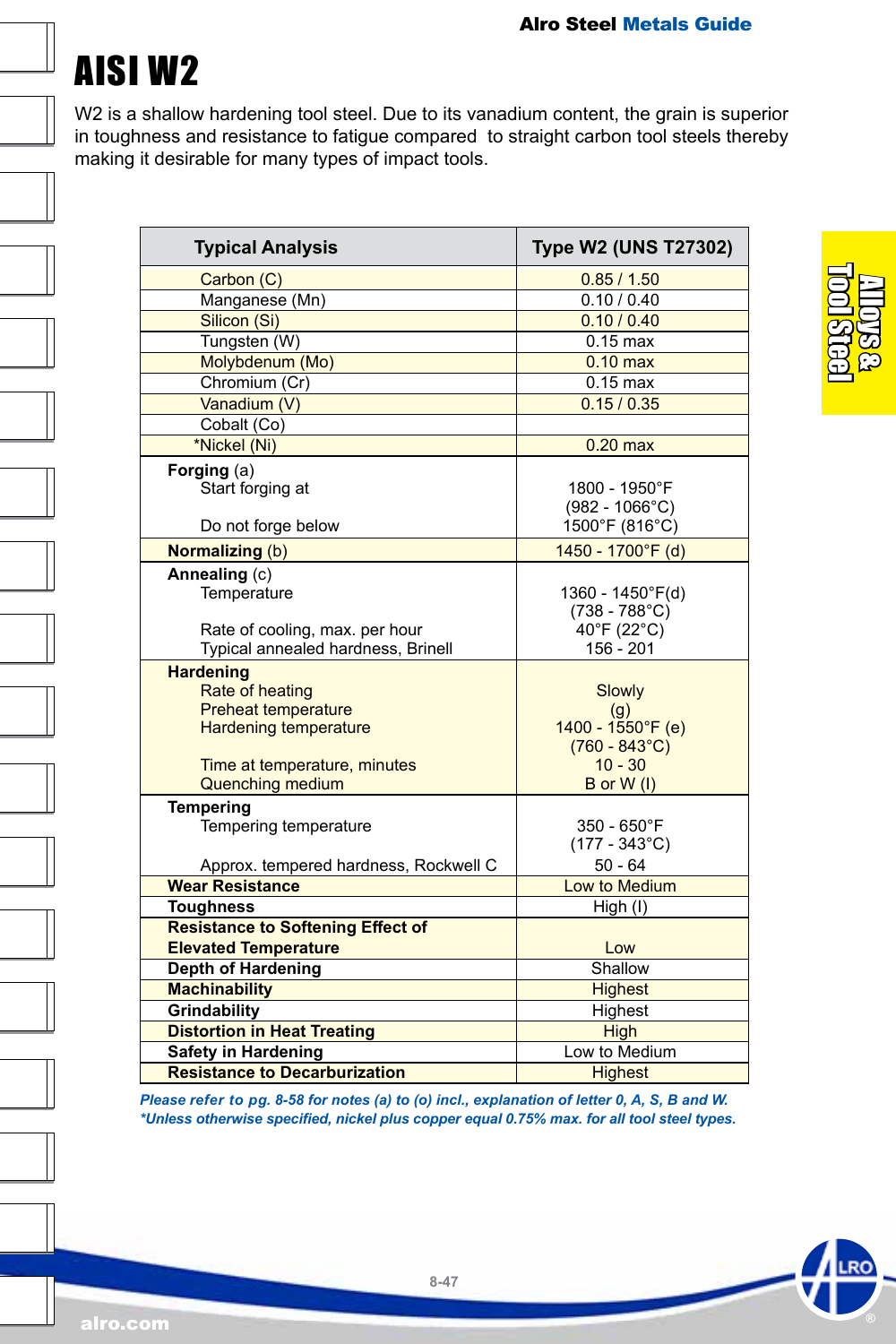# AISI W2

W2 is a shallow hardening tool steel. Due to its vanadium content, the grain is superior in toughness and resistance to fatigue compared to straight carbon tool steels thereby making it desirable for many types of impact tools.

| Typical Analysis | Type W2 (UNS T27302) |
|---|---|
| Carbon (C) | 0.85 / 1.50 |
| Manganese (Mn) | 0.10 / 0.40 |
| Silicon (Si) | 0.10 / 0.40 |
| Tungsten (W) | 0.15 max |
| Molybdenum (Mo) | 0.10 max |
| Chromium (Cr) | 0.15 max |
| Vanadium (V) | 0.15 / 0.35 |
| Cobalt (Co) | |
| *Nickel (Ni) | 0.20 max |
| **Forging** (a) | |
| Start forging at | 1800 - 1950°F (982 - 1066°C) |
| Do not forge below | 1500°F (816°C) |
| **Normalizing** (b) | 1450 - 1700°F (d) |
| **Annealing** (c) | |
| Temperature | 1360 - 1450°F(d) (738 - 788°C) |
| Rate of cooling, max. per hour | 40°F (22°C) |
| Typical annealed hardness, Brinell | 156 - 201 |
| **Hardening** | |
| Rate of heating | Slowly |
| Preheat temperature | (g) |
| Hardening temperature | 1400 - 1550°F (e) (760 - 843°C) |
| Time at temperature, minutes | 10 - 30 |
| Quenching medium | B or W (I) |
| **Tempering** | |
| Tempering temperature | 350 - 650°F (177 - 343°C) |
| Approx. tempered hardness, Rockwell C | 50 - 64 |
| **Wear Resistance** | Low to Medium |
| **Toughness** | High (I) |
| **Resistance to Softening Effect of Elevated Temperature** | Low |
| **Depth of Hardening** | Shallow |
| **Machinability** | Highest |
| **Grindability** | Highest |
| **Distortion in Heat Treating** | High |
| **Safety in Hardening** | Low to Medium |
| **Resistance to Decarburization** | Highest |

*Please refer to pg. 8-58 for notes (a) to (o) incl., explanation of letter 0, A, S, B and W.*
*\*Unless otherwise specified, nickel plus copper equal 0.75% max. for all tool steel types.*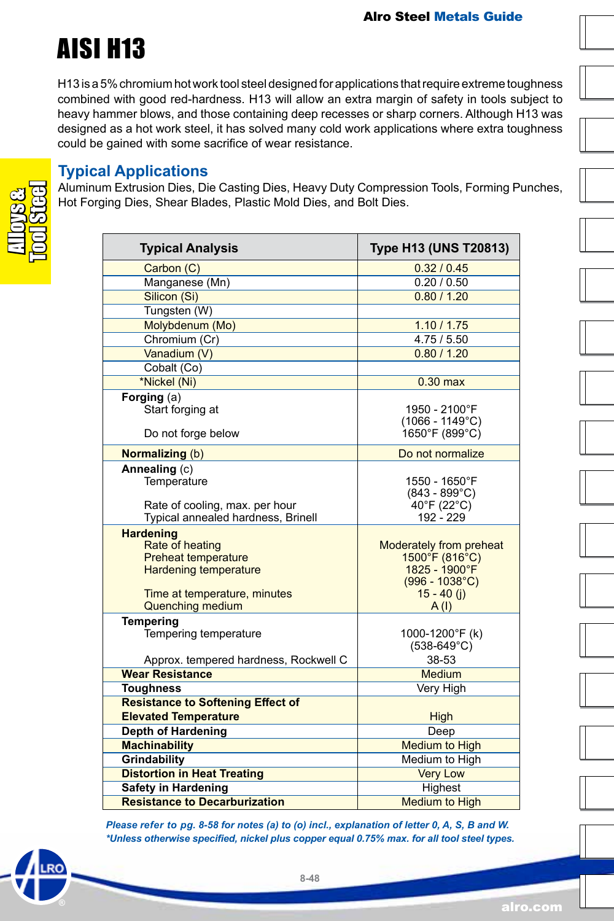# AISI H13

H13 is a 5% chromium hot work tool steel designed for applications that require extreme toughness combined with good red-hardness. H13 will allow an extra margin of safety in tools subject to heavy hammer blows, and those containing deep recesses or sharp corners. Although H13 was designed as a hot work steel, it has solved many cold work applications where extra toughness could be gained with some sacrifice of wear resistance.

## Typical Applications

Aluminum Extrusion Dies, Die Casting Dies, Heavy Duty Compression Tools, Forming Punches, Hot Forging Dies, Shear Blades, Plastic Mold Dies, and Bolt Dies.

| Typical Analysis | Type H13 (UNS T20813) |
|---|---|
| Carbon (C) | 0.32 / 0.45 |
| Manganese (Mn) | 0.20 / 0.50 |
| Silicon (Si) | 0.80 / 1.20 |
| Tungsten (W) | |
| Molybdenum (Mo) | 1.10 / 1.75 |
| Chromium (Cr) | 4.75 / 5.50 |
| Vanadium (V) | 0.80 / 1.20 |
| Cobalt (Co) | |
| *Nickel (Ni) | 0.30 max |
| **Forging** (a) | |
| Start forging at | 1950 - 2100°F (1066 - 1149°C) |
| Do not forge below | 1650°F (899°C) |
| **Normalizing** (b) | Do not normalize |
| **Annealing** (c) | |
| Temperature | 1550 - 1650°F (843 - 899°C) |
| Rate of cooling, max. per hour | 40°F (22°C) |
| Typical annealed hardness, Brinell | 192 - 229 |
| **Hardening** | |
| Rate of heating | Moderately from preheat |
| Preheat temperature | 1500°F (816°C) |
| Hardening temperature | 1825 - 1900°F (996 - 1038°C) |
| Time at temperature, minutes | 15 - 40 (j) |
| Quenching medium | A (l) |
| **Tempering** | |
| Tempering temperature | 1000-1200°F (k) (538-649°C) |
| Approx. tempered hardness, Rockwell C | 38-53 |
| **Wear Resistance** | Medium |
| **Toughness** | Very High |
| **Resistance to Softening Effect of Elevated Temperature** | High |
| **Depth of Hardening** | Deep |
| **Machinability** | Medium to High |
| **Grindability** | Medium to High |
| **Distortion in Heat Treating** | Very Low |
| **Safety in Hardening** | Highest |
| **Resistance to Decarburization** | Medium to High |

*Please refer to pg. 8-58 for notes (a) to (o) incl., explanation of letter 0, A, S, B and W.*
*\*Unless otherwise specified, nickel plus copper equal 0.75% max. for all tool steel types.*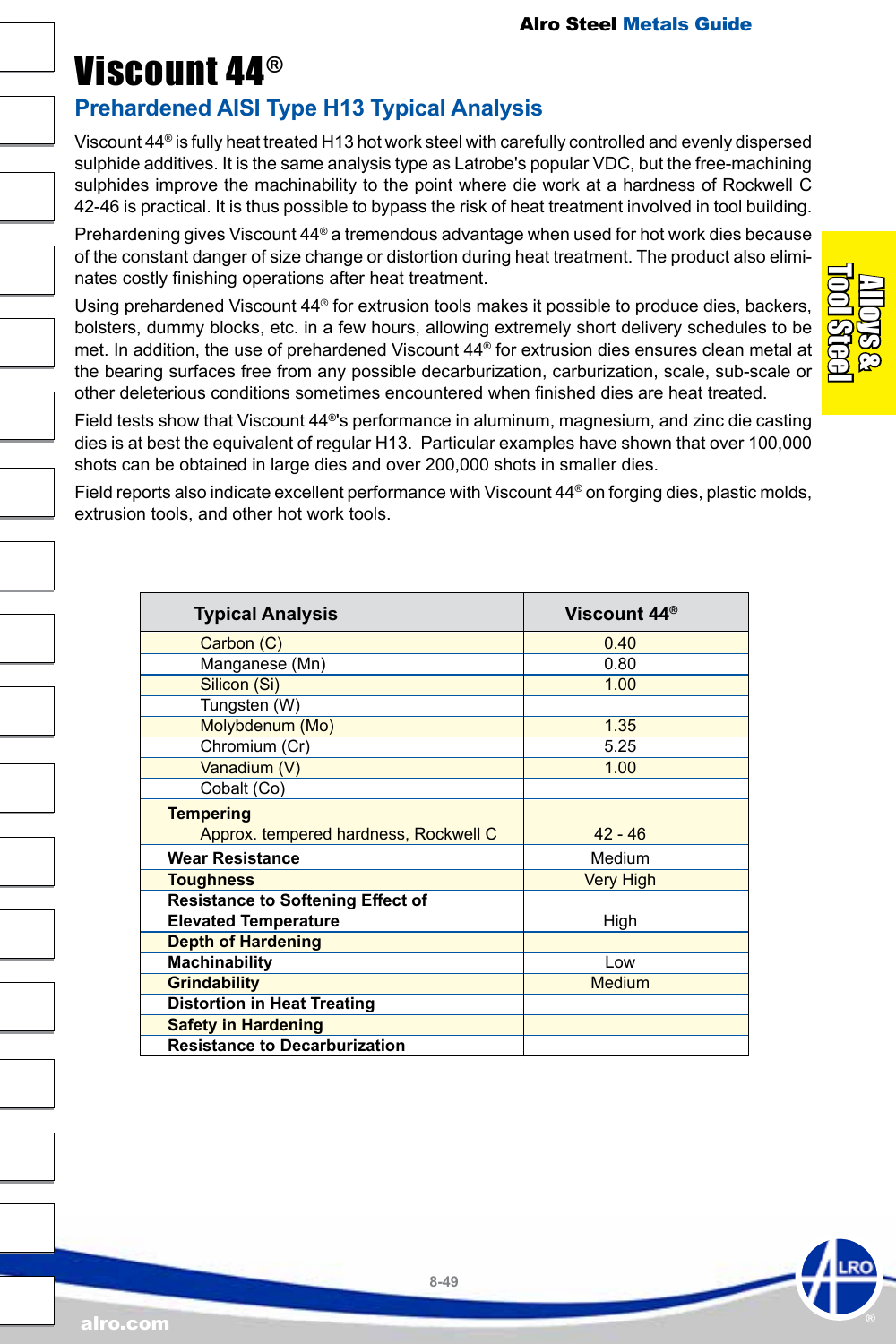# Viscount 44®

## Prehardened AISI Type H13 Typical Analysis

Viscount 44® is fully heat treated H13 hot work steel with carefully controlled and evenly dispersed sulphide additives. It is the same analysis type as Latrobe's popular VDC, but the free-machining sulphides improve the machinability to the point where die work at a hardness of Rockwell C 42-46 is practical. It is thus possible to bypass the risk of heat treatment involved in tool building.

Prehardening gives Viscount 44® a tremendous advantage when used for hot work dies because of the constant danger of size change or distortion during heat treatment. The product also eliminates costly finishing operations after heat treatment.

Using prehardened Viscount 44® for extrusion tools makes it possible to produce dies, backers, bolsters, dummy blocks, etc. in a few hours, allowing extremely short delivery schedules to be met. In addition, the use of prehardened Viscount 44® for extrusion dies ensures clean metal at the bearing surfaces free from any possible decarburization, carburization, scale, sub-scale or other deleterious conditions sometimes encountered when finished dies are heat treated.

Field tests show that Viscount 44®'s performance in aluminum, magnesium, and zinc die casting dies is at best the equivalent of regular H13. Particular examples have shown that over 100,000 shots can be obtained in large dies and over 200,000 shots in smaller dies.

Field reports also indicate excellent performance with Viscount 44® on forging dies, plastic molds, extrusion tools, and other hot work tools.

| Typical Analysis | Viscount 44® |
|---|---|
| Carbon (C) | 0.40 |
| Manganese (Mn) | 0.80 |
| Silicon (Si) | 1.00 |
| Tungsten (W) | |
| Molybdenum (Mo) | 1.35 |
| Chromium (Cr) | 5.25 |
| Vanadium (V) | 1.00 |
| Cobalt (Co) | |
| **Tempering** Approx. tempered hardness, Rockwell C | 42 - 46 |
| **Wear Resistance** | Medium |
| **Toughness** | Very High |
| **Resistance to Softening Effect of Elevated Temperature** | High |
| **Depth of Hardening** | |
| **Machinability** | Low |
| **Grindability** | Medium |
| **Distortion in Heat Treating** | |
| **Safety in Hardening** | |
| **Resistance to Decarburization** | |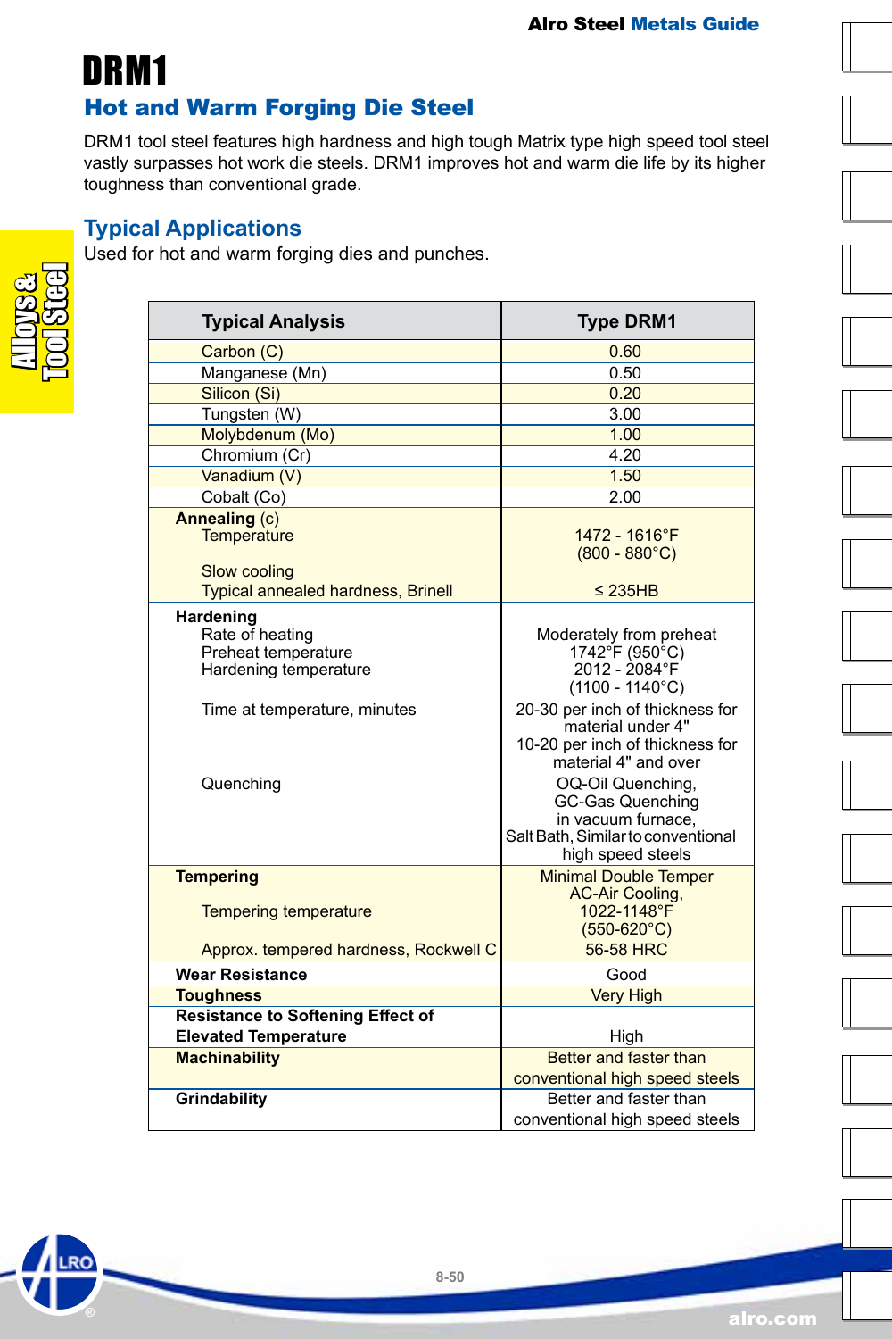# DRM1

## Hot and Warm Forging Die Steel

DRM1 tool steel features high hardness and high tough Matrix type high speed tool steel vastly surpasses hot work die steels. DRM1 improves hot and warm die life by its higher toughness than conventional grade.

## Typical Applications

Used for hot and warm forging dies and punches.

| Typical Analysis | Type DRM1 |
|---|---|
| Carbon (C) | 0.60 |
| Manganese (Mn) | 0.50 |
| Silicon (Si) | 0.20 |
| Tungsten (W) | 3.00 |
| Molybdenum (Mo) | 1.00 |
| Chromium (Cr) | 4.20 |
| Vanadium (V) | 1.50 |
| Cobalt (Co) | 2.00 |
| **Annealing** (c) | |
| Temperature | 1472 - 1616°F (800 - 880°C) |
| Slow cooling | |
| Typical annealed hardness, Brinell | ≤ 235HB |
| **Hardening** | |
| Rate of heating | Moderately from preheat |
| Preheat temperature | 1742°F (950°C) |
| Hardening temperature | 2012 - 2084°F (1100 - 1140°C) |
| Time at temperature, minutes | 20-30 per inch of thickness for material under 4"<br>10-20 per inch of thickness for material 4" and over |
| Quenching | OQ-Oil Quenching, GC-Gas Quenching in vacuum furnace, Salt Bath, Similar to conventional high speed steels |
| **Tempering** | Minimal Double Temper AC-Air Cooling, |
| Tempering temperature | 1022-1148°F (550-620°C) |
| Approx. tempered hardness, Rockwell C | 56-58 HRC |
| **Wear Resistance** | Good |
| **Toughness** | Very High |
| **Resistance to Softening Effect of Elevated Temperature** | High |
| **Machinability** | Better and faster than conventional high speed steels |
| **Grindability** | Better and faster than conventional high speed steels |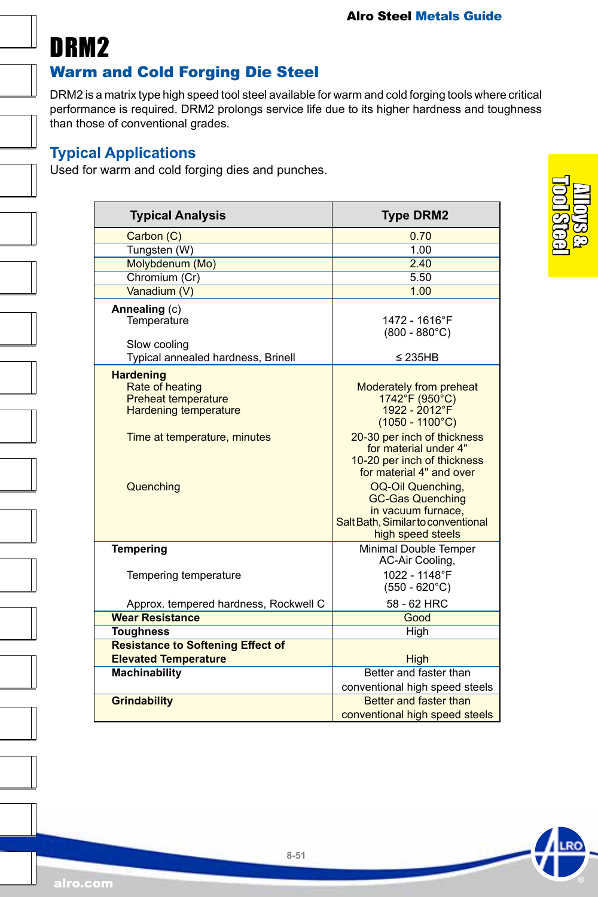# DRM2

## Warm and Cold Forging Die Steel

DRM2 is a matrix type high speed tool steel available for warm and cold forging tools where critical performance is required. DRM2 prolongs service life due to its higher hardness and toughness than those of conventional grades.

## Typical Applications

Used for warm and cold forging dies and punches.

| Typical Analysis | Type DRM2 |
|---|---|
| Carbon (C) | 0.70 |
| Tungsten (W) | 1.00 |
| Molybdenum (Mo) | 2.40 |
| Chromium (Cr) | 5.50 |
| Vanadium (V) | 1.00 |
| **Annealing** (c) | |
| Temperature | 1472 - 1616°F (800 - 880°C) |
| Slow cooling | |
| Typical annealed hardness, Brinell | ≤ 235HB |
| **Hardening** | |
| Rate of heating | Moderately from preheat |
| Preheat temperature | 1742°F (950°C) |
| Hardening temperature | 1922 - 2012°F (1050 - 1100°C) |
| Time at temperature, minutes | 20-30 per inch of thickness for material under 4" 10-20 per inch of thickness for material 4" and over |
| Quenching | OQ-Oil Quenching, GC-Gas Quenching in vacuum furnace, Salt Bath, Similar to conventional high speed steels |
| **Tempering** | Minimal Double Temper AC-Air Cooling, |
| Tempering temperature | 1022 - 1148°F (550 - 620°C) |
| Approx. tempered hardness, Rockwell C | 58 - 62 HRC |
| **Wear Resistance** | Good |
| **Toughness** | High |
| **Resistance to Softening Effect of Elevated Temperature** | High |
| **Machinability** | Better and faster than conventional high speed steels |
| **Grindability** | Better and faster than conventional high speed steels |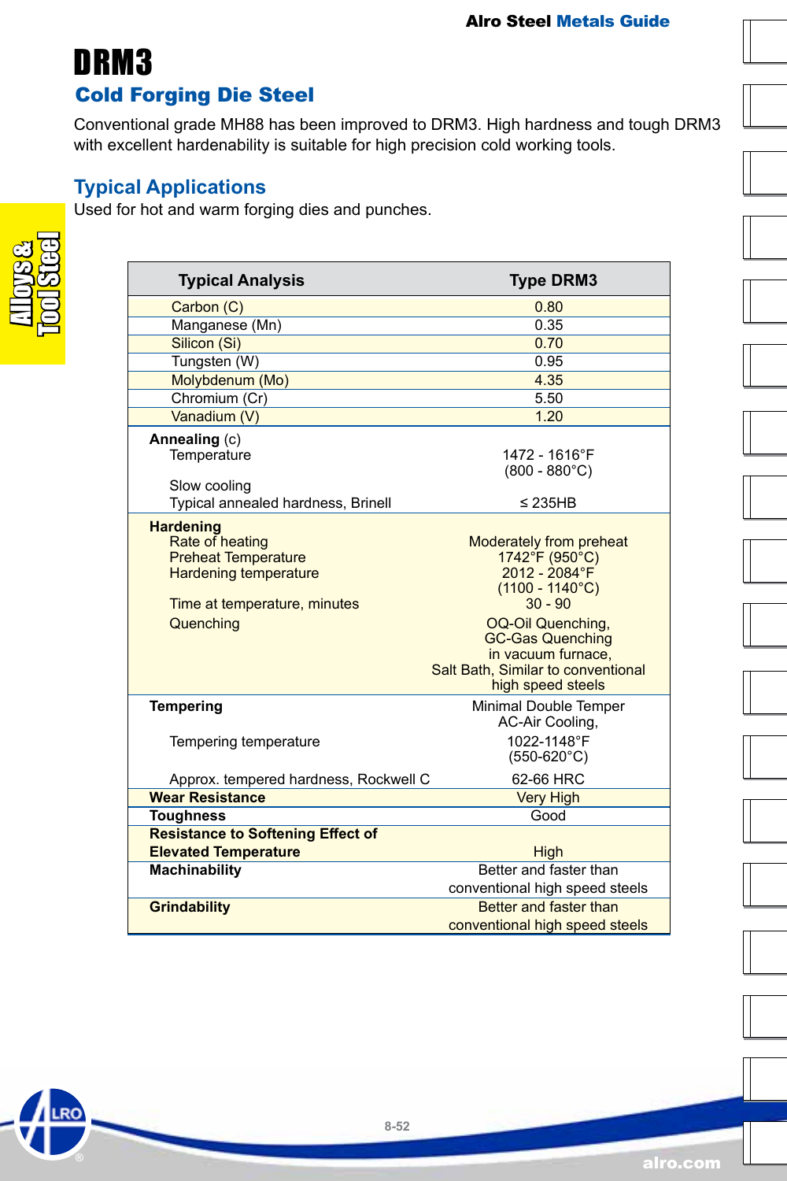# DRM3

## Cold Forging Die Steel

Conventional grade MH88 has been improved to DRM3. High hardness and tough DRM3 with excellent hardenability is suitable for high precision cold working tools.

## Typical Applications

Used for hot and warm forging dies and punches.

| Typical Analysis | Type DRM3 |
|---|---|
| Carbon (C) | 0.80 |
| Manganese (Mn) | 0.35 |
| Silicon (Si) | 0.70 |
| Tungsten (W) | 0.95 |
| Molybdenum (Mo) | 4.35 |
| Chromium (Cr) | 5.50 |
| Vanadium (V) | 1.20 |
| **Annealing** (c) | |
| Temperature | 1472 - 1616°F (800 - 880°C) |
| Slow cooling | |
| Typical annealed hardness, Brinell | ≤ 235HB |
| **Hardening** | |
| Rate of heating | Moderately from preheat |
| Preheat Temperature | 1742°F (950°C) |
| Hardening temperature | 2012 - 2084°F (1100 - 1140°C) |
| Time at temperature, minutes | 30 - 90 |
| Quenching | OQ-Oil Quenching, GC-Gas Quenching in vacuum furnace, Salt Bath, Similar to conventional high speed steels |
| **Tempering** | Minimal Double Temper AC-Air Cooling, |
| Tempering temperature | 1022-1148°F (550-620°C) |
| Approx. tempered hardness, Rockwell C | 62-66 HRC |
| **Wear Resistance** | Very High |
| **Toughness** | Good |
| **Resistance to Softening Effect of Elevated Temperature** | High |
| **Machinability** | Better and faster than conventional high speed steels |
| **Grindability** | Better and faster than conventional high speed steels |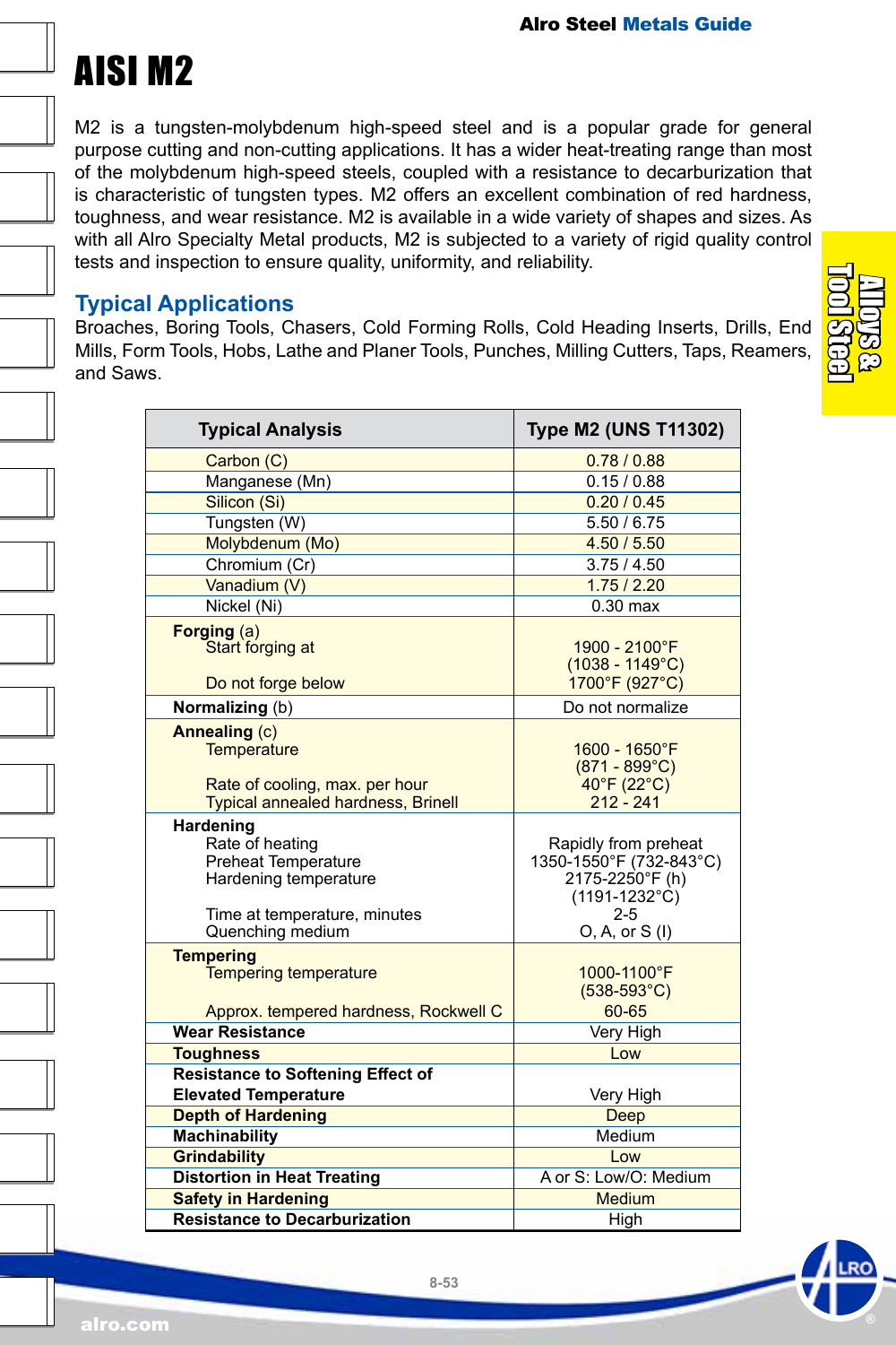# AISI M2

M2 is a tungsten-molybdenum high-speed steel and is a popular grade for general purpose cutting and non-cutting applications. It has a wider heat-treating range than most of the molybdenum high-speed steels, coupled with a resistance to decarburization that is characteristic of tungsten types. M2 offers an excellent combination of red hardness, toughness, and wear resistance. M2 is available in a wide variety of shapes and sizes. As with all Alro Specialty Metal products, M2 is subjected to a variety of rigid quality control tests and inspection to ensure quality, uniformity, and reliability.

## Typical Applications

Broaches, Boring Tools, Chasers, Cold Forming Rolls, Cold Heading Inserts, Drills, End Mills, Form Tools, Hobs, Lathe and Planer Tools, Punches, Milling Cutters, Taps, Reamers, and Saws.

| Typical Analysis | Type M2 (UNS T11302) |
|---|---|
| Carbon (C) | 0.78 / 0.88 |
| Manganese (Mn) | 0.15 / 0.88 |
| Silicon (Si) | 0.20 / 0.45 |
| Tungsten (W) | 5.50 / 6.75 |
| Molybdenum (Mo) | 4.50 / 5.50 |
| Chromium (Cr) | 3.75 / 4.50 |
| Vanadium (V) | 1.75 / 2.20 |
| Nickel (Ni) | 0.30 max |
| **Forging** (a) | |
| Start forging at | 1900 - 2100°F (1038 - 1149°C) |
| Do not forge below | 1700°F (927°C) |
| **Normalizing** (b) | Do not normalize |
| **Annealing** (c) | |
| Temperature | 1600 - 1650°F (871 - 899°C) |
| Rate of cooling, max. per hour | 40°F (22°C) |
| Typical annealed hardness, Brinell | 212 - 241 |
| **Hardening** | |
| Rate of heating | Rapidly from preheat |
| Preheat Temperature | 1350-1550°F (732-843°C) |
| Hardening temperature | 2175-2250°F (h) (1191-1232°C) |
| Time at temperature, minutes | 2-5 |
| Quenching medium | O, A, or S (I) |
| **Tempering** | |
| Tempering temperature | 1000-1100°F (538-593°C) |
| Approx. tempered hardness, Rockwell C | 60-65 |
| **Wear Resistance** | Very High |
| **Toughness** | Low |
| **Resistance to Softening Effect of Elevated Temperature** | Very High |
| **Depth of Hardening** | Deep |
| **Machinability** | Medium |
| **Grindability** | Low |
| **Distortion in Heat Treating** | A or S: Low/O: Medium |
| **Safety in Hardening** | Medium |
| **Resistance to Decarburization** | High |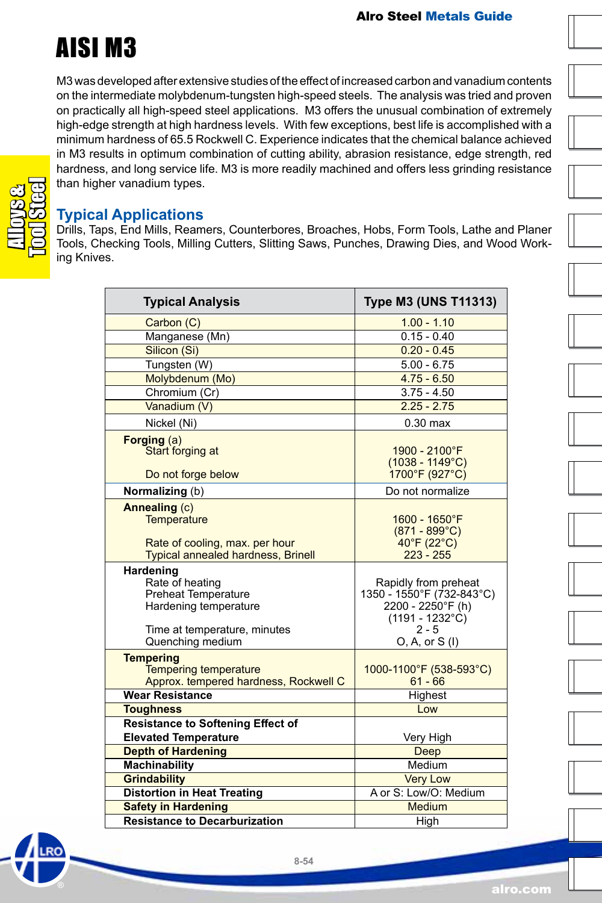# AISI M3

M3 was developed after extensive studies of the effect of increased carbon and vanadium contents on the intermediate molybdenum-tungsten high-speed steels. The analysis was tried and proven on practically all high-speed steel applications. M3 offers the unusual combination of extremely high-edge strength at high hardness levels. With few exceptions, best life is accomplished with a minimum hardness of 65.5 Rockwell C. Experience indicates that the chemical balance achieved in M3 results in optimum combination of cutting ability, abrasion resistance, edge strength, red hardness, and long service life. M3 is more readily machined and offers less grinding resistance than higher vanadium types.

## Typical Applications

Drills, Taps, End Mills, Reamers, Counterbores, Broaches, Hobs, Form Tools, Lathe and Planer Tools, Checking Tools, Milling Cutters, Slitting Saws, Punches, Drawing Dies, and Wood Working Knives.

| Typical Analysis | Type M3 (UNS T11313) |
|---|---|
| Carbon (C) | 1.00 - 1.10 |
| Manganese (Mn) | 0.15 - 0.40 |
| Silicon (Si) | 0.20 - 0.45 |
| Tungsten (W) | 5.00 - 6.75 |
| Molybdenum (Mo) | 4.75 - 6.50 |
| Chromium (Cr) | 3.75 - 4.50 |
| Vanadium (V) | 2.25 - 2.75 |
| Nickel (Ni) | 0.30 max |
| **Forging** (a) | |
| Start forging at | 1900 - 2100°F (1038 - 1149°C) |
| Do not forge below | 1700°F (927°C) |
| **Normalizing** (b) | Do not normalize |
| **Annealing** (c) | |
| Temperature | 1600 - 1650°F (871 - 899°C) |
| Rate of cooling, max. per hour | 40°F (22°C) |
| Typical annealed hardness, Brinell | 223 - 255 |
| **Hardening** | |
| Rate of heating | Rapidly from preheat |
| Preheat Temperature | 1350 - 1550°F (732-843°C) |
| Hardening temperature | 2200 - 2250°F (h) (1191 - 1232°C) |
| Time at temperature, minutes | 2 - 5 |
| Quenching medium | O, A, or S (l) |
| **Tempering** | |
| Tempering temperature | 1000-1100°F (538-593°C) |
| Approx. tempered hardness, Rockwell C | 61 - 66 |
| **Wear Resistance** | Highest |
| **Toughness** | Low |
| **Resistance to Softening Effect of Elevated Temperature** | Very High |
| **Depth of Hardening** | Deep |
| **Machinability** | Medium |
| **Grindability** | Very Low |
| **Distortion in Heat Treating** | A or S: Low/O: Medium |
| **Safety in Hardening** | Medium |
| **Resistance to Decarburization** | High |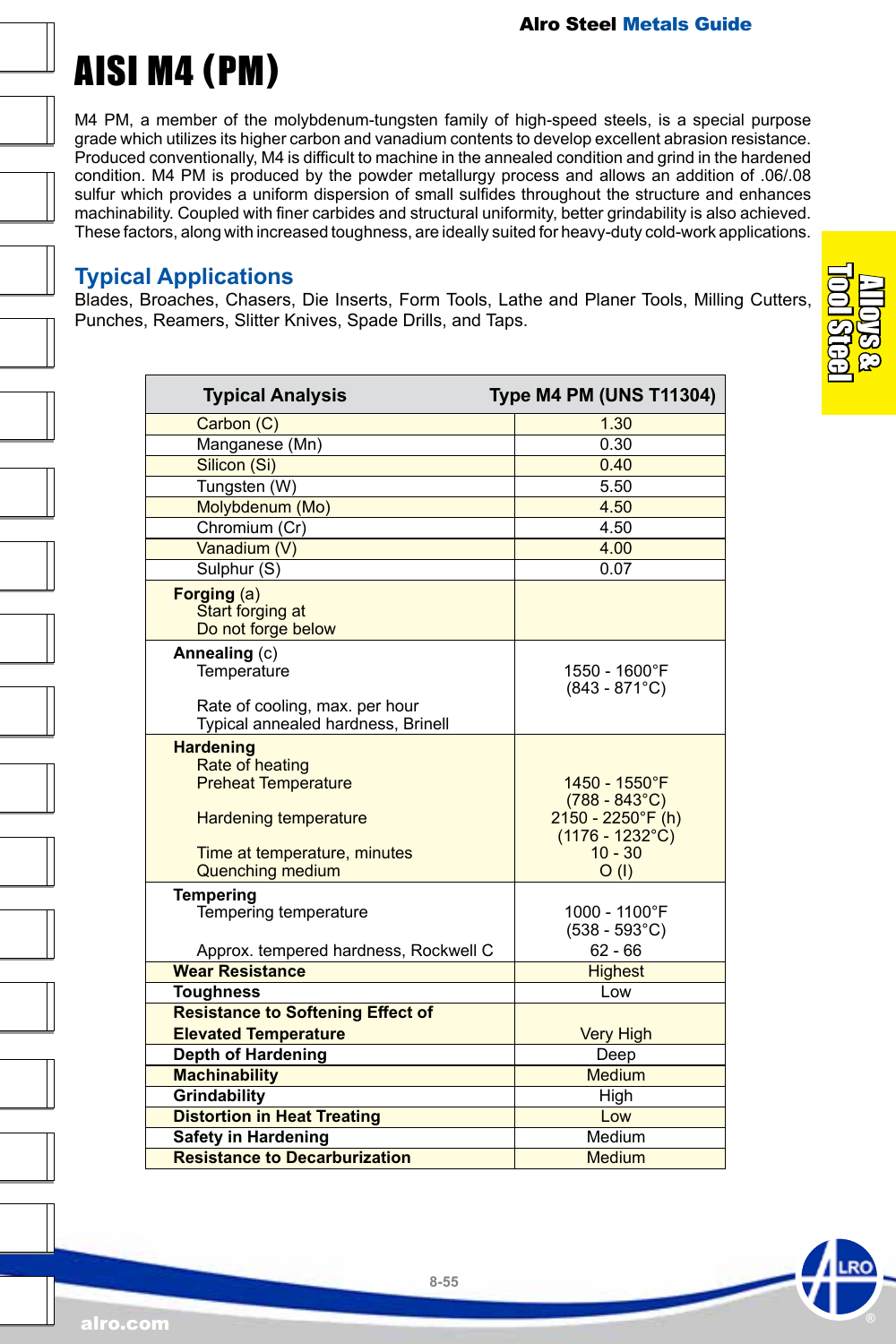# AISI M4 (PM)

M4 PM, a member of the molybdenum-tungsten family of high-speed steels, is a special purpose grade which utilizes its higher carbon and vanadium contents to develop excellent abrasion resistance. Produced conventionally, M4 is difficult to machine in the annealed condition and grind in the hardened condition. M4 PM is produced by the powder metallurgy process and allows an addition of .06/.08 sulfur which provides a uniform dispersion of small sulfides throughout the structure and enhances machinability. Coupled with finer carbides and structural uniformity, better grindability is also achieved. These factors, along with increased toughness, are ideally suited for heavy-duty cold-work applications.

## Typical Applications

Blades, Broaches, Chasers, Die Inserts, Form Tools, Lathe and Planer Tools, Milling Cutters, Punches, Reamers, Slitter Knives, Spade Drills, and Taps.

| Typical Analysis | Type M4 PM (UNS T11304) |
|---|---|
| Carbon (C) | 1.30 |
| Manganese (Mn) | 0.30 |
| Silicon (Si) | 0.40 |
| Tungsten (W) | 5.50 |
| Molybdenum (Mo) | 4.50 |
| Chromium (Cr) | 4.50 |
| Vanadium (V) | 4.00 |
| Sulphur (S) | 0.07 |
| **Forging** (a) | |
| Start forging at | |
| Do not forge below | |
| **Annealing** (c) | |
| Temperature | 1550 - 1600°F (843 - 871°C) |
| Rate of cooling, max. per hour | |
| Typical annealed hardness, Brinell | |
| **Hardening** | |
| Rate of heating | |
| Preheat Temperature | 1450 - 1550°F (788 - 843°C) |
| Hardening temperature | 2150 - 2250°F (h) (1176 - 1232°C) |
| Time at temperature, minutes | 10 - 30 |
| Quenching medium | O (l) |
| **Tempering** | |
| Tempering temperature | 1000 - 1100°F (538 - 593°C) |
| Approx. tempered hardness, Rockwell C | 62 - 66 |
| **Wear Resistance** | Highest |
| **Toughness** | Low |
| **Resistance to Softening Effect of Elevated Temperature** | Very High |
| **Depth of Hardening** | Deep |
| **Machinability** | Medium |
| **Grindability** | High |
| **Distortion in Heat Treating** | Low |
| **Safety in Hardening** | Medium |
| **Resistance to Decarburization** | Medium |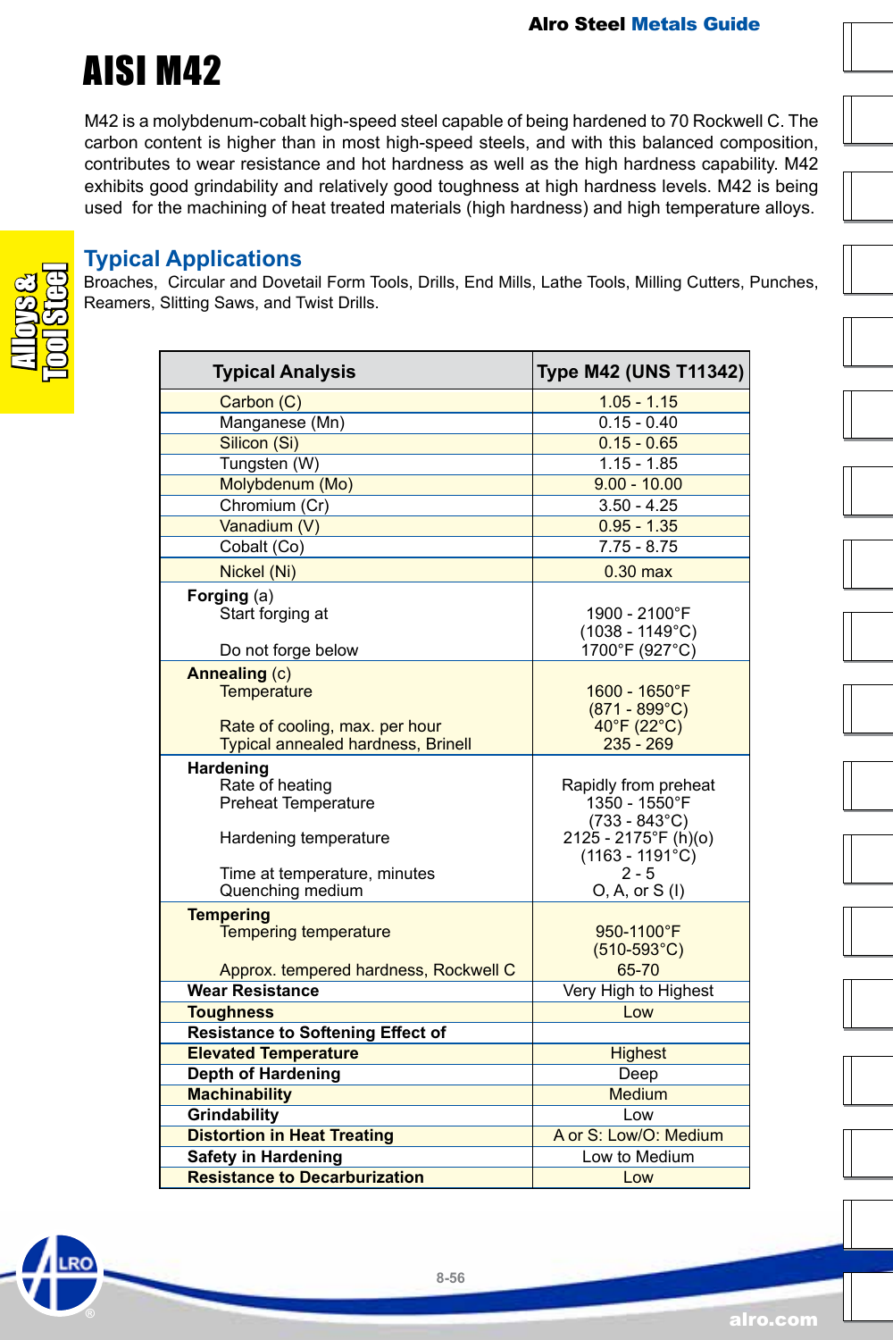# AISI M42

M42 is a molybdenum-cobalt high-speed steel capable of being hardened to 70 Rockwell C. The carbon content is higher than in most high-speed steels, and with this balanced composition, contributes to wear resistance and hot hardness as well as the high hardness capability. M42 exhibits good grindability and relatively good toughness at high hardness levels. M42 is being used for the machining of heat treated materials (high hardness) and high temperature alloys.

## Typical Applications

Broaches, Circular and Dovetail Form Tools, Drills, End Mills, Lathe Tools, Milling Cutters, Punches, Reamers, Slitting Saws, and Twist Drills.

| Typical Analysis | Type M42 (UNS T11342) |
|---|---|
| Carbon (C) | 1.05 - 1.15 |
| Manganese (Mn) | 0.15 - 0.40 |
| Silicon (Si) | 0.15 - 0.65 |
| Tungsten (W) | 1.15 - 1.85 |
| Molybdenum (Mo) | 9.00 - 10.00 |
| Chromium (Cr) | 3.50 - 4.25 |
| Vanadium (V) | 0.95 - 1.35 |
| Cobalt (Co) | 7.75 - 8.75 |
| Nickel (Ni) | 0.30 max |
| **Forging** (a) | |
| Start forging at | 1900 - 2100°F (1038 - 1149°C) |
| Do not forge below | 1700°F (927°C) |
| **Annealing** (c) | |
| Temperature | 1600 - 1650°F (871 - 899°C) |
| Rate of cooling, max. per hour | 40°F (22°C) |
| Typical annealed hardness, Brinell | 235 - 269 |
| **Hardening** | |
| Rate of heating | Rapidly from preheat |
| Preheat Temperature | 1350 - 1550°F (733 - 843°C) |
| Hardening temperature | 2125 - 2175°F (h)(o) (1163 - 1191°C) |
| Time at temperature, minutes | 2 - 5 |
| Quenching medium | O, A, or S (I) |
| **Tempering** | |
| Tempering temperature | 950-1100°F (510-593°C) |
| Approx. tempered hardness, Rockwell C | 65-70 |
| **Wear Resistance** | Very High to Highest |
| **Toughness** | Low |
| **Resistance to Softening Effect of** | |
| **Elevated Temperature** | Highest |
| **Depth of Hardening** | Deep |
| **Machinability** | Medium |
| **Grindability** | Low |
| **Distortion in Heat Treating** | A or S: Low/O: Medium |
| **Safety in Hardening** | Low to Medium |
| **Resistance to Decarburization** | Low |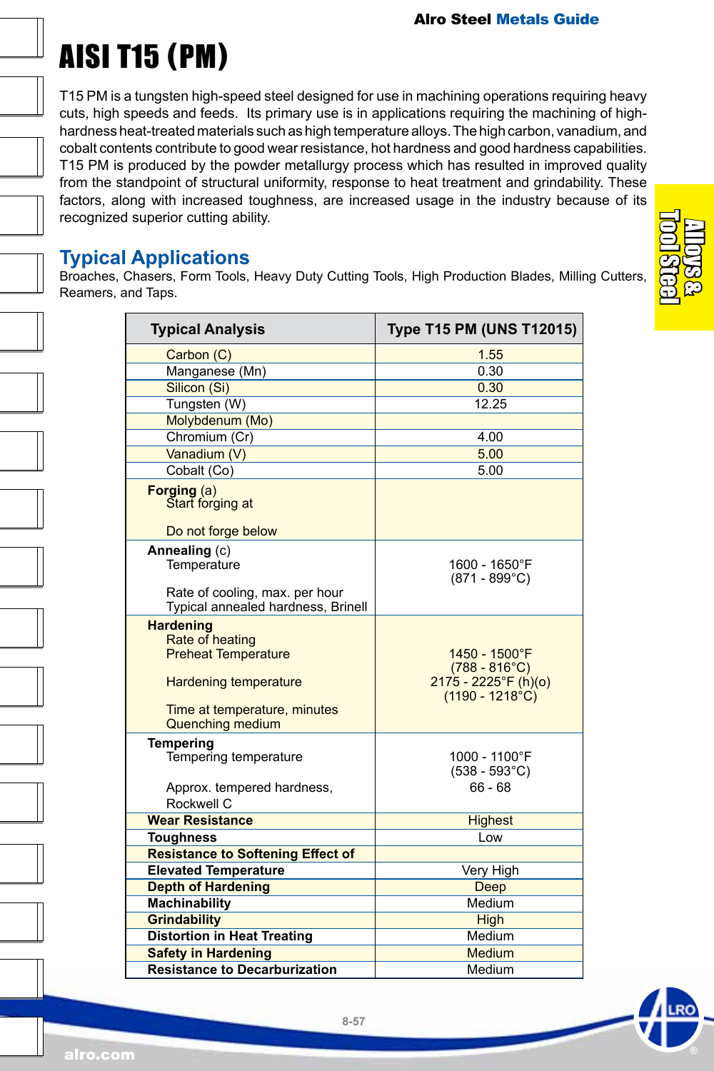# AISI T15 (PM)

T15 PM is a tungsten high-speed steel designed for use in machining operations requiring heavy cuts, high speeds and feeds. Its primary use is in applications requiring the machining of high-hardness heat-treated materials such as high temperature alloys. The high carbon, vanadium, and cobalt contents contribute to good wear resistance, hot hardness and good hardness capabilities. T15 PM is produced by the powder metallurgy process which has resulted in improved quality from the standpoint of structural uniformity, response to heat treatment and grindability. These factors, along with increased toughness, are increased usage in the industry because of its recognized superior cutting ability.

## Typical Applications

Broaches, Chasers, Form Tools, Heavy Duty Cutting Tools, High Production Blades, Milling Cutters, Reamers, and Taps.

| Typical Analysis | Type T15 PM (UNS T12015) |
|---|---|
| Carbon (C) | 1.55 |
| Manganese (Mn) | 0.30 |
| Silicon (Si) | 0.30 |
| Tungsten (W) | 12.25 |
| Molybdenum (Mo) | |
| Chromium (Cr) | 4.00 |
| Vanadium (V) | 5.00 |
| Cobalt (Co) | 5.00 |
| **Forging** (a) | |
| Start forging at | |
| Do not forge below | |
| **Annealing** (c) | |
| Temperature | 1600 - 1650°F (871 - 899°C) |
| Rate of cooling, max. per hour | |
| Typical annealed hardness, Brinell | |
| **Hardening** | |
| Rate of heating | |
| Preheat Temperature | 1450 - 1500°F (788 - 816°C) |
| Hardening temperature | 2175 - 2225°F (h)(o) (1190 - 1218°C) |
| Time at temperature, minutes | |
| Quenching medium | |
| **Tempering** | |
| Tempering temperature | 1000 - 1100°F (538 - 593°C) |
| Approx. tempered hardness, Rockwell C | 66 - 68 |
| **Wear Resistance** | Highest |
| **Toughness** | Low |
| **Resistance to Softening Effect of Elevated Temperature** | Very High |
| **Depth of Hardening** | Deep |
| **Machinability** | Medium |
| **Grindability** | High |
| **Distortion in Heat Treating** | Medium |
| **Safety in Hardening** | Medium |
| **Resistance to Decarburization** | Medium |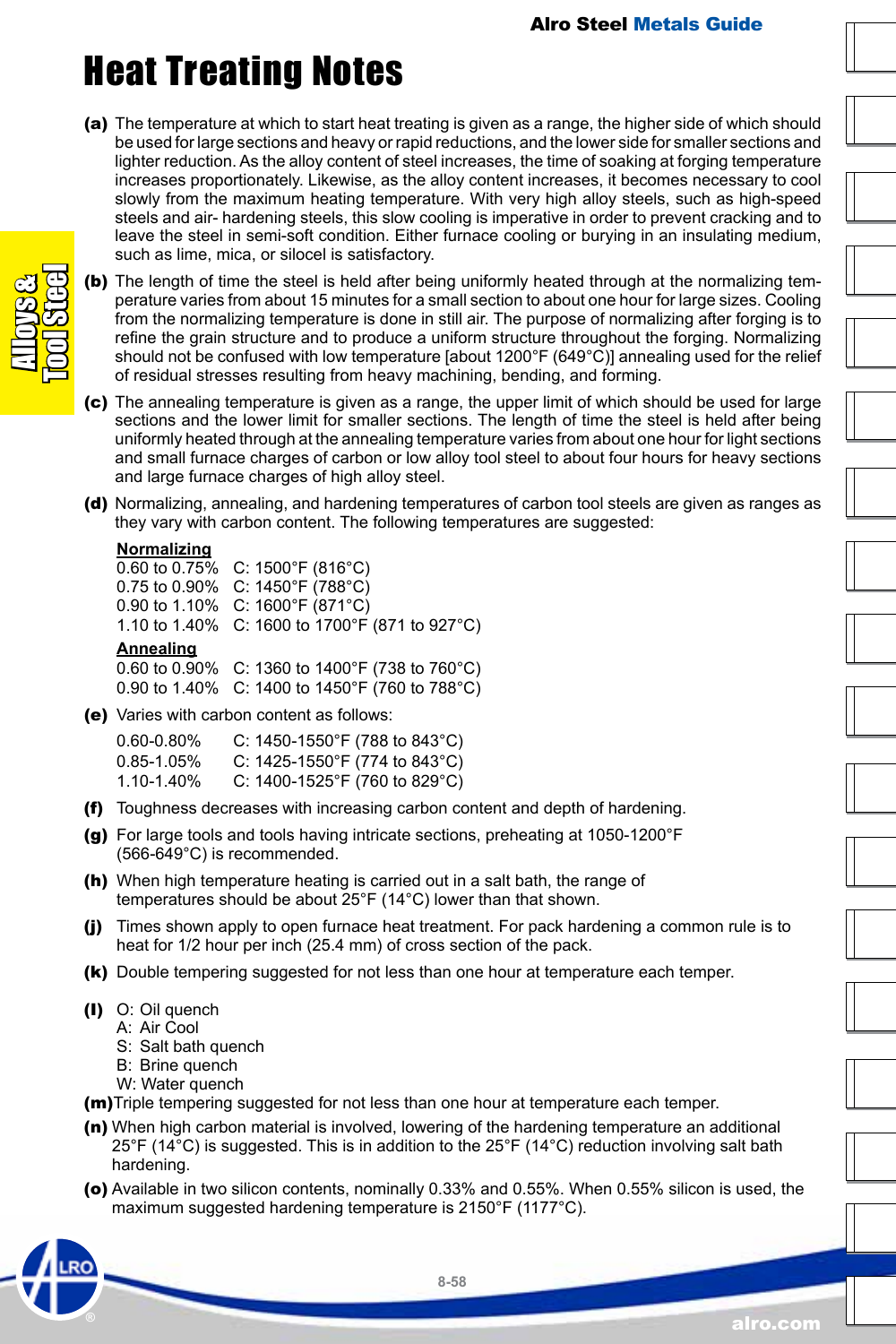# Heat Treating Notes

**(a)** The temperature at which to start heat treating is given as a range, the higher side of which should be used for large sections and heavy or rapid reductions, and the lower side for smaller sections and lighter reduction. As the alloy content of steel increases, the time of soaking at forging temperature increases proportionately. Likewise, as the alloy content increases, it becomes necessary to cool slowly from the maximum heating temperature. With very high alloy steels, such as high-speed steels and air- hardening steels, this slow cooling is imperative in order to prevent cracking and to leave the steel in semi-soft condition. Either furnace cooling or burying in an insulating medium, such as lime, mica, or silocel is satisfactory.

**(b)** The length of time the steel is held after being uniformly heated through at the normalizing temperature varies from about 15 minutes for a small section to about one hour for large sizes. Cooling from the normalizing temperature is done in still air. The purpose of normalizing after forging is to refine the grain structure and to produce a uniform structure throughout the forging. Normalizing should not be confused with low temperature [about 1200°F (649°C)] annealing used for the relief of residual stresses resulting from heavy machining, bending, and forming.

**(c)** The annealing temperature is given as a range, the upper limit of which should be used for large sections and the lower limit for smaller sections. The length of time the steel is held after being uniformly heated through at the annealing temperature varies from about one hour for light sections and small furnace charges of carbon or low alloy tool steel to about four hours for heavy sections and large furnace charges of high alloy steel.

**(d)** Normalizing, annealing, and hardening temperatures of carbon tool steels are given as ranges as they vary with carbon content. The following temperatures are suggested:

**Normalizing**
0.60 to 0.75% C: 1500°F (816°C)
0.75 to 0.90% C: 1450°F (788°C)
0.90 to 1.10% C: 1600°F (871°C)
1.10 to 1.40% C: 1600 to 1700°F (871 to 927°C)

**Annealing**
0.60 to 0.90% C: 1360 to 1400°F (738 to 760°C)
0.90 to 1.40% C: 1400 to 1450°F (760 to 788°C)

**(e)** Varies with carbon content as follows:

0.60-0.80% C: 1450-1550°F (788 to 843°C)
0.85-1.05% C: 1425-1550°F (774 to 843°C)
1.10-1.40% C: 1400-1525°F (760 to 829°C)

**(f)** Toughness decreases with increasing carbon content and depth of hardening.

**(g)** For large tools and tools having intricate sections, preheating at 1050-1200°F (566-649°C) is recommended.

**(h)** When high temperature heating is carried out in a salt bath, the range of temperatures should be about 25°F (14°C) lower than that shown.

**(j)** Times shown apply to open furnace heat treatment. For pack hardening a common rule is to heat for 1/2 hour per inch (25.4 mm) of cross section of the pack.

**(k)** Double tempering suggested for not less than one hour at temperature each temper.

**(l)** O: Oil quench
A: Air Cool
S: Salt bath quench
B: Brine quench
W: Water quench

**(m)** Triple tempering suggested for not less than one hour at temperature each temper.

**(n)** When high carbon material is involved, lowering of the hardening temperature an additional 25°F (14°C) is suggested. This is in addition to the 25°F (14°C) reduction involving salt bath hardening.

**(o)** Available in two silicon contents, nominally 0.33% and 0.55%. When 0.55% silicon is used, the maximum suggested hardening temperature is 2150°F (1177°C).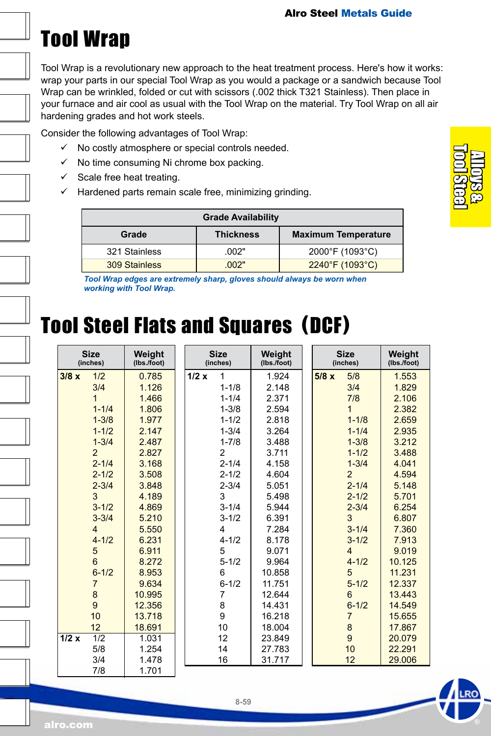# Tool Wrap

Tool Wrap is a revolutionary new approach to the heat treatment process. Here's how it works: wrap your parts in our special Tool Wrap as you would a package or a sandwich because Tool Wrap can be wrinkled, folded or cut with scissors (.002 thick T321 Stainless). Then place in your furnace and air cool as usual with the Tool Wrap on the material. Try Tool Wrap on all air hardening grades and hot work steels.

Consider the following advantages of Tool Wrap:

- ✓ No costly atmosphere or special controls needed.
- ✓ No time consuming Ni chrome box packing.
- ✓ Scale free heat treating.
- ✓ Hardened parts remain scale free, minimizing grinding.

| Grade Availability | | |
|---|---|---|
| **Grade** | **Thickness** | **Maximum Temperature** |
| 321 Stainless | .002" | 2000°F (1093°C) |
| 309 Stainless | .002" | 2240°F (1093°C) |

*Tool Wrap edges are extremely sharp, gloves should always be worn when working with Tool Wrap.*

# Tool Steel Flats and Squares (DCF)

| Size (inches) | | Weight (lbs./foot) |
|---|---|---|
| **3/8 x** | 1/2 | 0.785 |
| | 3/4 | 1.126 |
| | 1 | 1.466 |
| | 1-1/4 | 1.806 |
| | 1-3/8 | 1.977 |
| | 1-1/2 | 2.147 |
| | 1-3/4 | 2.487 |
| | 2 | 2.827 |
| | 2-1/4 | 3.168 |
| | 2-1/2 | 3.508 |
| | 2-3/4 | 3.848 |
| | 3 | 4.189 |
| | 3-1/2 | 4.869 |
| | 3-3/4 | 5.210 |
| | 4 | 5.550 |
| | 4-1/2 | 6.231 |
| | 5 | 6.911 |
| | 6 | 8.272 |
| | 6-1/2 | 8.953 |
| | 7 | 9.634 |
| | 8 | 10.995 |
| | 9 | 12.356 |
| | 10 | 13.718 |
| | 12 | 18.691 |
| **1/2 x** | 1/2 | 1.031 |
| | 5/8 | 1.254 |
| | 3/4 | 1.478 |
| | 7/8 | 1.701 |

| Size (inches) | | Weight (lbs./foot) |
|---|---|---|
| **1/2 x** | 1 | 1.924 |
| | 1-1/8 | 2.148 |
| | 1-1/4 | 2.371 |
| | 1-3/8 | 2.594 |
| | 1-1/2 | 2.818 |
| | 1-3/4 | 3.264 |
| | 1-7/8 | 3.488 |
| | 2 | 3.711 |
| | 2-1/4 | 4.158 |
| | 2-1/2 | 4.604 |
| | 2-3/4 | 5.051 |
| | 3 | 5.498 |
| | 3-1/4 | 5.944 |
| | 3-1/2 | 6.391 |
| | 4 | 7.284 |
| | 4-1/2 | 8.178 |
| | 5 | 9.071 |
| | 5-1/2 | 9.964 |
| | 6 | 10.858 |
| | 6-1/2 | 11.751 |
| | 7 | 12.644 |
| | 8 | 14.431 |
| | 9 | 16.218 |
| | 10 | 18.004 |
| | 12 | 23.849 |
| | 14 | 27.783 |
| | 16 | 31.717 |

| Size (inches) | | Weight (lbs./foot) |
|---|---|---|
| **5/8 x** | 5/8 | 1.553 |
| | 3/4 | 1.829 |
| | 7/8 | 2.106 |
| | 1 | 2.382 |
| | 1-1/8 | 2.659 |
| | 1-1/4 | 2.935 |
| | 1-3/8 | 3.212 |
| | 1-1/2 | 3.488 |
| | 1-3/4 | 4.041 |
| | 2 | 4.594 |
| | 2-1/4 | 5.148 |
| | 2-1/2 | 5.701 |
| | 2-3/4 | 6.254 |
| | 3 | 6.807 |
| | 3-1/4 | 7.360 |
| | 3-1/2 | 7.913 |
| | 4 | 9.019 |
| | 4-1/2 | 10.125 |
| | 5 | 11.231 |
| | 5-1/2 | 12.337 |
| | 6 | 13.443 |
| | 6-1/2 | 14.549 |
| | 7 | 15.655 |
| | 8 | 17.867 |
| | 9 | 20.079 |
| | 10 | 22.291 |
| | 12 | 29.006 |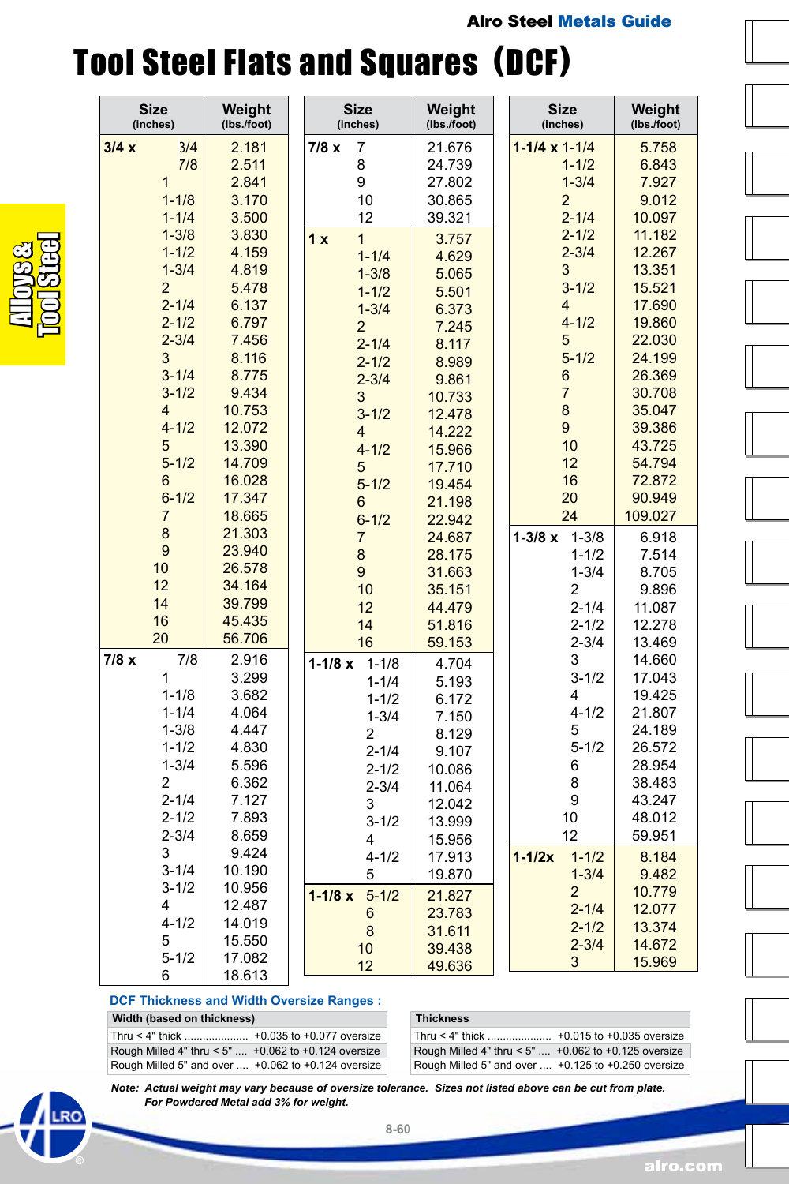# Tool Steel Flats and Squares (DCF)

| Size (inches) | | Weight (lbs./foot) |
|---|---|---|
| 3/4 x | 3/4 | 2.181 |
| | 7/8 | 2.511 |
| | 1 | 2.841 |
| | 1-1/8 | 3.170 |
| | 1-1/4 | 3.500 |
| | 1-3/8 | 3.830 |
| | 1-1/2 | 4.159 |
| | 1-3/4 | 4.819 |
| | 2 | 5.478 |
| | 2-1/4 | 6.137 |
| | 2-1/2 | 6.797 |
| | 2-3/4 | 7.456 |
| | 3 | 8.116 |
| | 3-1/4 | 8.775 |
| | 3-1/2 | 9.434 |
| | 4 | 10.753 |
| | 4-1/2 | 12.072 |
| | 5 | 13.390 |
| | 5-1/2 | 14.709 |
| | 6 | 16.028 |
| | 6-1/2 | 17.347 |
| | 7 | 18.665 |
| | 8 | 21.303 |
| | 9 | 23.940 |
| | 10 | 26.578 |
| | 12 | 34.164 |
| | 14 | 39.799 |
| | 16 | 45.435 |
| | 20 | 56.706 |
| 7/8 x | 7/8 | 2.916 |
| | 1 | 3.299 |
| | 1-1/8 | 3.682 |
| | 1-1/4 | 4.064 |
| | 1-3/8 | 4.447 |
| | 1-1/2 | 4.830 |
| | 1-3/4 | 5.596 |
| | 2 | 6.362 |
| | 2-1/4 | 7.127 |
| | 2-1/2 | 7.893 |
| | 2-3/4 | 8.659 |
| | 3 | 9.424 |
| | 3-1/4 | 10.190 |
| | 3-1/2 | 10.956 |
| | 4 | 12.487 |
| | 4-1/2 | 14.019 |
| | 5 | 15.550 |
| | 5-1/2 | 17.082 |
| | 6 | 18.613 |
| 7/8 x | 7 | 21.676 |
| | 8 | 24.739 |
| | 9 | 27.802 |
| | 10 | 30.865 |
| | 12 | 39.321 |
| 1 x | 1 | 3.757 |
| | 1-1/4 | 4.629 |
| | 1-3/8 | 5.065 |
| | 1-1/2 | 5.501 |
| | 1-3/4 | 6.373 |
| | 2 | 7.245 |
| | 2-1/4 | 8.117 |
| | 2-1/2 | 8.989 |
| | 2-3/4 | 9.861 |
| | 3 | 10.733 |
| | 3-1/2 | 12.478 |
| | 4 | 14.222 |
| | 4-1/2 | 15.966 |
| | 5 | 17.710 |
| | 5-1/2 | 19.454 |
| | 6 | 21.198 |
| | 6-1/2 | 22.942 |
| | 7 | 24.687 |
| | 8 | 28.175 |
| | 9 | 31.663 |
| | 10 | 35.151 |
| | 12 | 44.479 |
| | 14 | 51.816 |
| | 16 | 59.153 |
| 1-1/8 x | 1-1/8 | 4.704 |
| | 1-1/4 | 5.193 |
| | 1-1/2 | 6.172 |
| | 1-3/4 | 7.150 |
| | 2 | 8.129 |
| | 2-1/4 | 9.107 |
| | 2-1/2 | 10.086 |
| | 2-3/4 | 11.064 |
| | 3 | 12.042 |
| | 3-1/2 | 13.999 |
| | 4 | 15.956 |
| | 4-1/2 | 17.913 |
| | 5 | 19.870 |
| 1-1/8 x | 5-1/2 | 21.827 |
| | 6 | 23.783 |
| | 8 | 31.611 |
| | 10 | 39.438 |
| | 12 | 49.636 |
| 1-1/4 x | 1-1/4 | 5.758 |
| | 1-1/2 | 6.843 |
| | 1-3/4 | 7.927 |
| | 2 | 9.012 |
| | 2-1/4 | 10.097 |
| | 2-1/2 | 11.182 |
| | 2-3/4 | 12.267 |
| | 3 | 13.351 |
| | 3-1/2 | 15.521 |
| | 4 | 17.690 |
| | 4-1/2 | 19.860 |
| | 5 | 22.030 |
| | 5-1/2 | 24.199 |
| | 6 | 26.369 |
| | 7 | 30.708 |
| | 8 | 35.047 |
| | 9 | 39.386 |
| | 10 | 43.725 |
| | 12 | 54.794 |
| | 16 | 72.872 |
| | 20 | 90.949 |
| | 24 | 109.027 |
| 1-3/8 x | 1-3/8 | 6.918 |
| | 1-1/2 | 7.514 |
| | 1-3/4 | 8.705 |
| | 2 | 9.896 |
| | 2-1/4 | 11.087 |
| | 2-1/2 | 12.278 |
| | 2-3/4 | 13.469 |
| | 3 | 14.660 |
| | 3-1/2 | 17.043 |
| | 4 | 19.425 |
| | 4-1/2 | 21.807 |
| | 5 | 24.189 |
| | 5-1/2 | 26.572 |
| | 6 | 28.954 |
| | 8 | 38.483 |
| | 9 | 43.247 |
| | 10 | 48.012 |
| | 12 | 59.951 |
| 1-1/2x | 1-1/2 | 8.184 |
| | 1-3/4 | 9.482 |
| | 2 | 10.779 |
| | 2-1/4 | 12.077 |
| | 2-1/2 | 13.374 |
| | 2-3/4 | 14.672 |
| | 3 | 15.969 |

### DCF Thickness and Width Oversize Ranges :

| Width (based on thickness) | |
|---|---|
| Thru < 4" thick | +0.035 to +0.077 oversize |
| Rough Milled 4" thru < 5" | +0.062 to +0.124 oversize |
| Rough Milled 5" and over | +0.062 to +0.124 oversize |

| Thickness | |
|---|---|
| Thru < 4" thick | +0.015 to +0.035 oversize |
| Rough Milled 4" thru < 5" | +0.062 to +0.125 oversize |
| Rough Milled 5" and over | +0.125 to +0.250 oversize |

***Note:** Actual weight may vary because of oversize tolerance. Sizes not listed above can be cut from plate. For Powdered Metal add 3% for weight.*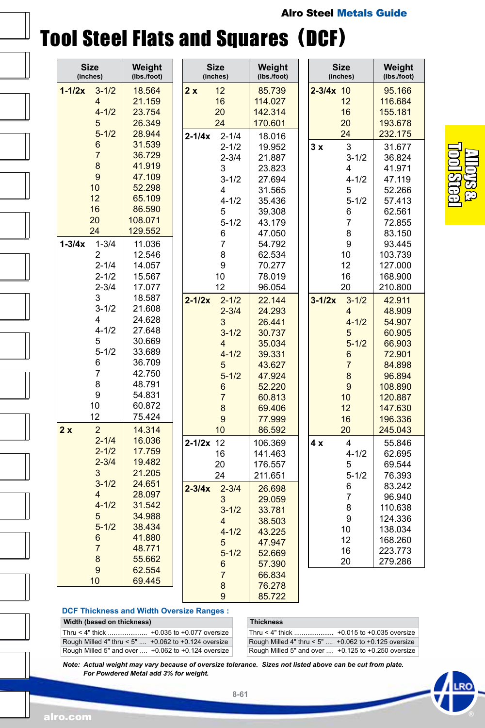# Tool Steel Flats and Squares (DCF)

| Size (inches) | | Weight (lbs./foot) |
|---|---|---|
| 1-1/2x | 3-1/2 | 18.564 |
| | 4 | 21.159 |
| | 4-1/2 | 23.754 |
| | 5 | 26.349 |
| | 5-1/2 | 28.944 |
| | 6 | 31.539 |
| | 7 | 36.729 |
| | 8 | 41.919 |
| | 9 | 47.109 |
| | 10 | 52.298 |
| | 12 | 65.109 |
| | 16 | 86.590 |
| | 20 | 108.071 |
| | 24 | 129.552 |
| 1-3/4x | 1-3/4 | 11.036 |
| | 2 | 12.546 |
| | 2-1/4 | 14.057 |
| | 2-1/2 | 15.567 |
| | 2-3/4 | 17.077 |
| | 3 | 18.587 |
| | 3-1/2 | 21.608 |
| | 4 | 24.628 |
| | 4-1/2 | 27.648 |
| | 5 | 30.669 |
| | 5-1/2 | 33.689 |
| | 6 | 36.709 |
| | 7 | 42.750 |
| | 8 | 48.791 |
| | 9 | 54.831 |
| | 10 | 60.872 |
| | 12 | 75.424 |
| 2 x | 2 | 14.314 |
| | 2-1/4 | 16.036 |
| | 2-1/2 | 17.759 |
| | 2-3/4 | 19.482 |
| | 3 | 21.205 |
| | 3-1/2 | 24.651 |
| | 4 | 28.097 |
| | 4-1/2 | 31.542 |
| | 5 | 34.988 |
| | 5-1/2 | 38.434 |
| | 6 | 41.880 |
| | 7 | 48.771 |
| | 8 | 55.662 |
| | 9 | 62.554 |
| | 10 | 69.445 |
| 2 x | 12 | 85.739 |
| | 16 | 114.027 |
| | 20 | 142.314 |
| | 24 | 170.601 |
| 2-1/4x | 2-1/4 | 18.016 |
| | 2-1/2 | 19.952 |
| | 2-3/4 | 21.887 |
| | 3 | 23.823 |
| | 3-1/2 | 27.694 |
| | 4 | 31.565 |
| | 4-1/2 | 35.436 |
| | 5 | 39.308 |
| | 5-1/2 | 43.179 |
| | 6 | 47.050 |
| | 7 | 54.792 |
| | 8 | 62.534 |
| | 9 | 70.277 |
| | 10 | 78.019 |
| | 12 | 96.054 |
| 2-1/2x | 2-1/2 | 22.144 |
| | 2-3/4 | 24.293 |
| | 3 | 26.441 |
| | 3-1/2 | 30.737 |
| | 4 | 35.034 |
| | 4-1/2 | 39.331 |
| | 5 | 43.627 |
| | 5-1/2 | 47.924 |
| | 6 | 52.220 |
| | 7 | 60.813 |
| | 8 | 69.406 |
| | 9 | 77.999 |
| | 10 | 86.592 |
| 2-1/2x | 12 | 106.369 |
| | 16 | 141.463 |
| | 20 | 176.557 |
| | 24 | 211.651 |
| 2-3/4x | 2-3/4 | 26.698 |
| | 3 | 29.059 |
| | 3-1/2 | 33.781 |
| | 4 | 38.503 |
| | 4-1/2 | 43.225 |
| | 5 | 47.947 |
| | 5-1/2 | 52.669 |
| | 6 | 57.390 |
| | 7 | 66.834 |
| | 8 | 76.278 |
| | 9 | 85.722 |
| 2-3/4x | 10 | 95.166 |
| | 12 | 116.684 |
| | 16 | 155.181 |
| | 20 | 193.678 |
| | 24 | 232.175 |
| 3 x | 3 | 31.677 |
| | 3-1/2 | 36.824 |
| | 4 | 41.971 |
| | 4-1/2 | 47.119 |
| | 5 | 52.266 |
| | 5-1/2 | 57.413 |
| | 6 | 62.561 |
| | 7 | 72.855 |
| | 8 | 83.150 |
| | 9 | 93.445 |
| | 10 | 103.739 |
| | 12 | 127.000 |
| | 16 | 168.900 |
| | 20 | 210.800 |
| 3-1/2x | 3-1/2 | 42.911 |
| | 4 | 48.909 |
| | 4-1/2 | 54.907 |
| | 5 | 60.905 |
| | 5-1/2 | 66.903 |
| | 6 | 72.901 |
| | 7 | 84.898 |
| | 8 | 96.894 |
| | 9 | 108.890 |
| | 10 | 120.887 |
| | 12 | 147.630 |
| | 16 | 196.336 |
| | 20 | 245.043 |
| 4 x | 4 | 55.846 |
| | 4-1/2 | 62.695 |
| | 5 | 69.544 |
| | 5-1/2 | 76.393 |
| | 6 | 83.242 |
| | 7 | 96.940 |
| | 8 | 110.638 |
| | 9 | 124.336 |
| | 10 | 138.034 |
| | 12 | 168.260 |
| | 16 | 223.773 |
| | 20 | 279.286 |

### DCF Thickness and Width Oversize Ranges :

| Width (based on thickness) | |
|---|---|
| Thru < 4" thick | +0.035 to +0.077 oversize |
| Rough Milled 4" thru < 5" | +0.062 to +0.124 oversize |
| Rough Milled 5" and over | +0.062 to +0.124 oversize |

| Thickness | |
|---|---|
| Thru < 4" thick | +0.015 to +0.035 oversize |
| Rough Milled 4" thru < 5" | +0.062 to +0.125 oversize |
| Rough Milled 5" and over | +0.125 to +0.250 oversize |

***Note: Actual weight may vary because of oversize tolerance. Sizes not listed above can be cut from plate. For Powdered Metal add 3% for weight.***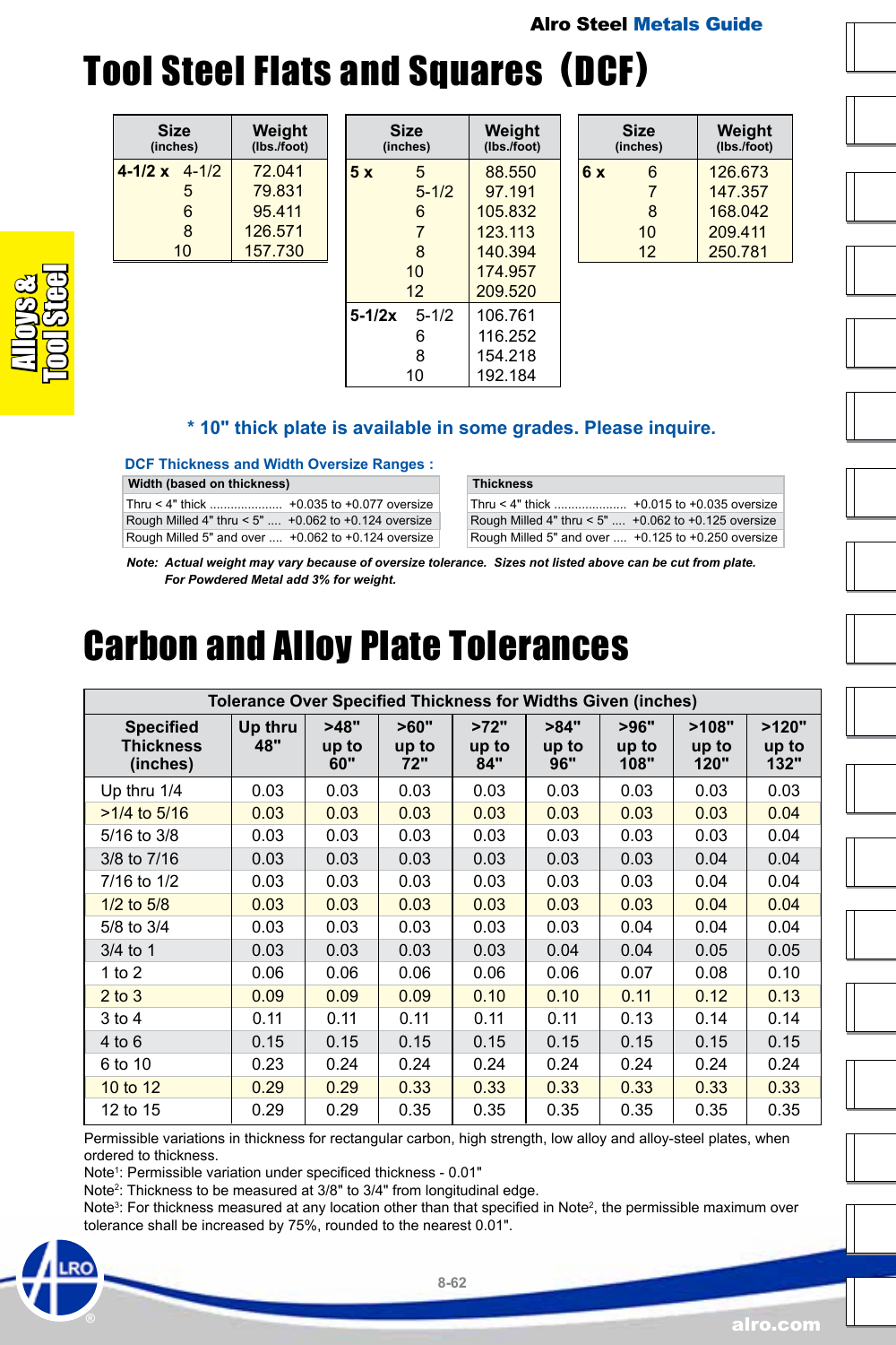# Tool Steel Flats and Squares (DCF)

| Size (inches) | | Weight (lbs./foot) |
|---|---|---|
| 4-1/2 x | 4-1/2 | 72.041 |
| | 5 | 79.831 |
| | 6 | 95.411 |
| | 8 | 126.571 |
| | 10 | 157.730 |

| Size (inches) | | Weight (lbs./foot) |
|---|---|---|
| 5 x | 5 | 88.550 |
| | 5-1/2 | 97.191 |
| | 6 | 105.832 |
| | 7 | 123.113 |
| | 8 | 140.394 |
| | 10 | 174.957 |
| | 12 | 209.520 |
| 5-1/2x | 5-1/2 | 106.761 |
| | 6 | 116.252 |
| | 8 | 154.218 |
| | 10 | 192.184 |

| Size (inches) | | Weight (lbs./foot) |
|---|---|---|
| 6 x | 6 | 126.673 |
| | 7 | 147.357 |
| | 8 | 168.042 |
| | 10 | 209.411 |
| | 12 | 250.781 |

**\* 10" thick plate is available in some grades. Please inquire.**

**DCF Thickness and Width Oversize Ranges :**

| Width (based on thickness) | |
|---|---|
| Thru < 4" thick | +0.035 to +0.077 oversize |
| Rough Milled 4" thru < 5" | +0.062 to +0.124 oversize |
| Rough Milled 5" and over | +0.062 to +0.124 oversize |

| Thickness | |
|---|---|
| Thru < 4" thick | +0.015 to +0.035 oversize |
| Rough Milled 4" thru < 5" | +0.062 to +0.125 oversize |
| Rough Milled 5" and over | +0.125 to +0.250 oversize |

*Note: Actual weight may vary because of oversize tolerance. Sizes not listed above can be cut from plate. For Powdered Metal add 3% for weight.*

# Carbon and Alloy Plate Tolerances

| Tolerance Over Specified Thickness for Widths Given (inches) | | | | | | | | |
|---|---|---|---|---|---|---|---|---|
| Specified Thickness (inches) | Up thru 48" | >48" up to 60" | >60" up to 72" | >72" up to 84" | >84" up to 96" | >96" up to 108" | >108" up to 120" | >120" up to 132" |
| Up thru 1/4 | 0.03 | 0.03 | 0.03 | 0.03 | 0.03 | 0.03 | 0.03 | 0.03 |
| >1/4 to 5/16 | 0.03 | 0.03 | 0.03 | 0.03 | 0.03 | 0.03 | 0.03 | 0.04 |
| 5/16 to 3/8 | 0.03 | 0.03 | 0.03 | 0.03 | 0.03 | 0.03 | 0.03 | 0.04 |
| 3/8 to 7/16 | 0.03 | 0.03 | 0.03 | 0.03 | 0.03 | 0.03 | 0.04 | 0.04 |
| 7/16 to 1/2 | 0.03 | 0.03 | 0.03 | 0.03 | 0.03 | 0.03 | 0.04 | 0.04 |
| 1/2 to 5/8 | 0.03 | 0.03 | 0.03 | 0.03 | 0.03 | 0.03 | 0.04 | 0.04 |
| 5/8 to 3/4 | 0.03 | 0.03 | 0.03 | 0.03 | 0.03 | 0.04 | 0.04 | 0.04 |
| 3/4 to 1 | 0.03 | 0.03 | 0.03 | 0.03 | 0.04 | 0.04 | 0.05 | 0.05 |
| 1 to 2 | 0.06 | 0.06 | 0.06 | 0.06 | 0.06 | 0.07 | 0.08 | 0.10 |
| 2 to 3 | 0.09 | 0.09 | 0.09 | 0.10 | 0.10 | 0.11 | 0.12 | 0.13 |
| 3 to 4 | 0.11 | 0.11 | 0.11 | 0.11 | 0.11 | 0.13 | 0.14 | 0.14 |
| 4 to 6 | 0.15 | 0.15 | 0.15 | 0.15 | 0.15 | 0.15 | 0.15 | 0.15 |
| 6 to 10 | 0.23 | 0.24 | 0.24 | 0.24 | 0.24 | 0.24 | 0.24 | 0.24 |
| 10 to 12 | 0.29 | 0.29 | 0.33 | 0.33 | 0.33 | 0.33 | 0.33 | 0.33 |
| 12 to 15 | 0.29 | 0.29 | 0.35 | 0.35 | 0.35 | 0.35 | 0.35 | 0.35 |

Permissible variations in thickness for rectangular carbon, high strength, low alloy and alloy-steel plates, when ordered to thickness.

Note[1]: Permissible variation under specificed thickness - 0.01"

Note[2]: Thickness to be measured at 3/8" to 3/4" from longitudinal edge.

Note[3]: For thickness measured at any location other than that specified in Note[2], the permissible maximum over tolerance shall be increased by 75%, rounded to the nearest 0.01".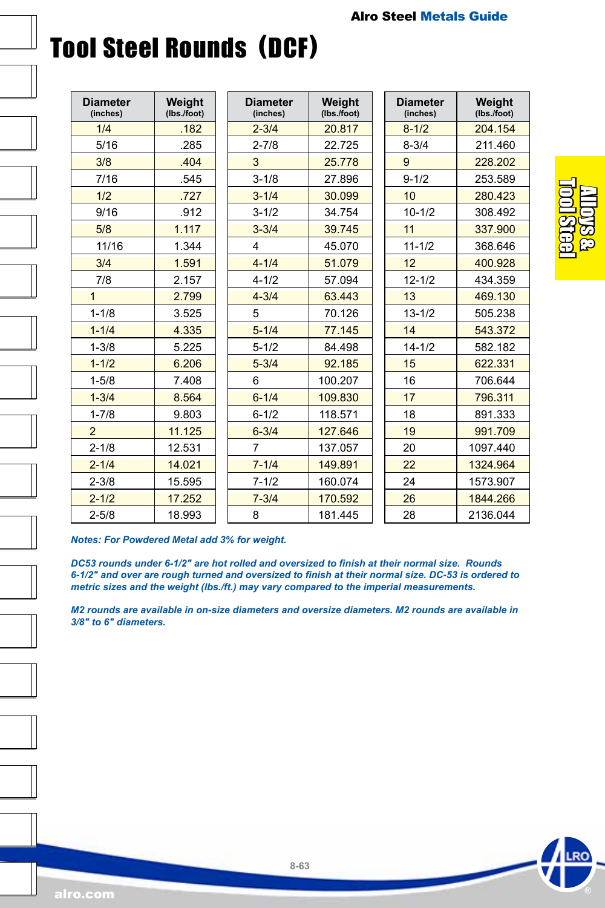# Tool Steel Rounds (DCF)

| Diameter (inches) | Weight (lbs./foot) | Diameter (inches) | Weight (lbs./foot) | Diameter (inches) | Weight (lbs./foot) |
|---|---|---|---|---|---|
| 1/4 | .182 | 2-3/4 | 20.817 | 8-1/2 | 204.154 |
| 5/16 | .285 | 2-7/8 | 22.725 | 8-3/4 | 211.460 |
| 3/8 | .404 | 3 | 25.778 | 9 | 228.202 |
| 7/16 | .545 | 3-1/8 | 27.896 | 9-1/2 | 253.589 |
| 1/2 | .727 | 3-1/4 | 30.099 | 10 | 280.423 |
| 9/16 | .912 | 3-1/2 | 34.754 | 10-1/2 | 308.492 |
| 5/8 | 1.117 | 3-3/4 | 39.745 | 11 | 337.900 |
| 11/16 | 1.344 | 4 | 45.070 | 11-1/2 | 368.646 |
| 3/4 | 1.591 | 4-1/4 | 51.079 | 12 | 400.928 |
| 7/8 | 2.157 | 4-1/2 | 57.094 | 12-1/2 | 434.359 |
| 1 | 2.799 | 4-3/4 | 63.443 | 13 | 469.130 |
| 1-1/8 | 3.525 | 5 | 70.126 | 13-1/2 | 505.238 |
| 1-1/4 | 4.335 | 5-1/4 | 77.145 | 14 | 543.372 |
| 1-3/8 | 5.225 | 5-1/2 | 84.498 | 14-1/2 | 582.182 |
| 1-1/2 | 6.206 | 5-3/4 | 92.185 | 15 | 622.331 |
| 1-5/8 | 7.408 | 6 | 100.207 | 16 | 706.644 |
| 1-3/4 | 8.564 | 6-1/4 | 109.830 | 17 | 796.311 |
| 1-7/8 | 9.803 | 6-1/2 | 118.571 | 18 | 891.333 |
| 2 | 11.125 | 6-3/4 | 127.646 | 19 | 991.709 |
| 2-1/8 | 12.531 | 7 | 137.057 | 20 | 1097.440 |
| 2-1/4 | 14.021 | 7-1/4 | 149.891 | 22 | 1324.964 |
| 2-3/8 | 15.595 | 7-1/2 | 160.074 | 24 | 1573.907 |
| 2-1/2 | 17.252 | 7-3/4 | 170.592 | 26 | 1844.266 |
| 2-5/8 | 18.993 | 8 | 181.445 | 28 | 2136.044 |

*Notes: For Powdered Metal add 3% for weight.*

*DC53 rounds under 6-1/2" are hot rolled and oversized to finish at their normal size. Rounds 6-1/2" and over are rough turned and oversized to finish at their normal size. DC-53 is ordered to metric sizes and the weight (lbs./ft.) may vary compared to the imperial measurements.*

*M2 rounds are available in on-size diameters and oversize diameters. M2 rounds are available in 3/8" to 6" diameters.*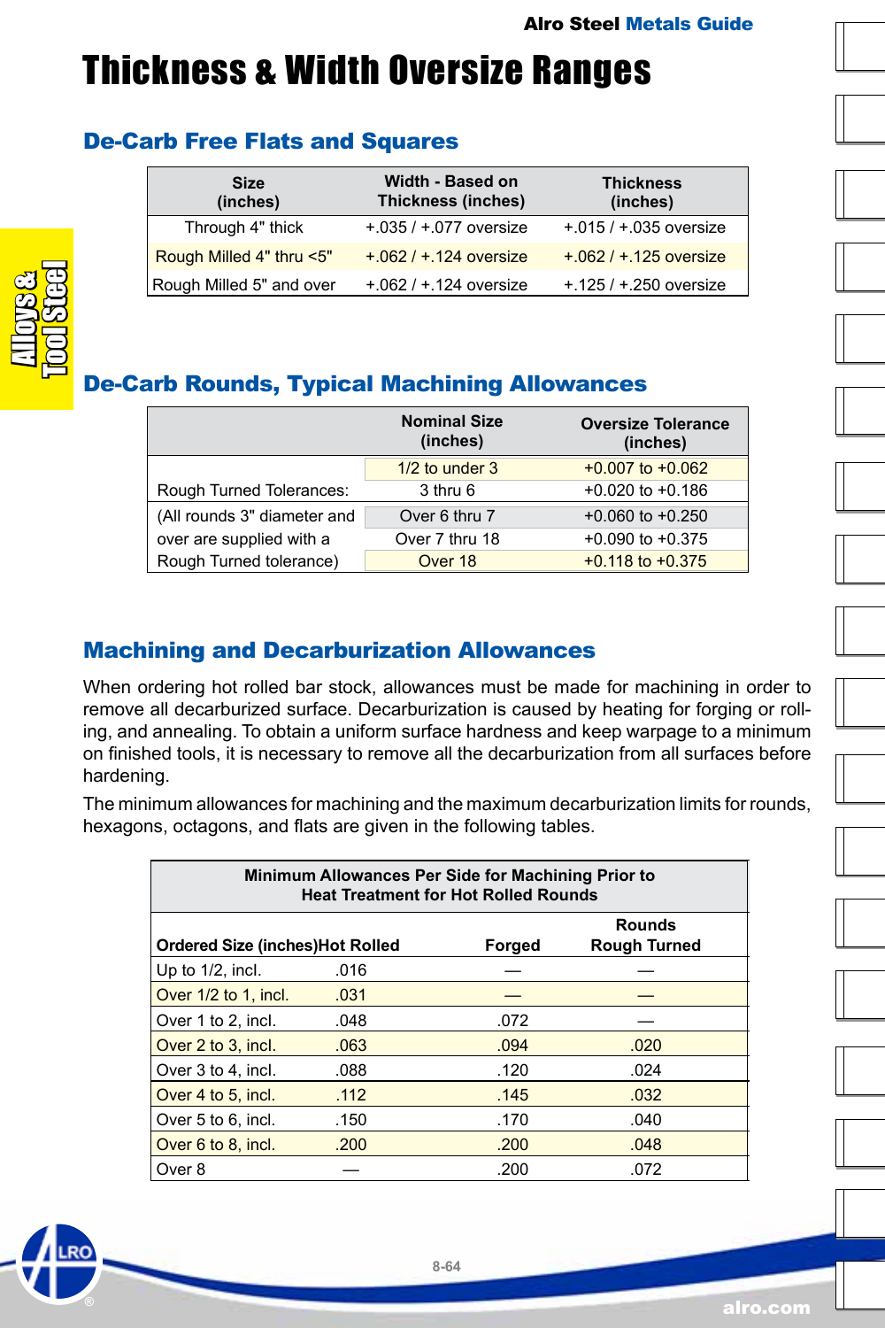# Thickness & Width Oversize Ranges

## De-Carb Free Flats and Squares

| Size (inches) | Width - Based on Thickness (inches) | Thickness (inches) |
|---|---|---|
| Through 4" thick | +.035 / +.077 oversize | +.015 / +.035 oversize |
| Rough Milled 4" thru <5" | +.062 / +.124 oversize | +.062 / +.125 oversize |
| Rough Milled 5" and over | +.062 / +.124 oversize | +.125 / +.250 oversize |

## De-Carb Rounds, Typical Machining Allowances

| | Nominal Size (inches) | Oversize Tolerance (inches) |
|---|---|---|
| Rough Turned Tolerances: | 1/2 to under 3 | +0.007 to +0.062 |
| | 3 thru 6 | +0.020 to +0.186 |
| (All rounds 3" diameter and over are supplied with a Rough Turned tolerance) | Over 6 thru 7 | +0.060 to +0.250 |
| | Over 7 thru 18 | +0.090 to +0.375 |
| | Over 18 | +0.118 to +0.375 |

## Machining and Decarburization Allowances

When ordering hot rolled bar stock, allowances must be made for machining in order to remove all decarburized surface. Decarburization is caused by heating for forging or rolling, and annealing. To obtain a uniform surface hardness and keep warpage to a minimum on finished tools, it is necessary to remove all the decarburization from all surfaces before hardening.

The minimum allowances for machining and the maximum decarburization limits for rounds, hexagons, octagons, and flats are given in the following tables.

**Minimum Allowances Per Side for Machining Prior to Heat Treatment for Hot Rolled Rounds**

| Ordered Size (inches) | Hot Rolled | Forged | Rounds Rough Turned |
|---|---|---|---|
| Up to 1/2, incl. | .016 | — | — |
| Over 1/2 to 1, incl. | .031 | — | — |
| Over 1 to 2, incl. | .048 | .072 | — |
| Over 2 to 3, incl. | .063 | .094 | .020 |
| Over 3 to 4, incl. | .088 | .120 | .024 |
| Over 4 to 5, incl. | .112 | .145 | .032 |
| Over 5 to 6, incl. | .150 | .170 | .040 |
| Over 6 to 8, incl. | .200 | .200 | .048 |
| Over 8 | — | .200 | .072 |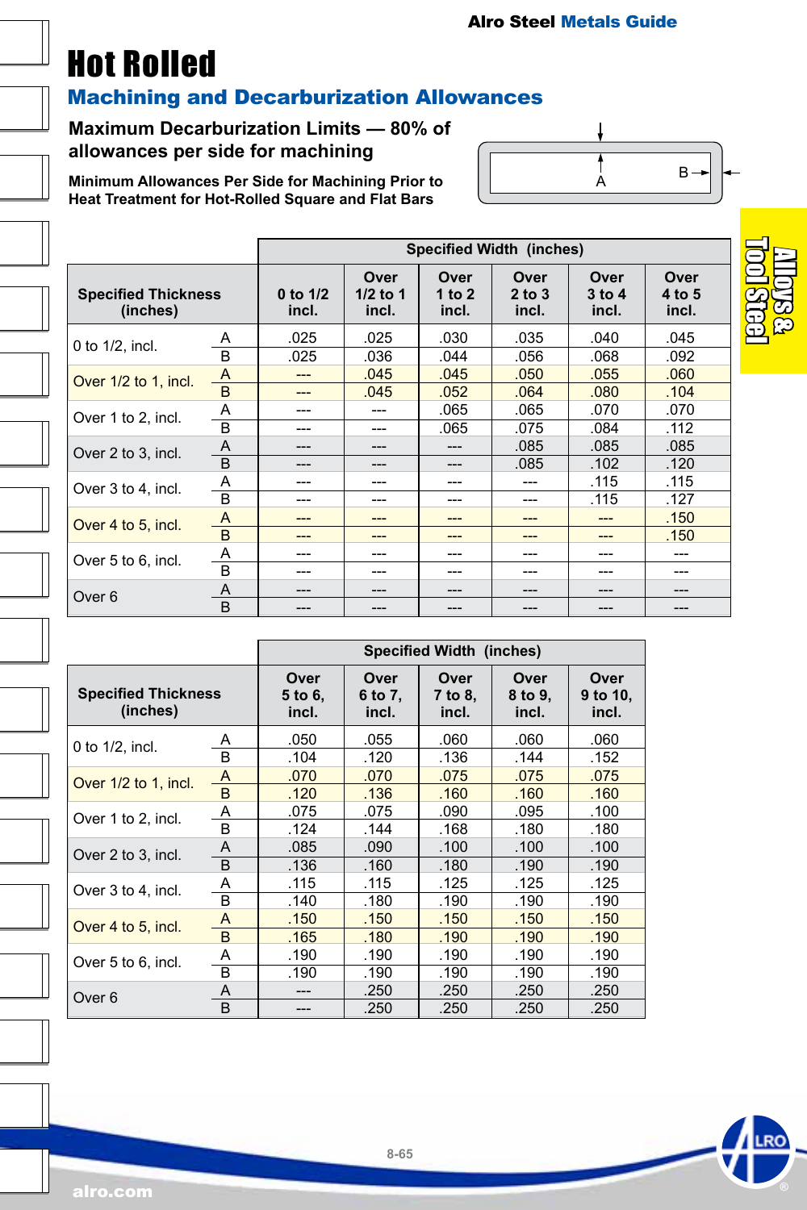# Hot Rolled

## Machining and Decarburization Allowances

**Maximum Decarburization Limits — 80% of allowances per side for machining**

**Minimum Allowances Per Side for Machining Prior to Heat Treatment for Hot-Rolled Square and Flat Bars**

| Specified Thickness (inches) | | Specified Width (inches) 0 to 1/2 incl. | Over 1/2 to 1 incl. | Over 1 to 2 incl. | Over 2 to 3 incl. | Over 3 to 4 incl. | Over 4 to 5 incl. |
|---|---|---|---|---|---|---|---|
| 0 to 1/2, incl. | A | .025 | .025 | .030 | .035 | .040 | .045 |
| | B | .025 | .036 | .044 | .056 | .068 | .092 |
| Over 1/2 to 1, incl. | A | --- | .045 | .045 | .050 | .055 | .060 |
| | B | --- | .045 | .052 | .064 | .080 | .104 |
| Over 1 to 2, incl. | A | --- | --- | .065 | .065 | .070 | .070 |
| | B | --- | --- | .065 | .075 | .084 | .112 |
| Over 2 to 3, incl. | A | --- | --- | --- | .085 | .085 | .085 |
| | B | --- | --- | --- | .085 | .102 | .120 |
| Over 3 to 4, incl. | A | --- | --- | --- | --- | .115 | .115 |
| | B | --- | --- | --- | --- | .115 | .127 |
| Over 4 to 5, incl. | A | --- | --- | --- | --- | --- | .150 |
| | B | --- | --- | --- | --- | --- | .150 |
| Over 5 to 6, incl. | A | --- | --- | --- | --- | --- | --- |
| | B | --- | --- | --- | --- | --- | --- |
| Over 6 | A | --- | --- | --- | --- | --- | --- |
| | B | --- | --- | --- | --- | --- | --- |

| Specified Thickness (inches) | | Specified Width (inches) Over 5 to 6, incl. | Over 6 to 7, incl. | Over 7 to 8, incl. | Over 8 to 9, incl. | Over 9 to 10, incl. |
|---|---|---|---|---|---|---|
| 0 to 1/2, incl. | A | .050 | .055 | .060 | .060 | .060 |
| | B | .104 | .120 | .136 | .144 | .152 |
| Over 1/2 to 1, incl. | A | .070 | .070 | .075 | .075 | .075 |
| | B | .120 | .136 | .160 | .160 | .160 |
| Over 1 to 2, incl. | A | .075 | .075 | .090 | .095 | .100 |
| | B | .124 | .144 | .168 | .180 | .180 |
| Over 2 to 3, incl. | A | .085 | .090 | .100 | .100 | .100 |
| | B | .136 | .160 | .180 | .190 | .190 |
| Over 3 to 4, incl. | A | .115 | .115 | .125 | .125 | .125 |
| | B | .140 | .180 | .190 | .190 | .190 |
| Over 4 to 5, incl. | A | .150 | .150 | .150 | .150 | .150 |
| | B | .165 | .180 | .190 | .190 | .190 |
| Over 5 to 6, incl. | A | .190 | .190 | .190 | .190 | .190 |
| | B | .190 | .190 | .190 | .190 | .190 |
| Over 6 | A | --- | .250 | .250 | .250 | .250 |
| | B | --- | .250 | .250 | .250 | .250 |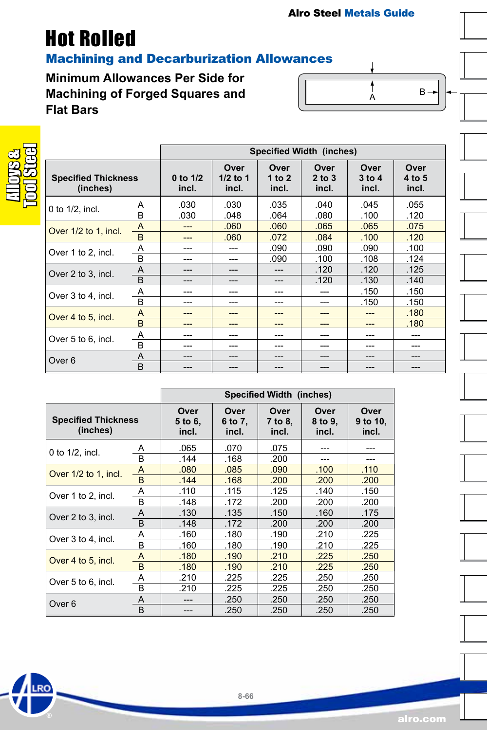# Hot Rolled

## Machining and Decarburization Allowances

**Minimum Allowances Per Side for Machining of Forged Squares and Flat Bars**

| Specified Thickness (inches) | | Specified Width (inches) | | | | | |
|---|---|---|---|---|---|---|---|
| | | 0 to 1/2 incl. | Over 1/2 to 1 incl. | Over 1 to 2 incl. | Over 2 to 3 incl. | Over 3 to 4 incl. | Over 4 to 5 incl. |
| 0 to 1/2, incl. | A | .030 | .030 | .035 | .040 | .045 | .055 |
| | B | .030 | .048 | .064 | .080 | .100 | .120 |
| Over 1/2 to 1, incl. | A | --- | .060 | .060 | .065 | .065 | .075 |
| | B | --- | .060 | .072 | .084 | .100 | .120 |
| Over 1 to 2, incl. | A | --- | --- | .090 | .090 | .090 | .100 |
| | B | --- | --- | .090 | .100 | .108 | .124 |
| Over 2 to 3, incl. | A | --- | --- | --- | .120 | .120 | .125 |
| | B | --- | --- | --- | .120 | .130 | .140 |
| Over 3 to 4, incl. | A | --- | --- | --- | --- | .150 | .150 |
| | B | --- | --- | --- | --- | .150 | .150 |
| Over 4 to 5, incl. | A | --- | --- | --- | --- | --- | .180 |
| | B | --- | --- | --- | --- | --- | .180 |
| Over 5 to 6, incl. | A | --- | --- | --- | --- | --- | --- |
| | B | --- | --- | --- | --- | --- | --- |
| Over 6 | A | --- | --- | --- | --- | --- | --- |
| | B | --- | --- | --- | --- | --- | --- |

| Specified Thickness (inches) | | Specified Width (inches) | | | | |
|---|---|---|---|---|---|---|
| | | Over 5 to 6, incl. | Over 6 to 7, incl. | Over 7 to 8, incl. | Over 8 to 9, incl. | Over 9 to 10, incl. |
| 0 to 1/2, incl. | A | .065 | .070 | .075 | --- | --- |
| | B | .144 | .168 | .200 | --- | --- |
| Over 1/2 to 1, incl. | A | .080 | .085 | .090 | .100 | .110 |
| | B | .144 | .168 | .200 | .200 | .200 |
| Over 1 to 2, incl. | A | .110 | .115 | .125 | .140 | .150 |
| | B | .148 | .172 | .200 | .200 | .200 |
| Over 2 to 3, incl. | A | .130 | .135 | .150 | .160 | .175 |
| | B | .148 | .172 | .200 | .200 | .200 |
| Over 3 to 4, incl. | A | .160 | .180 | .190 | .210 | .225 |
| | B | .160 | .180 | .190 | .210 | .225 |
| Over 4 to 5, incl. | A | .180 | .190 | .210 | .225 | .250 |
| | B | .180 | .190 | .210 | .225 | .250 |
| Over 5 to 6, incl. | A | .210 | .225 | .225 | .250 | .250 |
| | B | .210 | .225 | .225 | .250 | .250 |
| Over 6 | A | --- | .250 | .250 | .250 | .250 |
| | B | --- | .250 | .250 | .250 | .250 |